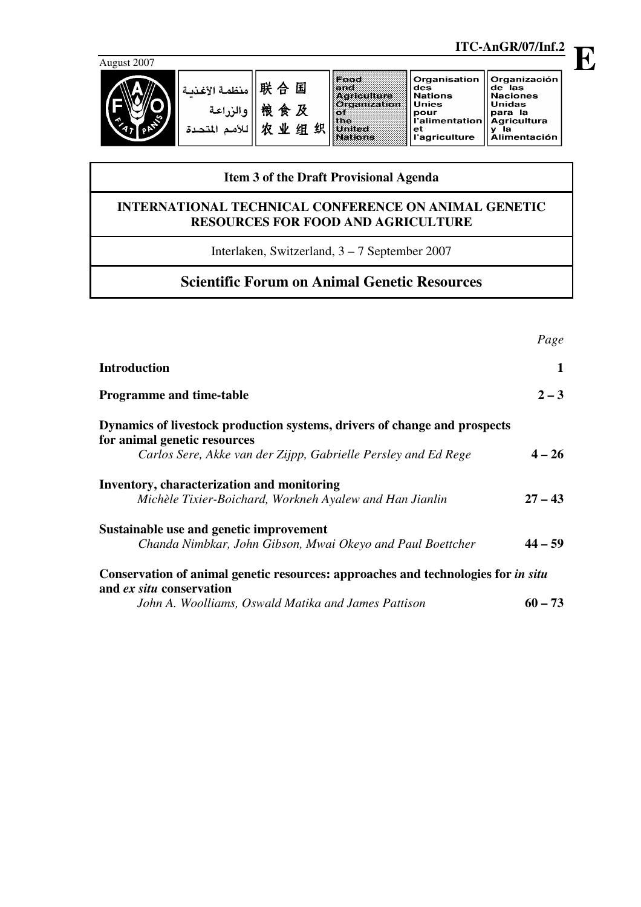ITC-AnGR/07/Inf.2

**E**

August 2007

منظمة الأغذية والزراعة للأمم المتحدة | 联合国粮食及农业组织 | Food and Agriculture Organization of the United Nations | Organisation des Nations Unies pour l'alimentation et l'agriculture | Organización de las Naciones Unidas para la Agricultura y la Alimentación

**Item 3 of the Draft Provisional Agenda**

**INTERNATIONAL TECHNICAL CONFERENCE ON ANIMAL GENETIC RESOURCES FOR FOOD AND AGRICULTURE**

Interlaken, Switzerland, 3 – 7 September 2007

# Scientific Forum on Animal Genetic Resources

| | *Page* |
|---|---|
| **Introduction** | **1** |
| **Programme and time-table** | **2 – 3** |
| **Dynamics of livestock production systems, drivers of change and prospects for animal genetic resources**<br>*Carlos Sere, Akke van der Zijpp, Gabrielle Persley and Ed Rege* | **4 – 26** |
| **Inventory, characterization and monitoring**<br>*Michèle Tixier-Boichard, Workneh Ayalew and Han Jianlin* | **27 – 43** |
| **Sustainable use and genetic improvement**<br>*Chanda Nimbkar, John Gibson, Mwai Okeyo and Paul Boettcher* | **44 – 59** |
| **Conservation of animal genetic resources: approaches and technologies for *in situ* and *ex situ* conservation**<br>*John A. Woolliams, Oswald Matika and James Pattison* | **60 – 73** |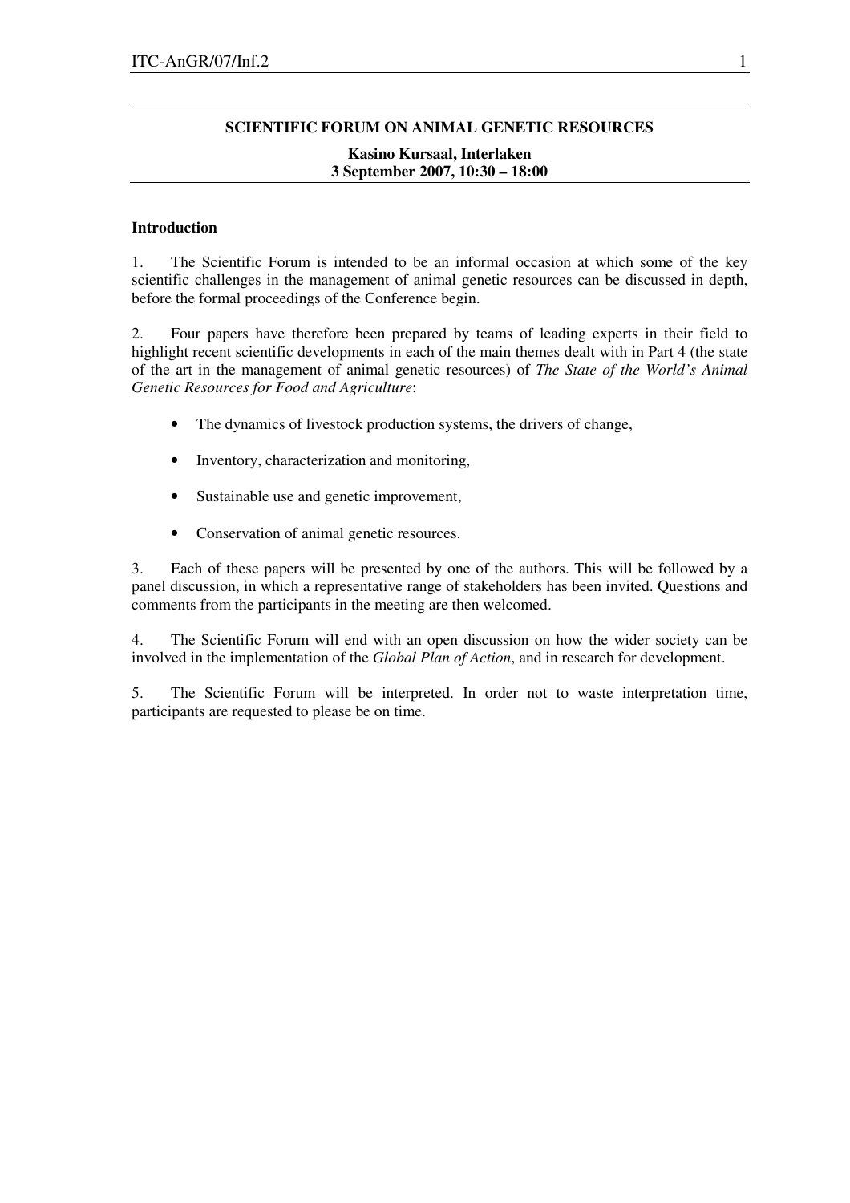**SCIENTIFIC FORUM ON ANIMAL GENETIC RESOURCES**

**Kasino Kursaal, Interlaken**
**3 September 2007, 10:30 – 18:00**

### Introduction

1. The Scientific Forum is intended to be an informal occasion at which some of the key scientific challenges in the management of animal genetic resources can be discussed in depth, before the formal proceedings of the Conference begin.

2. Four papers have therefore been prepared by teams of leading experts in their field to highlight recent scientific developments in each of the main themes dealt with in Part 4 (the state of the art in the management of animal genetic resources) of *The State of the World's Animal Genetic Resources for Food and Agriculture*:

- The dynamics of livestock production systems, the drivers of change,
- Inventory, characterization and monitoring,
- Sustainable use and genetic improvement,
- Conservation of animal genetic resources.

3. Each of these papers will be presented by one of the authors. This will be followed by a panel discussion, in which a representative range of stakeholders has been invited. Questions and comments from the participants in the meeting are then welcomed.

4. The Scientific Forum will end with an open discussion on how the wider society can be involved in the implementation of the *Global Plan of Action*, and in research for development.

5. The Scientific Forum will be interpreted. In order not to waste interpretation time, participants are requested to please be on time.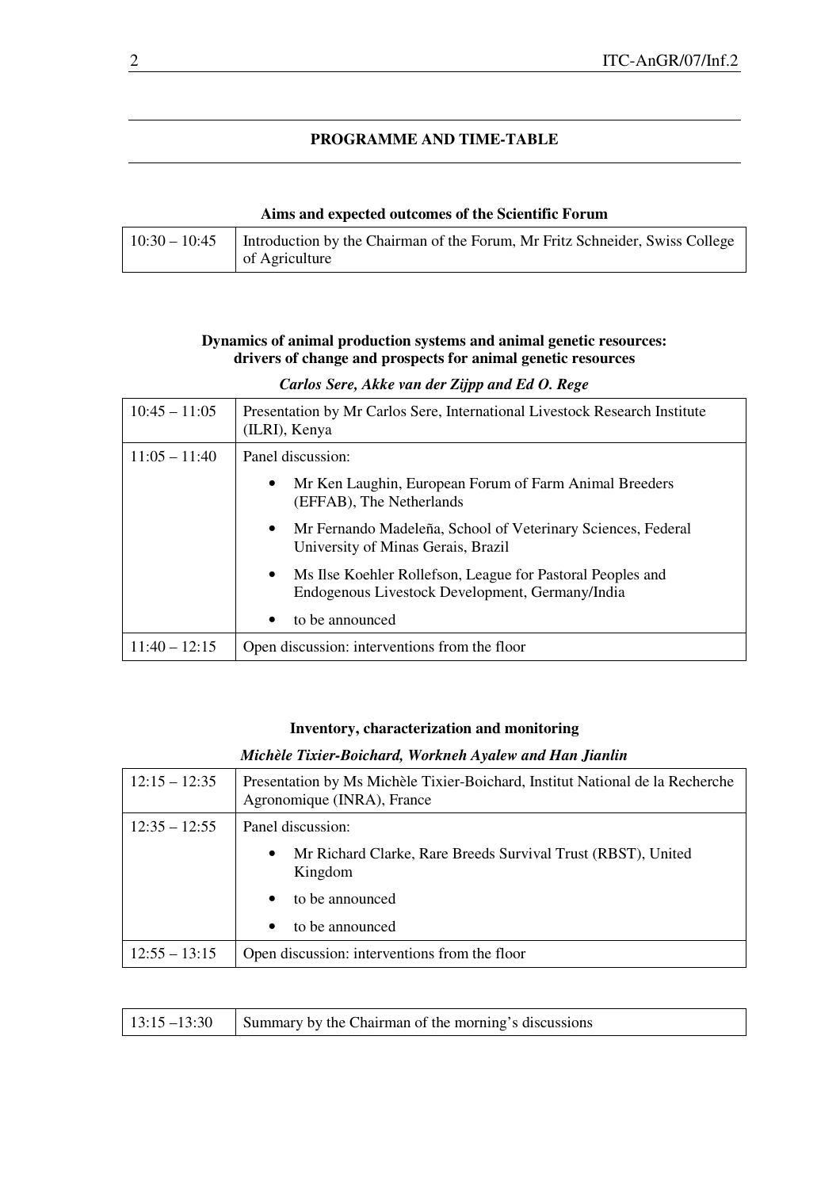## PROGRAMME AND TIME-TABLE

### Aims and expected outcomes of the Scientific Forum

| | |
|---|---|
| 10:30 – 10:45 | Introduction by the Chairman of the Forum, Mr Fritz Schneider, Swiss College of Agriculture |

### Dynamics of animal production systems and animal genetic resources: drivers of change and prospects for animal genetic resources

***Carlos Sere, Akke van der Zijpp and Ed O. Rege***

| | |
|---|---|
| 10:45 – 11:05 | Presentation by Mr Carlos Sere, International Livestock Research Institute (ILRI), Kenya |
| 11:05 – 11:40 | Panel discussion:<br>• Mr Ken Laughin, European Forum of Farm Animal Breeders (EFFAB), The Netherlands<br>• Mr Fernando Madeleña, School of Veterinary Sciences, Federal University of Minas Gerais, Brazil<br>• Ms Ilse Koehler Rollefson, League for Pastoral Peoples and Endogenous Livestock Development, Germany/India<br>• to be announced |
| 11:40 – 12:15 | Open discussion: interventions from the floor |

### Inventory, characterization and monitoring

***Michèle Tixier-Boichard, Workneh Ayalew and Han Jianlin***

| | |
|---|---|
| 12:15 – 12:35 | Presentation by Ms Michèle Tixier-Boichard, Institut National de la Recherche Agronomique (INRA), France |
| 12:35 – 12:55 | Panel discussion:<br>• Mr Richard Clarke, Rare Breeds Survival Trust (RBST), United Kingdom<br>• to be announced<br>• to be announced |
| 12:55 – 13:15 | Open discussion: interventions from the floor |

| | |
|---|---|
| 13:15 –13:30 | Summary by the Chairman of the morning's discussions |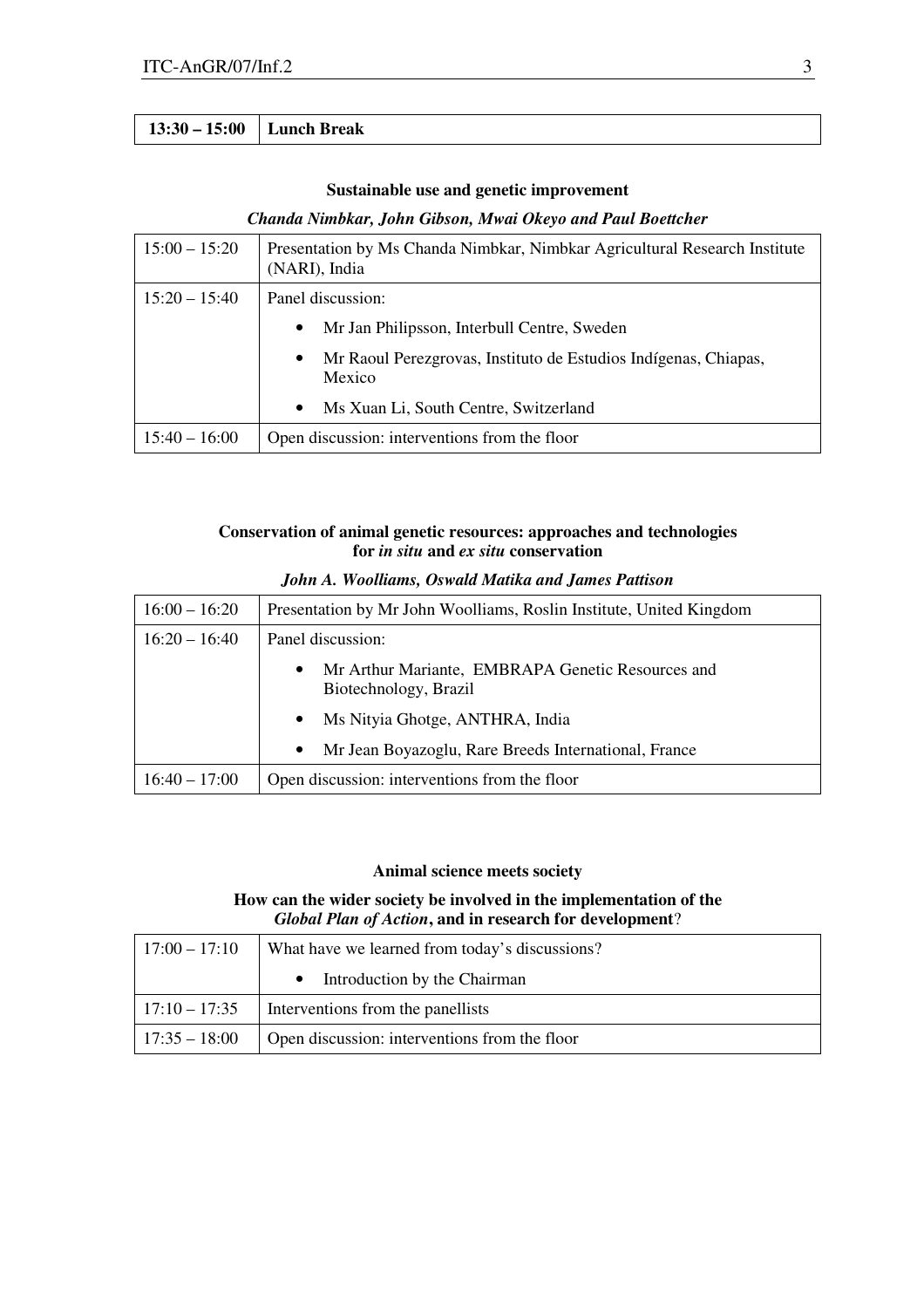| 13:30 – 15:00 | Lunch Break |
|---|---|

**Sustainable use and genetic improvement**

***Chanda Nimbkar, John Gibson, Mwai Okeyo and Paul Boettcher***

| | |
|---|---|
| 15:00 – 15:20 | Presentation by Ms Chanda Nimbkar, Nimbkar Agricultural Research Institute (NARI), India |
| 15:20 – 15:40 | Panel discussion:<br>• Mr Jan Philipsson, Interbull Centre, Sweden<br>• Mr Raoul Perezgrovas, Instituto de Estudios Indígenas, Chiapas, Mexico<br>• Ms Xuan Li, South Centre, Switzerland |
| 15:40 – 16:00 | Open discussion: interventions from the floor |

**Conservation of animal genetic resources: approaches and technologies for *in situ* and *ex situ* conservation**

***John A. Woolliams, Oswald Matika and James Pattison***

| | |
|---|---|
| 16:00 – 16:20 | Presentation by Mr John Woolliams, Roslin Institute, United Kingdom |
| 16:20 – 16:40 | Panel discussion:<br>• Mr Arthur Mariante, EMBRAPA Genetic Resources and Biotechnology, Brazil<br>• Ms Nityia Ghotge, ANTHRA, India<br>• Mr Jean Boyazoglu, Rare Breeds International, France |
| 16:40 – 17:00 | Open discussion: interventions from the floor |

**Animal science meets society**

**How can the wider society be involved in the implementation of the *Global Plan of Action*, and in research for development**?

| | |
|---|---|
| 17:00 – 17:10 | What have we learned from today's discussions?<br>• Introduction by the Chairman |
| 17:10 – 17:35 | Interventions from the panellists |
| 17:35 – 18:00 | Open discussion: interventions from the floor |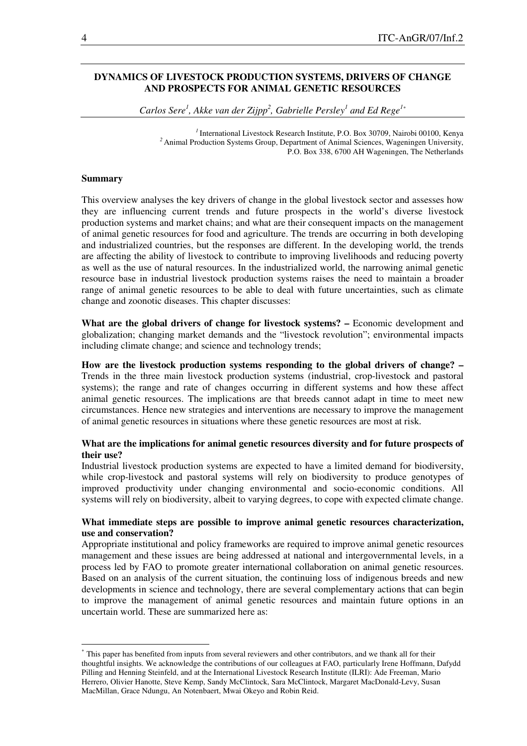## DYNAMICS OF LIVESTOCK PRODUCTION SYSTEMS, DRIVERS OF CHANGE AND PROSPECTS FOR ANIMAL GENETIC RESOURCES

*Carlos Sere[1], Akke van der Zijpp[2], Gabrielle Persley[1] and Ed Rege[1*]*

[1] International Livestock Research Institute, P.O. Box 30709, Nairobi 00100, Kenya
[2] Animal Production Systems Group, Department of Animal Sciences, Wageningen University, P.O. Box 338, 6700 AH Wageningen, The Netherlands

### Summary

This overview analyses the key drivers of change in the global livestock sector and assesses how they are influencing current trends and future prospects in the world's diverse livestock production systems and market chains; and what are their consequent impacts on the management of animal genetic resources for food and agriculture. The trends are occurring in both developing and industrialized countries, but the responses are different. In the developing world, the trends are affecting the ability of livestock to contribute to improving livelihoods and reducing poverty as well as the use of natural resources. In the industrialized world, the narrowing animal genetic resource base in industrial livestock production systems raises the need to maintain a broader range of animal genetic resources to be able to deal with future uncertainties, such as climate change and zoonotic diseases. This chapter discusses:

**What are the global drivers of change for livestock systems? –** Economic development and globalization; changing market demands and the "livestock revolution"; environmental impacts including climate change; and science and technology trends;

**How are the livestock production systems responding to the global drivers of change? –** Trends in the three main livestock production systems (industrial, crop-livestock and pastoral systems); the range and rate of changes occurring in different systems and how these affect animal genetic resources. The implications are that breeds cannot adapt in time to meet new circumstances. Hence new strategies and interventions are necessary to improve the management of animal genetic resources in situations where these genetic resources are most at risk.

**What are the implications for animal genetic resources diversity and for future prospects of their use?**

Industrial livestock production systems are expected to have a limited demand for biodiversity, while crop-livestock and pastoral systems will rely on biodiversity to produce genotypes of improved productivity under changing environmental and socio-economic conditions. All systems will rely on biodiversity, albeit to varying degrees, to cope with expected climate change.

**What immediate steps are possible to improve animal genetic resources characterization, use and conservation?**

Appropriate institutional and policy frameworks are required to improve animal genetic resources management and these issues are being addressed at national and intergovernmental levels, in a process led by FAO to promote greater international collaboration on animal genetic resources. Based on an analysis of the current situation, the continuing loss of indigenous breeds and new developments in science and technology, there are several complementary actions that can begin to improve the management of animal genetic resources and maintain future options in an uncertain world. These are summarized here as:

---

[*] This paper has benefited from inputs from several reviewers and other contributors, and we thank all for their thoughtful insights. We acknowledge the contributions of our colleagues at FAO, particularly Irene Hoffmann, Dafydd Pilling and Henning Steinfeld, and at the International Livestock Research Institute (ILRI): Ade Freeman, Mario Herrero, Olivier Hanotte, Steve Kemp, Sandy McClintock, Sara McClintock, Margaret MacDonald-Levy, Susan MacMillan, Grace Ndungu, An Notenbaert, Mwai Okeyo and Robin Reid.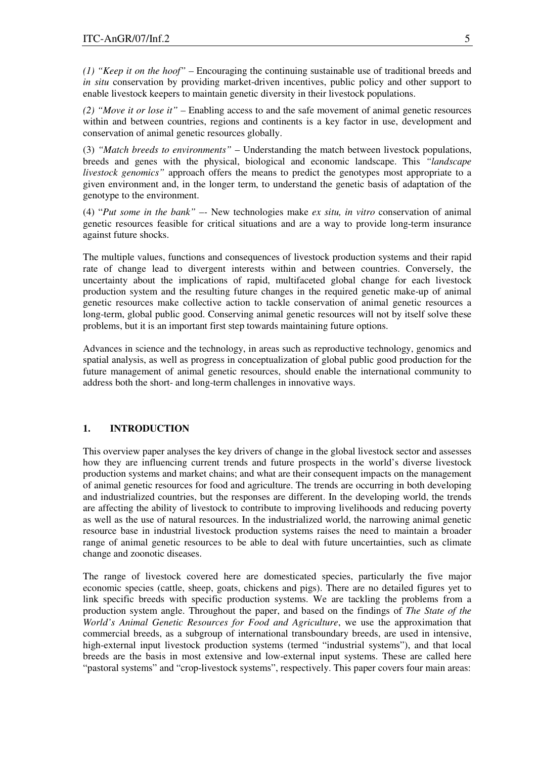*(1) "Keep it on the hoof"* – Encouraging the continuing sustainable use of traditional breeds and *in situ* conservation by providing market-driven incentives, public policy and other support to enable livestock keepers to maintain genetic diversity in their livestock populations.

*(2) "Move it or lose it"* – Enabling access to and the safe movement of animal genetic resources within and between countries, regions and continents is a key factor in use, development and conservation of animal genetic resources globally.

(3) *"Match breeds to environments"* – Understanding the match between livestock populations, breeds and genes with the physical, biological and economic landscape. This *"landscape livestock genomics"* approach offers the means to predict the genotypes most appropriate to a given environment and, in the longer term, to understand the genetic basis of adaptation of the genotype to the environment.

(4) "*Put some in the bank"* –- New technologies make *ex situ, in vitro* conservation of animal genetic resources feasible for critical situations and are a way to provide long-term insurance against future shocks.

The multiple values, functions and consequences of livestock production systems and their rapid rate of change lead to divergent interests within and between countries. Conversely, the uncertainty about the implications of rapid, multifaceted global change for each livestock production system and the resulting future changes in the required genetic make-up of animal genetic resources make collective action to tackle conservation of animal genetic resources a long-term, global public good. Conserving animal genetic resources will not by itself solve these problems, but it is an important first step towards maintaining future options.

Advances in science and the technology, in areas such as reproductive technology, genomics and spatial analysis, as well as progress in conceptualization of global public good production for the future management of animal genetic resources, should enable the international community to address both the short- and long-term challenges in innovative ways.

## 1. INTRODUCTION

This overview paper analyses the key drivers of change in the global livestock sector and assesses how they are influencing current trends and future prospects in the world's diverse livestock production systems and market chains; and what are their consequent impacts on the management of animal genetic resources for food and agriculture. The trends are occurring in both developing and industrialized countries, but the responses are different. In the developing world, the trends are affecting the ability of livestock to contribute to improving livelihoods and reducing poverty as well as the use of natural resources. In the industrialized world, the narrowing animal genetic resource base in industrial livestock production systems raises the need to maintain a broader range of animal genetic resources to be able to deal with future uncertainties, such as climate change and zoonotic diseases.

The range of livestock covered here are domesticated species, particularly the five major economic species (cattle, sheep, goats, chickens and pigs). There are no detailed figures yet to link specific breeds with specific production systems. We are tackling the problems from a production system angle. Throughout the paper, and based on the findings of *The State of the World's Animal Genetic Resources for Food and Agriculture*, we use the approximation that commercial breeds, as a subgroup of international transboundary breeds, are used in intensive, high-external input livestock production systems (termed "industrial systems"), and that local breeds are the basis in most extensive and low-external input systems. These are called here "pastoral systems" and "crop-livestock systems", respectively. This paper covers four main areas: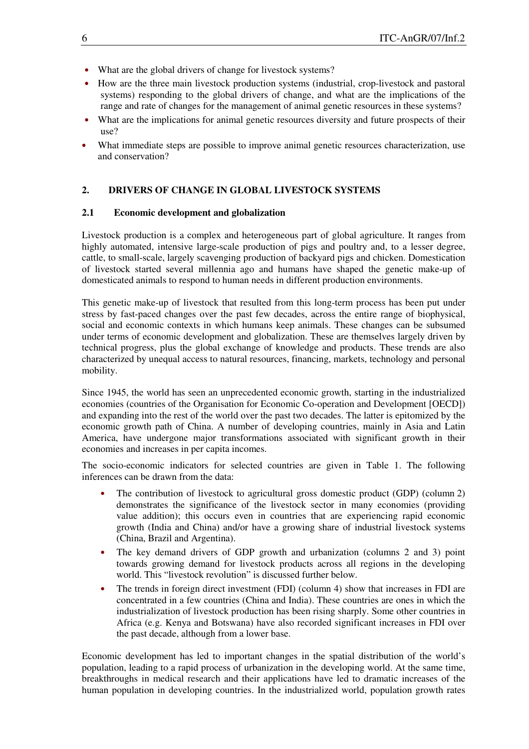- What are the global drivers of change for livestock systems?
- How are the three main livestock production systems (industrial, crop-livestock and pastoral systems) responding to the global drivers of change, and what are the implications of the range and rate of changes for the management of animal genetic resources in these systems?
- What are the implications for animal genetic resources diversity and future prospects of their use?
- What immediate steps are possible to improve animal genetic resources characterization, use and conservation?

## 2. DRIVERS OF CHANGE IN GLOBAL LIVESTOCK SYSTEMS

### 2.1 Economic development and globalization

Livestock production is a complex and heterogeneous part of global agriculture. It ranges from highly automated, intensive large-scale production of pigs and poultry and, to a lesser degree, cattle, to small-scale, largely scavenging production of backyard pigs and chicken. Domestication of livestock started several millennia ago and humans have shaped the genetic make-up of domesticated animals to respond to human needs in different production environments.

This genetic make-up of livestock that resulted from this long-term process has been put under stress by fast-paced changes over the past few decades, across the entire range of biophysical, social and economic contexts in which humans keep animals. These changes can be subsumed under terms of economic development and globalization. These are themselves largely driven by technical progress, plus the global exchange of knowledge and products. These trends are also characterized by unequal access to natural resources, financing, markets, technology and personal mobility.

Since 1945, the world has seen an unprecedented economic growth, starting in the industrialized economies (countries of the Organisation for Economic Co-operation and Development [OECD]) and expanding into the rest of the world over the past two decades. The latter is epitomized by the economic growth path of China. A number of developing countries, mainly in Asia and Latin America, have undergone major transformations associated with significant growth in their economies and increases in per capita incomes.

The socio-economic indicators for selected countries are given in Table 1. The following inferences can be drawn from the data:

- The contribution of livestock to agricultural gross domestic product (GDP) (column 2) demonstrates the significance of the livestock sector in many economies (providing value addition); this occurs even in countries that are experiencing rapid economic growth (India and China) and/or have a growing share of industrial livestock systems (China, Brazil and Argentina).
- The key demand drivers of GDP growth and urbanization (columns 2 and 3) point towards growing demand for livestock products across all regions in the developing world. This "livestock revolution" is discussed further below.
- The trends in foreign direct investment (FDI) (column 4) show that increases in FDI are concentrated in a few countries (China and India). These countries are ones in which the industrialization of livestock production has been rising sharply. Some other countries in Africa (e.g. Kenya and Botswana) have also recorded significant increases in FDI over the past decade, although from a lower base.

Economic development has led to important changes in the spatial distribution of the world's population, leading to a rapid process of urbanization in the developing world. At the same time, breakthroughs in medical research and their applications have led to dramatic increases of the human population in developing countries. In the industrialized world, population growth rates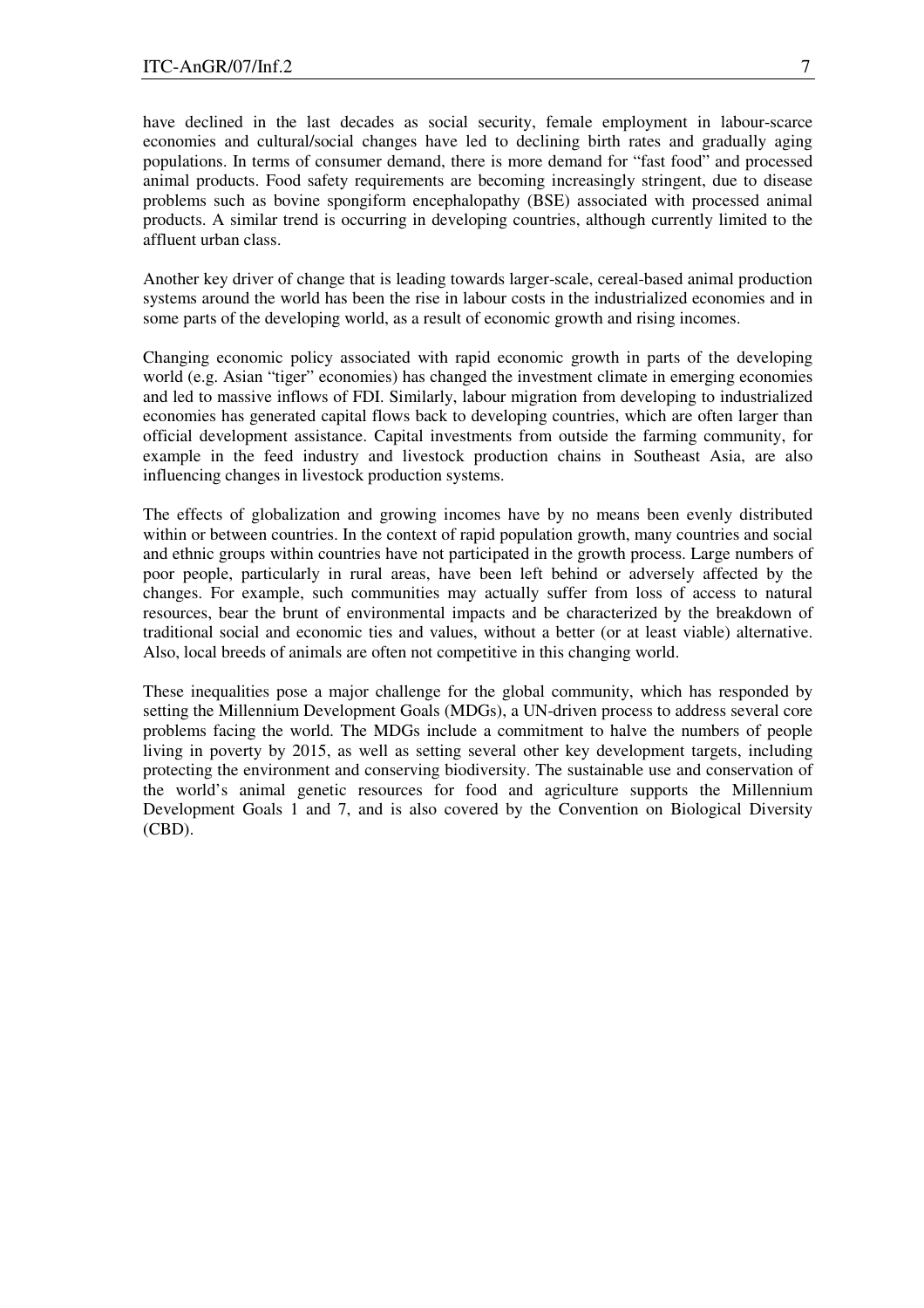have declined in the last decades as social security, female employment in labour-scarce economies and cultural/social changes have led to declining birth rates and gradually aging populations. In terms of consumer demand, there is more demand for "fast food" and processed animal products. Food safety requirements are becoming increasingly stringent, due to disease problems such as bovine spongiform encephalopathy (BSE) associated with processed animal products. A similar trend is occurring in developing countries, although currently limited to the affluent urban class.

Another key driver of change that is leading towards larger-scale, cereal-based animal production systems around the world has been the rise in labour costs in the industrialized economies and in some parts of the developing world, as a result of economic growth and rising incomes.

Changing economic policy associated with rapid economic growth in parts of the developing world (e.g. Asian "tiger" economies) has changed the investment climate in emerging economies and led to massive inflows of FDI. Similarly, labour migration from developing to industrialized economies has generated capital flows back to developing countries, which are often larger than official development assistance. Capital investments from outside the farming community, for example in the feed industry and livestock production chains in Southeast Asia, are also influencing changes in livestock production systems.

The effects of globalization and growing incomes have by no means been evenly distributed within or between countries. In the context of rapid population growth, many countries and social and ethnic groups within countries have not participated in the growth process. Large numbers of poor people, particularly in rural areas, have been left behind or adversely affected by the changes. For example, such communities may actually suffer from loss of access to natural resources, bear the brunt of environmental impacts and be characterized by the breakdown of traditional social and economic ties and values, without a better (or at least viable) alternative. Also, local breeds of animals are often not competitive in this changing world.

These inequalities pose a major challenge for the global community, which has responded by setting the Millennium Development Goals (MDGs), a UN-driven process to address several core problems facing the world. The MDGs include a commitment to halve the numbers of people living in poverty by 2015, as well as setting several other key development targets, including protecting the environment and conserving biodiversity. The sustainable use and conservation of the world's animal genetic resources for food and agriculture supports the Millennium Development Goals 1 and 7, and is also covered by the Convention on Biological Diversity (CBD).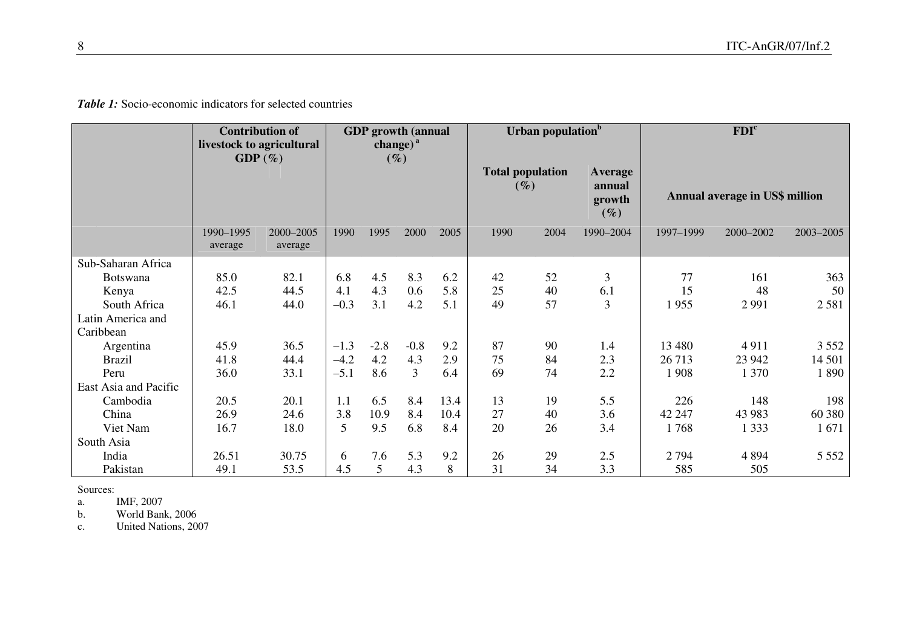***Table 1:*** Socio-economic indicators for selected countries

| | Contribution of livestock to agricultural GDP (%) | | GDP growth (annual change)[a] (%) | | | | Urban population[b] | | | FDI[c] | | |
|---|---|---|---|---|---|---|---|---|---|---|---|---|
| | | | | | | | Total population (%) | | Average annual growth (%) | Annual average in US$ million | | |
| | 1990–1995 average | 2000–2005 average | 1990 | 1995 | 2000 | 2005 | 1990 | 2004 | 1990–2004 | 1997–1999 | 2000–2002 | 2003–2005 |
| Sub-Saharan Africa | | | | | | | | | | | | |
| Botswana | 85.0 | 82.1 | 6.8 | 4.5 | 8.3 | 6.2 | 42 | 52 | 3 | 77 | 161 | 363 |
| Kenya | 42.5 | 44.5 | 4.1 | 4.3 | 0.6 | 5.8 | 25 | 40 | 6.1 | 15 | 48 | 50 |
| South Africa | 46.1 | 44.0 | –0.3 | 3.1 | 4.2 | 5.1 | 49 | 57 | 3 | 1 955 | 2 991 | 2 581 |
| Latin America and Caribbean | | | | | | | | | | | | |
| Argentina | 45.9 | 36.5 | –1.3 | -2.8 | -0.8 | 9.2 | 87 | 90 | 1.4 | 13 480 | 4 911 | 3 552 |
| Brazil | 41.8 | 44.4 | –4.2 | 4.2 | 4.3 | 2.9 | 75 | 84 | 2.3 | 26 713 | 23 942 | 14 501 |
| Peru | 36.0 | 33.1 | –5.1 | 8.6 | 3 | 6.4 | 69 | 74 | 2.2 | 1 908 | 1 370 | 1 890 |
| East Asia and Pacific | | | | | | | | | | | | |
| Cambodia | 20.5 | 20.1 | 1.1 | 6.5 | 8.4 | 13.4 | 13 | 19 | 5.5 | 226 | 148 | 198 |
| China | 26.9 | 24.6 | 3.8 | 10.9 | 8.4 | 10.4 | 27 | 40 | 3.6 | 42 247 | 43 983 | 60 380 |
| Viet Nam | 16.7 | 18.0 | 5 | 9.5 | 6.8 | 8.4 | 20 | 26 | 3.4 | 1 768 | 1 333 | 1 671 |
| South Asia | | | | | | | | | | | | |
| India | 26.51 | 30.75 | 6 | 7.6 | 5.3 | 9.2 | 26 | 29 | 2.5 | 2 794 | 4 894 | 5 552 |
| Pakistan | 49.1 | 53.5 | 4.5 | 5 | 4.3 | 8 | 31 | 34 | 3.3 | 585 | 505 | |

Sources:

a. IMF, 2007

b. World Bank, 2006

c. United Nations, 2007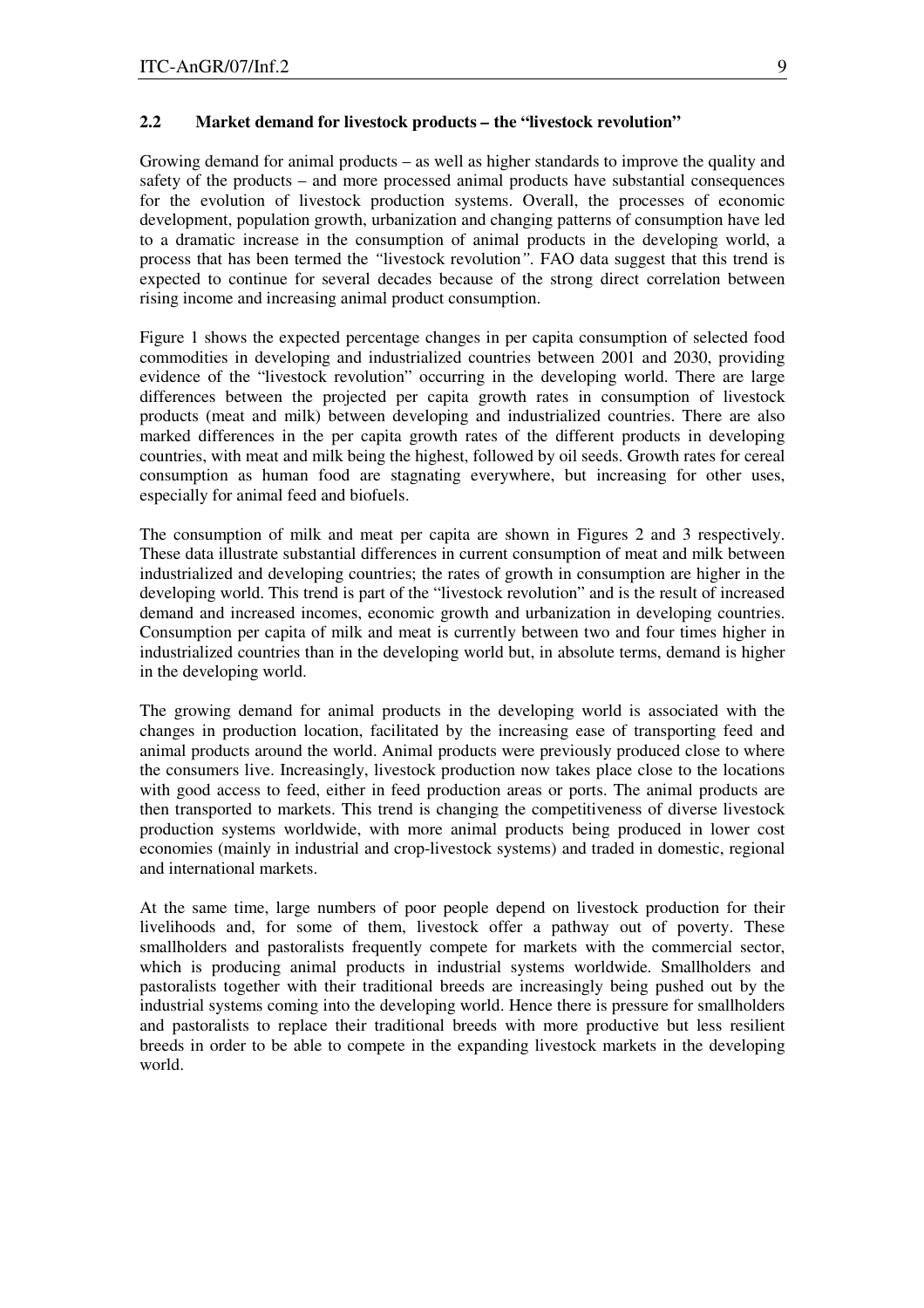## 2.2 Market demand for livestock products – the "livestock revolution"

Growing demand for animal products – as well as higher standards to improve the quality and safety of the products – and more processed animal products have substantial consequences for the evolution of livestock production systems. Overall, the processes of economic development, population growth, urbanization and changing patterns of consumption have led to a dramatic increase in the consumption of animal products in the developing world, a process that has been termed the *"*livestock revolution*"*. FAO data suggest that this trend is expected to continue for several decades because of the strong direct correlation between rising income and increasing animal product consumption.

Figure 1 shows the expected percentage changes in per capita consumption of selected food commodities in developing and industrialized countries between 2001 and 2030, providing evidence of the "livestock revolution" occurring in the developing world. There are large differences between the projected per capita growth rates in consumption of livestock products (meat and milk) between developing and industrialized countries. There are also marked differences in the per capita growth rates of the different products in developing countries, with meat and milk being the highest, followed by oil seeds. Growth rates for cereal consumption as human food are stagnating everywhere, but increasing for other uses, especially for animal feed and biofuels.

The consumption of milk and meat per capita are shown in Figures 2 and 3 respectively. These data illustrate substantial differences in current consumption of meat and milk between industrialized and developing countries; the rates of growth in consumption are higher in the developing world. This trend is part of the "livestock revolution" and is the result of increased demand and increased incomes, economic growth and urbanization in developing countries. Consumption per capita of milk and meat is currently between two and four times higher in industrialized countries than in the developing world but, in absolute terms, demand is higher in the developing world.

The growing demand for animal products in the developing world is associated with the changes in production location, facilitated by the increasing ease of transporting feed and animal products around the world. Animal products were previously produced close to where the consumers live. Increasingly, livestock production now takes place close to the locations with good access to feed, either in feed production areas or ports. The animal products are then transported to markets. This trend is changing the competitiveness of diverse livestock production systems worldwide, with more animal products being produced in lower cost economies (mainly in industrial and crop-livestock systems) and traded in domestic, regional and international markets.

At the same time, large numbers of poor people depend on livestock production for their livelihoods and, for some of them, livestock offer a pathway out of poverty. These smallholders and pastoralists frequently compete for markets with the commercial sector, which is producing animal products in industrial systems worldwide. Smallholders and pastoralists together with their traditional breeds are increasingly being pushed out by the industrial systems coming into the developing world. Hence there is pressure for smallholders and pastoralists to replace their traditional breeds with more productive but less resilient breeds in order to be able to compete in the expanding livestock markets in the developing world.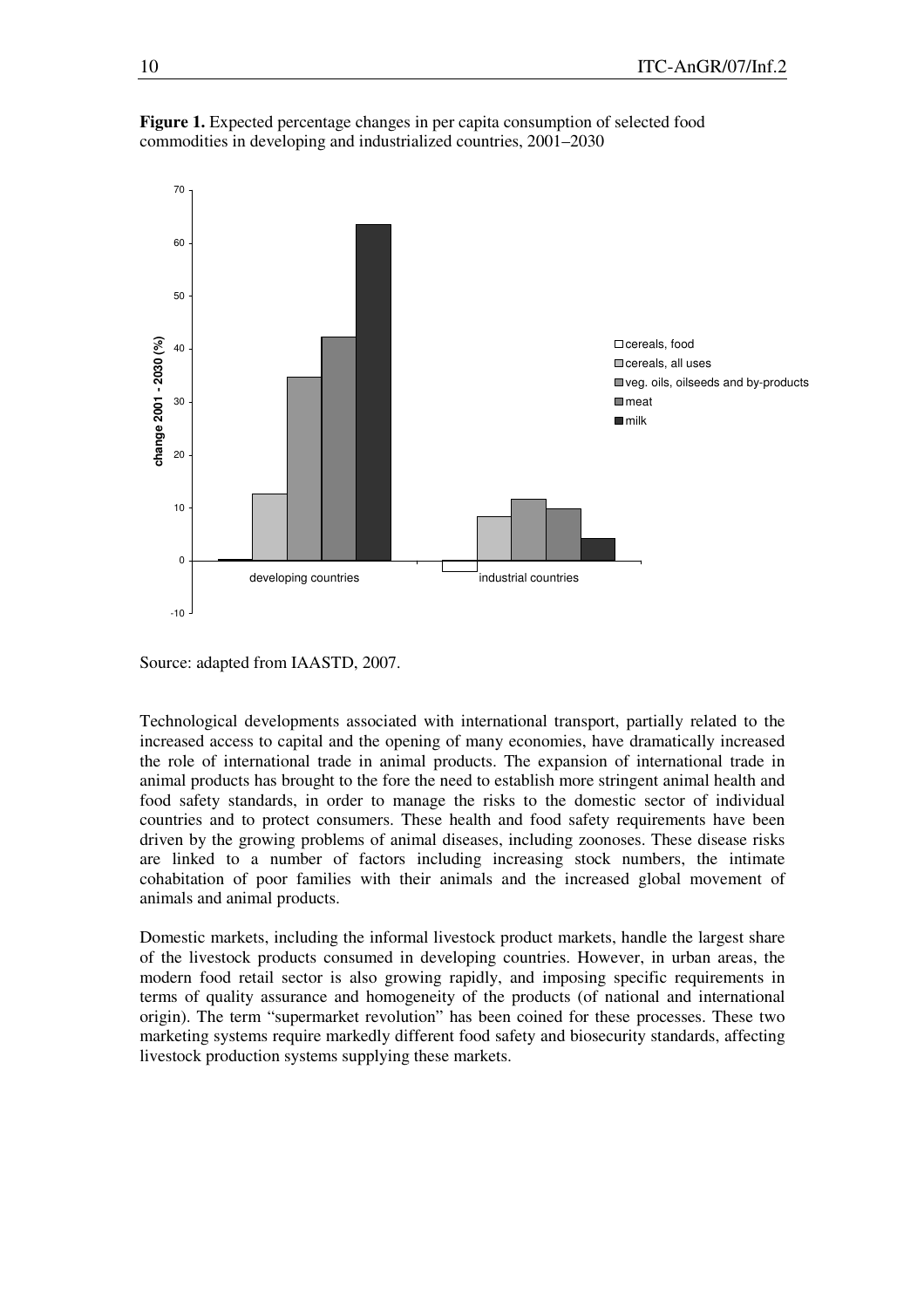**Figure 1.** Expected percentage changes in per capita consumption of selected food commodities in developing and industrialized countries, 2001–2030

Source: adapted from IAASTD, 2007.

Technological developments associated with international transport, partially related to the increased access to capital and the opening of many economies, have dramatically increased the role of international trade in animal products. The expansion of international trade in animal products has brought to the fore the need to establish more stringent animal health and food safety standards, in order to manage the risks to the domestic sector of individual countries and to protect consumers. These health and food safety requirements have been driven by the growing problems of animal diseases, including zoonoses. These disease risks are linked to a number of factors including increasing stock numbers, the intimate cohabitation of poor families with their animals and the increased global movement of animals and animal products.

Domestic markets, including the informal livestock product markets, handle the largest share of the livestock products consumed in developing countries. However, in urban areas, the modern food retail sector is also growing rapidly, and imposing specific requirements in terms of quality assurance and homogeneity of the products (of national and international origin). The term "supermarket revolution" has been coined for these processes. These two marketing systems require markedly different food safety and biosecurity standards, affecting livestock production systems supplying these markets.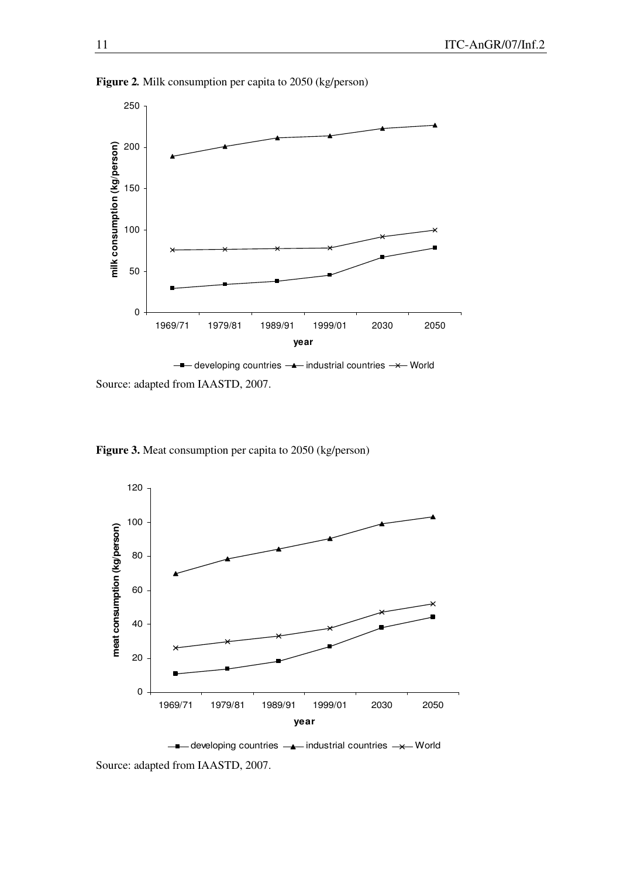**Figure 2.** Milk consumption per capita to 2050 (kg/person)

Source: adapted from IAASTD, 2007.

**Figure 3.** Meat consumption per capita to 2050 (kg/person)

Source: adapted from IAASTD, 2007.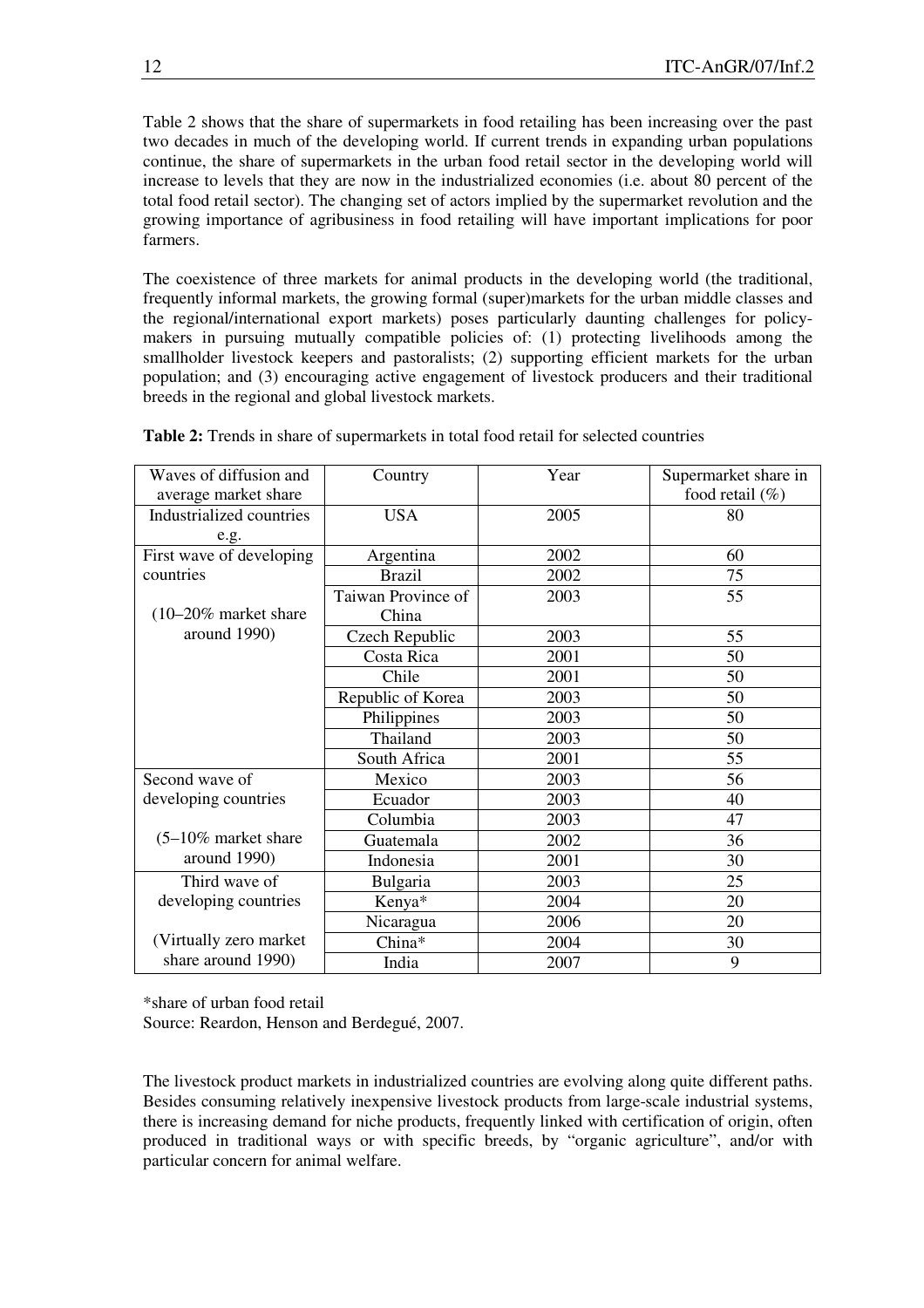Table 2 shows that the share of supermarkets in food retailing has been increasing over the past two decades in much of the developing world. If current trends in expanding urban populations continue, the share of supermarkets in the urban food retail sector in the developing world will increase to levels that they are now in the industrialized economies (i.e. about 80 percent of the total food retail sector). The changing set of actors implied by the supermarket revolution and the growing importance of agribusiness in food retailing will have important implications for poor farmers.

The coexistence of three markets for animal products in the developing world (the traditional, frequently informal markets, the growing formal (super)markets for the urban middle classes and the regional/international export markets) poses particularly daunting challenges for policy-makers in pursuing mutually compatible policies of: (1) protecting livelihoods among the smallholder livestock keepers and pastoralists; (2) supporting efficient markets for the urban population; and (3) encouraging active engagement of livestock producers and their traditional breeds in the regional and global livestock markets.

**Table 2:** Trends in share of supermarkets in total food retail for selected countries

| Waves of diffusion and average market share | Country | Year | Supermarket share in food retail (%) |
|---|---|---|---|
| Industrialized countries e.g. | USA | 2005 | 80 |
| First wave of developing countries (10–20% market share around 1990) | Argentina | 2002 | 60 |
| | Brazil | 2002 | 75 |
| | Taiwan Province of China | 2003 | 55 |
| | Czech Republic | 2003 | 55 |
| | Costa Rica | 2001 | 50 |
| | Chile | 2001 | 50 |
| | Republic of Korea | 2003 | 50 |
| | Philippines | 2003 | 50 |
| | Thailand | 2003 | 50 |
| | South Africa | 2001 | 55 |
| Second wave of developing countries (5–10% market share around 1990) | Mexico | 2003 | 56 |
| | Ecuador | 2003 | 40 |
| | Columbia | 2003 | 47 |
| | Guatemala | 2002 | 36 |
| | Indonesia | 2001 | 30 |
| Third wave of developing countries (Virtually zero market share around 1990) | Bulgaria | 2003 | 25 |
| | Kenya* | 2004 | 20 |
| | Nicaragua | 2006 | 20 |
| | China* | 2004 | 30 |
| | India | 2007 | 9 |

*share of urban food retail
Source: Reardon, Henson and Berdegué, 2007.

The livestock product markets in industrialized countries are evolving along quite different paths. Besides consuming relatively inexpensive livestock products from large-scale industrial systems, there is increasing demand for niche products, frequently linked with certification of origin, often produced in traditional ways or with specific breeds, by "organic agriculture", and/or with particular concern for animal welfare.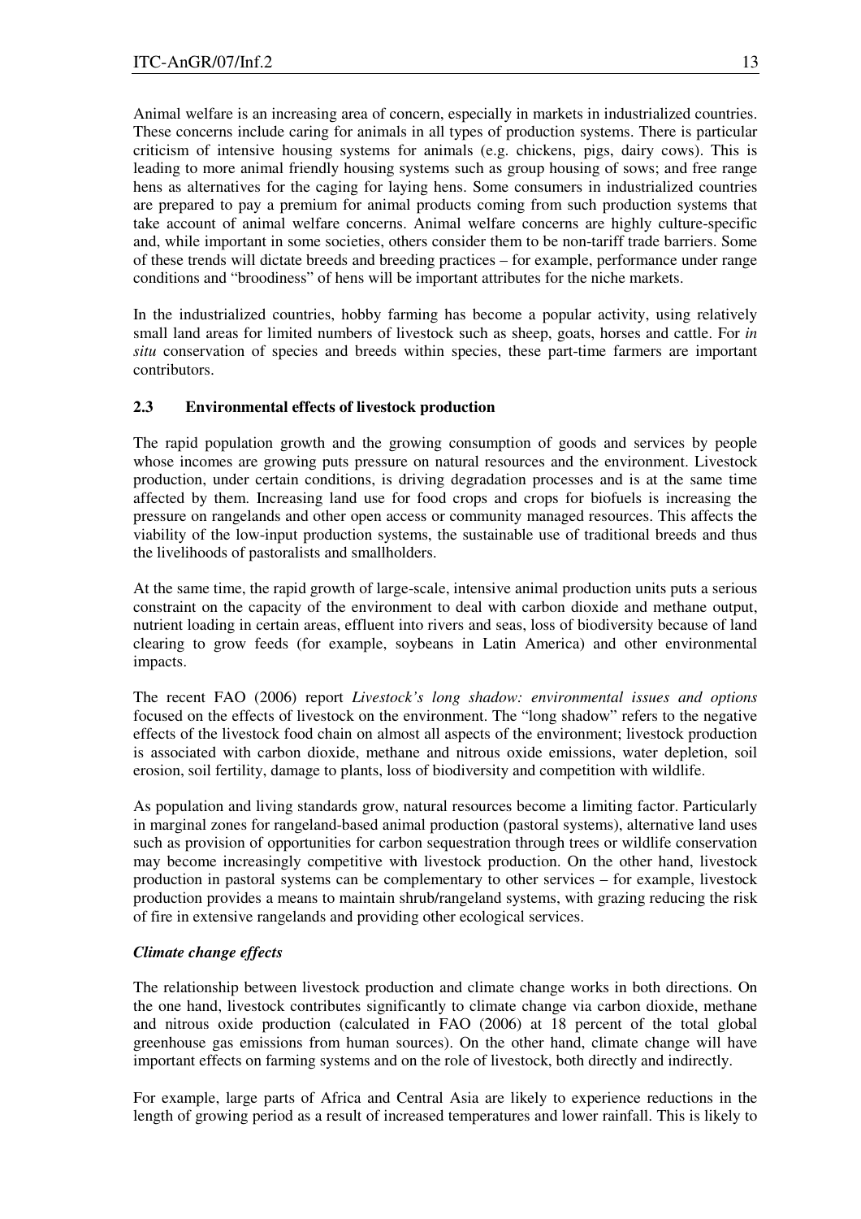Animal welfare is an increasing area of concern, especially in markets in industrialized countries. These concerns include caring for animals in all types of production systems. There is particular criticism of intensive housing systems for animals (e.g. chickens, pigs, dairy cows). This is leading to more animal friendly housing systems such as group housing of sows; and free range hens as alternatives for the caging for laying hens. Some consumers in industrialized countries are prepared to pay a premium for animal products coming from such production systems that take account of animal welfare concerns. Animal welfare concerns are highly culture-specific and, while important in some societies, others consider them to be non-tariff trade barriers. Some of these trends will dictate breeds and breeding practices – for example, performance under range conditions and "broodiness" of hens will be important attributes for the niche markets.

In the industrialized countries, hobby farming has become a popular activity, using relatively small land areas for limited numbers of livestock such as sheep, goats, horses and cattle. For *in situ* conservation of species and breeds within species, these part-time farmers are important contributors.

### 2.3 Environmental effects of livestock production

The rapid population growth and the growing consumption of goods and services by people whose incomes are growing puts pressure on natural resources and the environment. Livestock production, under certain conditions, is driving degradation processes and is at the same time affected by them. Increasing land use for food crops and crops for biofuels is increasing the pressure on rangelands and other open access or community managed resources. This affects the viability of the low-input production systems, the sustainable use of traditional breeds and thus the livelihoods of pastoralists and smallholders.

At the same time, the rapid growth of large-scale, intensive animal production units puts a serious constraint on the capacity of the environment to deal with carbon dioxide and methane output, nutrient loading in certain areas, effluent into rivers and seas, loss of biodiversity because of land clearing to grow feeds (for example, soybeans in Latin America) and other environmental impacts.

The recent FAO (2006) report *Livestock's long shadow: environmental issues and options* focused on the effects of livestock on the environment. The "long shadow" refers to the negative effects of the livestock food chain on almost all aspects of the environment; livestock production is associated with carbon dioxide, methane and nitrous oxide emissions, water depletion, soil erosion, soil fertility, damage to plants, loss of biodiversity and competition with wildlife.

As population and living standards grow, natural resources become a limiting factor. Particularly in marginal zones for rangeland-based animal production (pastoral systems), alternative land uses such as provision of opportunities for carbon sequestration through trees or wildlife conservation may become increasingly competitive with livestock production. On the other hand, livestock production in pastoral systems can be complementary to other services – for example, livestock production provides a means to maintain shrub/rangeland systems, with grazing reducing the risk of fire in extensive rangelands and providing other ecological services.

#### *Climate change effects*

The relationship between livestock production and climate change works in both directions. On the one hand, livestock contributes significantly to climate change via carbon dioxide, methane and nitrous oxide production (calculated in FAO (2006) at 18 percent of the total global greenhouse gas emissions from human sources). On the other hand, climate change will have important effects on farming systems and on the role of livestock, both directly and indirectly.

For example, large parts of Africa and Central Asia are likely to experience reductions in the length of growing period as a result of increased temperatures and lower rainfall. This is likely to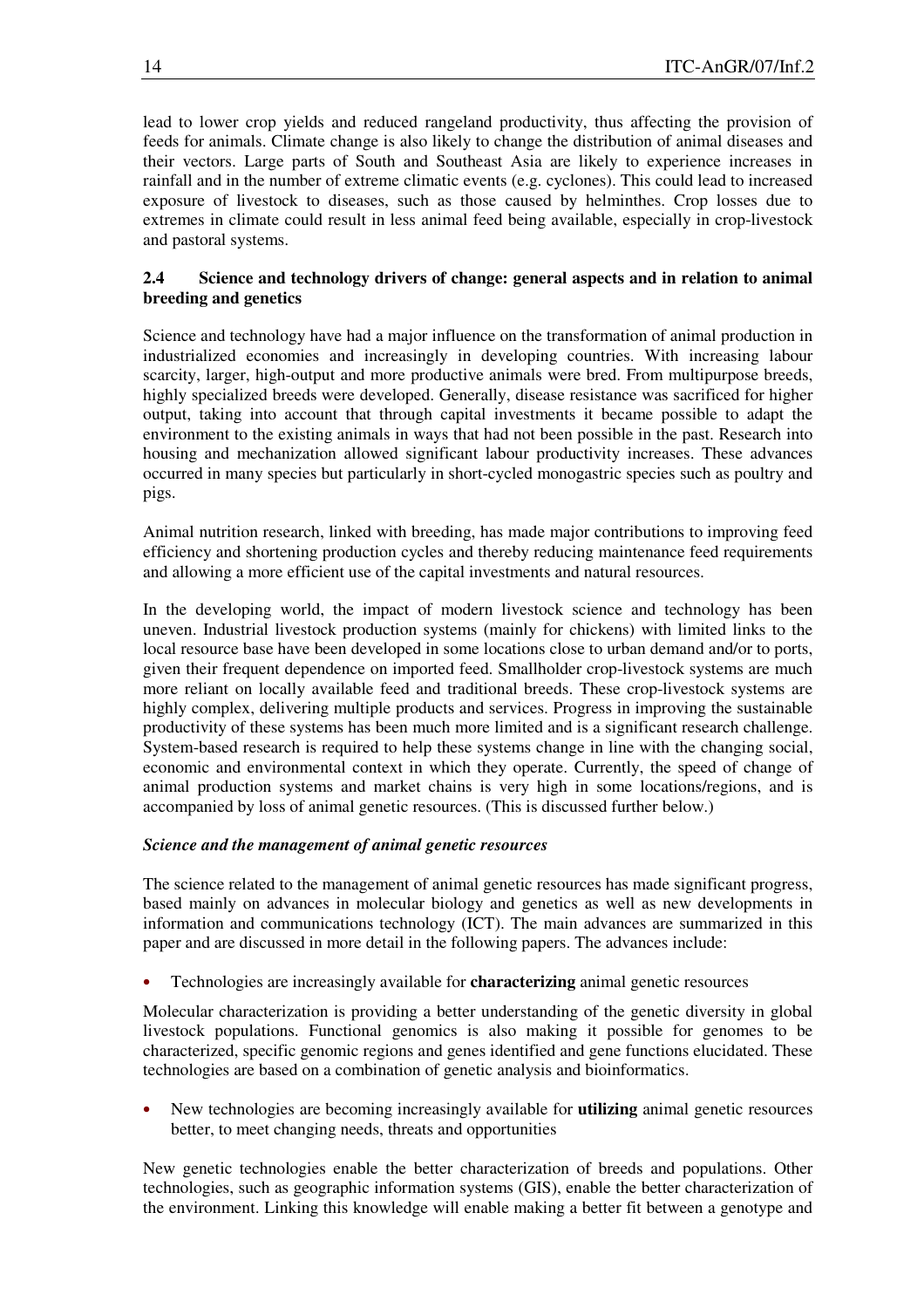lead to lower crop yields and reduced rangeland productivity, thus affecting the provision of feeds for animals. Climate change is also likely to change the distribution of animal diseases and their vectors. Large parts of South and Southeast Asia are likely to experience increases in rainfall and in the number of extreme climatic events (e.g. cyclones). This could lead to increased exposure of livestock to diseases, such as those caused by helminthes. Crop losses due to extremes in climate could result in less animal feed being available, especially in crop-livestock and pastoral systems.

### 2.4 Science and technology drivers of change: general aspects and in relation to animal breeding and genetics

Science and technology have had a major influence on the transformation of animal production in industrialized economies and increasingly in developing countries. With increasing labour scarcity, larger, high-output and more productive animals were bred. From multipurpose breeds, highly specialized breeds were developed. Generally, disease resistance was sacrificed for higher output, taking into account that through capital investments it became possible to adapt the environment to the existing animals in ways that had not been possible in the past. Research into housing and mechanization allowed significant labour productivity increases. These advances occurred in many species but particularly in short-cycled monogastric species such as poultry and pigs.

Animal nutrition research, linked with breeding, has made major contributions to improving feed efficiency and shortening production cycles and thereby reducing maintenance feed requirements and allowing a more efficient use of the capital investments and natural resources.

In the developing world, the impact of modern livestock science and technology has been uneven. Industrial livestock production systems (mainly for chickens) with limited links to the local resource base have been developed in some locations close to urban demand and/or to ports, given their frequent dependence on imported feed. Smallholder crop-livestock systems are much more reliant on locally available feed and traditional breeds. These crop-livestock systems are highly complex, delivering multiple products and services. Progress in improving the sustainable productivity of these systems has been much more limited and is a significant research challenge. System-based research is required to help these systems change in line with the changing social, economic and environmental context in which they operate. Currently, the speed of change of animal production systems and market chains is very high in some locations/regions, and is accompanied by loss of animal genetic resources. (This is discussed further below.)

***Science and the management of animal genetic resources***

The science related to the management of animal genetic resources has made significant progress, based mainly on advances in molecular biology and genetics as well as new developments in information and communications technology (ICT). The main advances are summarized in this paper and are discussed in more detail in the following papers. The advances include:

- Technologies are increasingly available for **characterizing** animal genetic resources

Molecular characterization is providing a better understanding of the genetic diversity in global livestock populations. Functional genomics is also making it possible for genomes to be characterized, specific genomic regions and genes identified and gene functions elucidated. These technologies are based on a combination of genetic analysis and bioinformatics.

- New technologies are becoming increasingly available for **utilizing** animal genetic resources better, to meet changing needs, threats and opportunities

New genetic technologies enable the better characterization of breeds and populations. Other technologies, such as geographic information systems (GIS), enable the better characterization of the environment. Linking this knowledge will enable making a better fit between a genotype and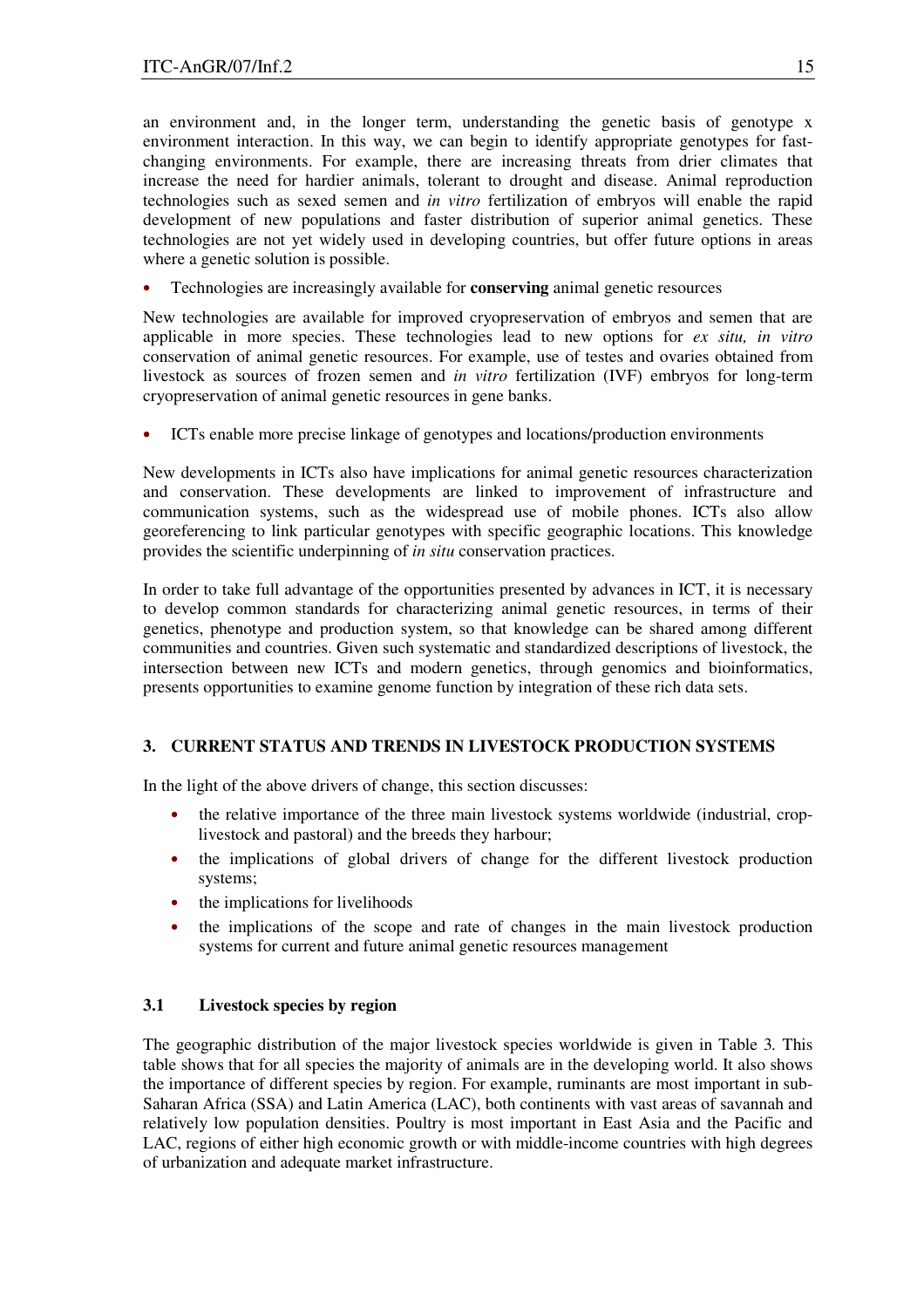an environment and, in the longer term, understanding the genetic basis of genotype x environment interaction. In this way, we can begin to identify appropriate genotypes for fast-changing environments. For example, there are increasing threats from drier climates that increase the need for hardier animals, tolerant to drought and disease. Animal reproduction technologies such as sexed semen and *in vitro* fertilization of embryos will enable the rapid development of new populations and faster distribution of superior animal genetics. These technologies are not yet widely used in developing countries, but offer future options in areas where a genetic solution is possible.

- Technologies are increasingly available for **conserving** animal genetic resources

New technologies are available for improved cryopreservation of embryos and semen that are applicable in more species. These technologies lead to new options for *ex situ, in vitro* conservation of animal genetic resources. For example, use of testes and ovaries obtained from livestock as sources of frozen semen and *in vitro* fertilization (IVF) embryos for long-term cryopreservation of animal genetic resources in gene banks.

- ICTs enable more precise linkage of genotypes and locations/production environments

New developments in ICTs also have implications for animal genetic resources characterization and conservation. These developments are linked to improvement of infrastructure and communication systems, such as the widespread use of mobile phones. ICTs also allow georeferencing to link particular genotypes with specific geographic locations. This knowledge provides the scientific underpinning of *in situ* conservation practices.

In order to take full advantage of the opportunities presented by advances in ICT, it is necessary to develop common standards for characterizing animal genetic resources, in terms of their genetics, phenotype and production system, so that knowledge can be shared among different communities and countries. Given such systematic and standardized descriptions of livestock, the intersection between new ICTs and modern genetics, through genomics and bioinformatics, presents opportunities to examine genome function by integration of these rich data sets.

## 3. CURRENT STATUS AND TRENDS IN LIVESTOCK PRODUCTION SYSTEMS

In the light of the above drivers of change, this section discusses:

- the relative importance of the three main livestock systems worldwide (industrial, crop-livestock and pastoral) and the breeds they harbour;
- the implications of global drivers of change for the different livestock production systems;
- the implications for livelihoods
- the implications of the scope and rate of changes in the main livestock production systems for current and future animal genetic resources management

### 3.1 Livestock species by region

The geographic distribution of the major livestock species worldwide is given in Table 3*.* This table shows that for all species the majority of animals are in the developing world. It also shows the importance of different species by region. For example, ruminants are most important in sub-Saharan Africa (SSA) and Latin America (LAC), both continents with vast areas of savannah and relatively low population densities. Poultry is most important in East Asia and the Pacific and LAC, regions of either high economic growth or with middle-income countries with high degrees of urbanization and adequate market infrastructure.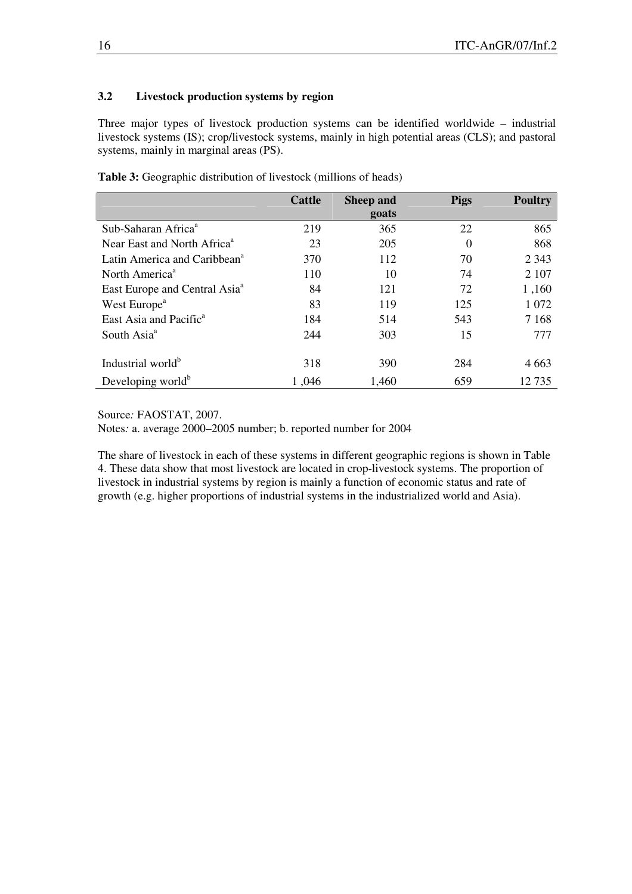### 3.2 Livestock production systems by region

Three major types of livestock production systems can be identified worldwide – industrial livestock systems (IS); crop/livestock systems, mainly in high potential areas (CLS); and pastoral systems, mainly in marginal areas (PS).

**Table 3:** Geographic distribution of livestock (millions of heads)

| | Cattle | Sheep and goats | Pigs | Poultry |
|---|---|---|---|---|
| Sub-Saharan Africa[a] | 219 | 365 | 22 | 865 |
| Near East and North Africa[a] | 23 | 205 | 0 | 868 |
| Latin America and Caribbean[a] | 370 | 112 | 70 | 2 343 |
| North America[a] | 110 | 10 | 74 | 2 107 |
| East Europe and Central Asia[a] | 84 | 121 | 72 | 1 ,160 |
| West Europe[a] | 83 | 119 | 125 | 1 072 |
| East Asia and Pacific[a] | 184 | 514 | 543 | 7 168 |
| South Asia[a] | 244 | 303 | 15 | 777 |
| Industrial world[b] | 318 | 390 | 284 | 4 663 |
| Developing world[b] | 1 ,046 | 1,460 | 659 | 12 735 |

Source*:* FAOSTAT, 2007.
Notes*:* a. average 2000–2005 number; b. reported number for 2004

The share of livestock in each of these systems in different geographic regions is shown in Table 4. These data show that most livestock are located in crop-livestock systems. The proportion of livestock in industrial systems by region is mainly a function of economic status and rate of growth (e.g. higher proportions of industrial systems in the industrialized world and Asia).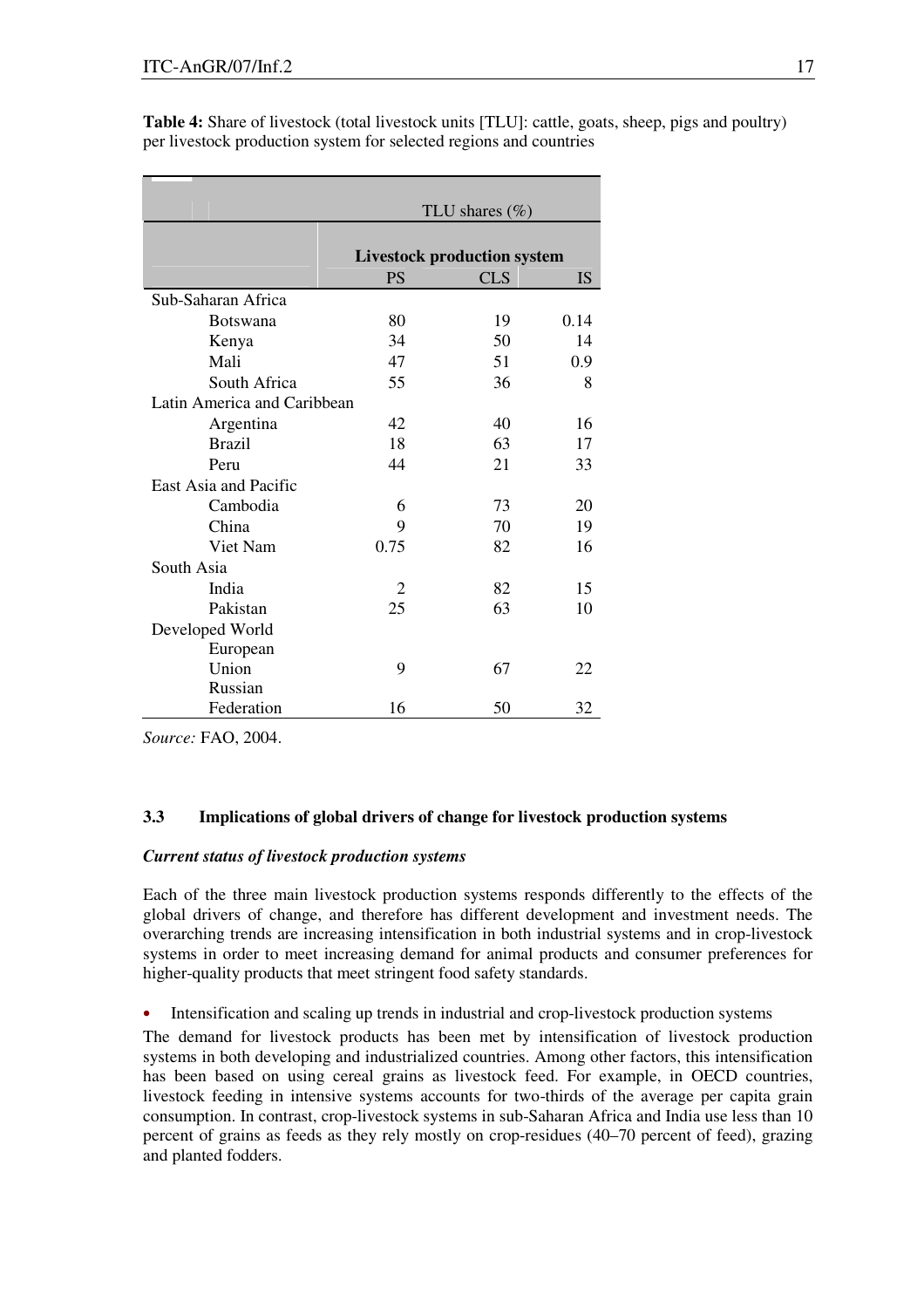**Table 4:** Share of livestock (total livestock units [TLU]: cattle, goats, sheep, pigs and poultry) per livestock production system for selected regions and countries

| | TLU shares (%) | | |
|---|---|---|---|
| | **Livestock production system** | | |
| | PS | CLS | IS |
| Sub-Saharan Africa | | | |
| Botswana | 80 | 19 | 0.14 |
| Kenya | 34 | 50 | 14 |
| Mali | 47 | 51 | 0.9 |
| South Africa | 55 | 36 | 8 |
| Latin America and Caribbean | | | |
| Argentina | 42 | 40 | 16 |
| Brazil | 18 | 63 | 17 |
| Peru | 44 | 21 | 33 |
| East Asia and Pacific | | | |
| Cambodia | 6 | 73 | 20 |
| China | 9 | 70 | 19 |
| Viet Nam | 0.75 | 82 | 16 |
| South Asia | | | |
| India | 2 | 82 | 15 |
| Pakistan | 25 | 63 | 10 |
| Developed World | | | |
| European Union | 9 | 67 | 22 |
| Russian Federation | 16 | 50 | 32 |

*Source:* FAO, 2004.

### 3.3 Implications of global drivers of change for livestock production systems

***Current status of livestock production systems***

Each of the three main livestock production systems responds differently to the effects of the global drivers of change, and therefore has different development and investment needs. The overarching trends are increasing intensification in both industrial systems and in crop-livestock systems in order to meet increasing demand for animal products and consumer preferences for higher-quality products that meet stringent food safety standards.

- Intensification and scaling up trends in industrial and crop-livestock production systems

The demand for livestock products has been met by intensification of livestock production systems in both developing and industrialized countries. Among other factors, this intensification has been based on using cereal grains as livestock feed. For example, in OECD countries, livestock feeding in intensive systems accounts for two-thirds of the average per capita grain consumption. In contrast, crop-livestock systems in sub-Saharan Africa and India use less than 10 percent of grains as feeds as they rely mostly on crop-residues (40–70 percent of feed), grazing and planted fodders.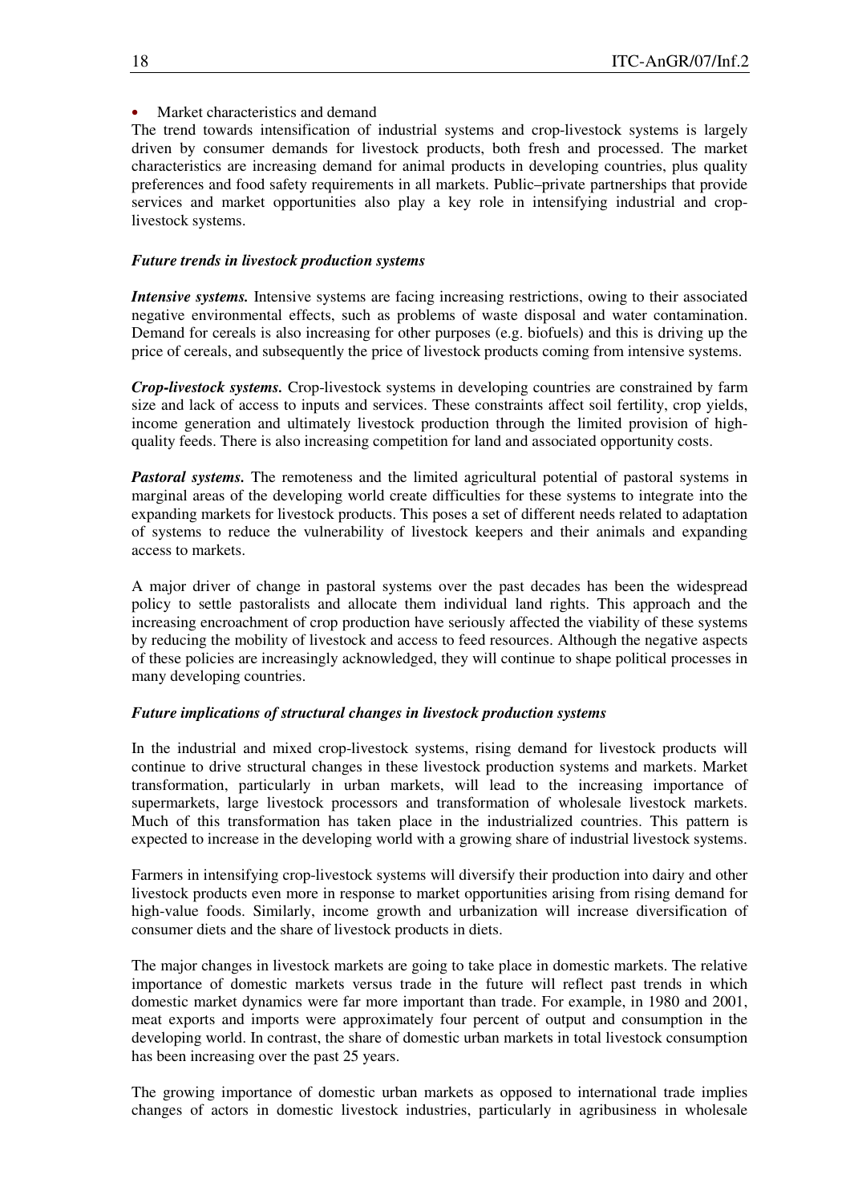- Market characteristics and demand

The trend towards intensification of industrial systems and crop-livestock systems is largely driven by consumer demands for livestock products, both fresh and processed. The market characteristics are increasing demand for animal products in developing countries, plus quality preferences and food safety requirements in all markets. Public–private partnerships that provide services and market opportunities also play a key role in intensifying industrial and crop-livestock systems.

***Future trends in livestock production systems***

***Intensive systems.*** Intensive systems are facing increasing restrictions, owing to their associated negative environmental effects, such as problems of waste disposal and water contamination. Demand for cereals is also increasing for other purposes (e.g. biofuels) and this is driving up the price of cereals, and subsequently the price of livestock products coming from intensive systems.

***Crop-livestock systems.*** Crop-livestock systems in developing countries are constrained by farm size and lack of access to inputs and services. These constraints affect soil fertility, crop yields, income generation and ultimately livestock production through the limited provision of high-quality feeds. There is also increasing competition for land and associated opportunity costs.

***Pastoral systems.*** The remoteness and the limited agricultural potential of pastoral systems in marginal areas of the developing world create difficulties for these systems to integrate into the expanding markets for livestock products. This poses a set of different needs related to adaptation of systems to reduce the vulnerability of livestock keepers and their animals and expanding access to markets.

A major driver of change in pastoral systems over the past decades has been the widespread policy to settle pastoralists and allocate them individual land rights. This approach and the increasing encroachment of crop production have seriously affected the viability of these systems by reducing the mobility of livestock and access to feed resources. Although the negative aspects of these policies are increasingly acknowledged, they will continue to shape political processes in many developing countries.

***Future implications of structural changes in livestock production systems***

In the industrial and mixed crop-livestock systems, rising demand for livestock products will continue to drive structural changes in these livestock production systems and markets. Market transformation, particularly in urban markets, will lead to the increasing importance of supermarkets, large livestock processors and transformation of wholesale livestock markets. Much of this transformation has taken place in the industrialized countries. This pattern is expected to increase in the developing world with a growing share of industrial livestock systems.

Farmers in intensifying crop-livestock systems will diversify their production into dairy and other livestock products even more in response to market opportunities arising from rising demand for high-value foods. Similarly, income growth and urbanization will increase diversification of consumer diets and the share of livestock products in diets.

The major changes in livestock markets are going to take place in domestic markets. The relative importance of domestic markets versus trade in the future will reflect past trends in which domestic market dynamics were far more important than trade. For example, in 1980 and 2001, meat exports and imports were approximately four percent of output and consumption in the developing world. In contrast, the share of domestic urban markets in total livestock consumption has been increasing over the past 25 years.

The growing importance of domestic urban markets as opposed to international trade implies changes of actors in domestic livestock industries, particularly in agribusiness in wholesale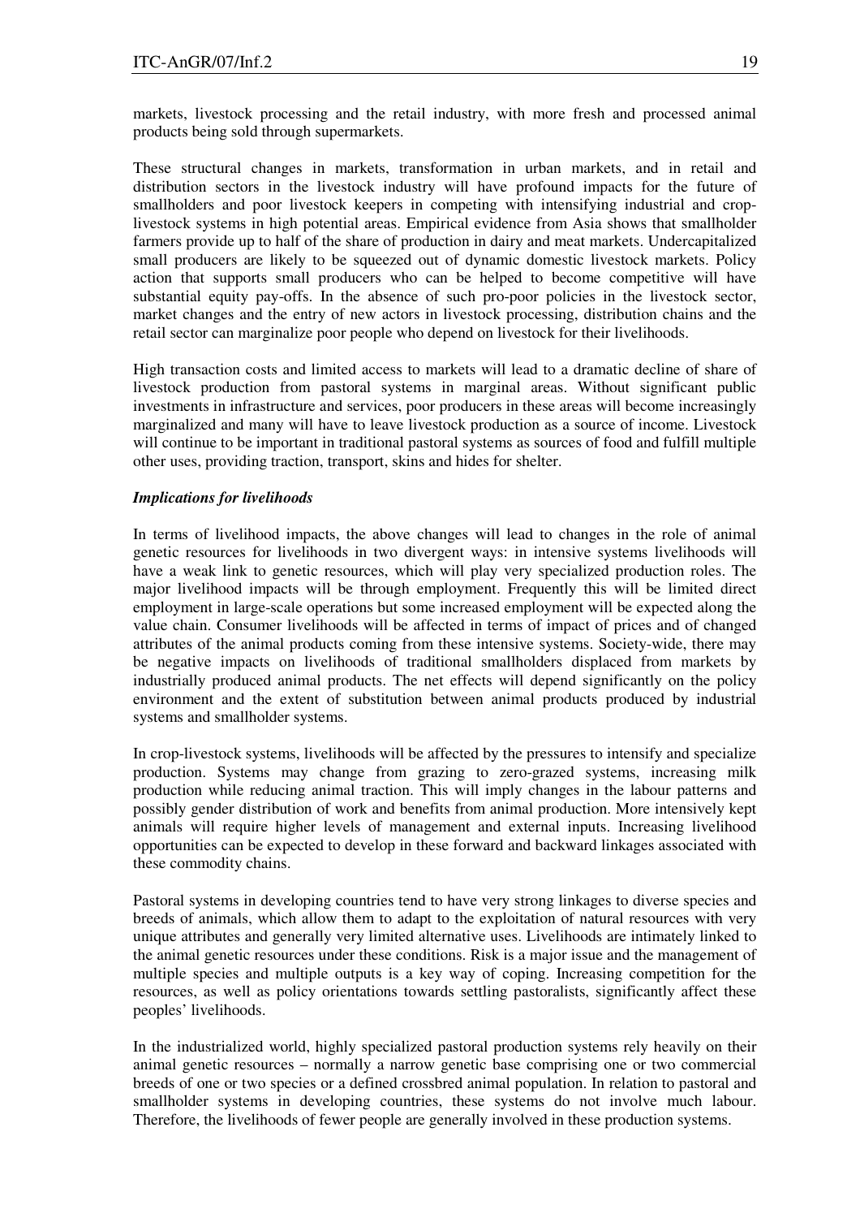markets, livestock processing and the retail industry, with more fresh and processed animal products being sold through supermarkets.

These structural changes in markets, transformation in urban markets, and in retail and distribution sectors in the livestock industry will have profound impacts for the future of smallholders and poor livestock keepers in competing with intensifying industrial and crop-livestock systems in high potential areas. Empirical evidence from Asia shows that smallholder farmers provide up to half of the share of production in dairy and meat markets. Undercapitalized small producers are likely to be squeezed out of dynamic domestic livestock markets. Policy action that supports small producers who can be helped to become competitive will have substantial equity pay-offs. In the absence of such pro-poor policies in the livestock sector, market changes and the entry of new actors in livestock processing, distribution chains and the retail sector can marginalize poor people who depend on livestock for their livelihoods.

High transaction costs and limited access to markets will lead to a dramatic decline of share of livestock production from pastoral systems in marginal areas. Without significant public investments in infrastructure and services, poor producers in these areas will become increasingly marginalized and many will have to leave livestock production as a source of income. Livestock will continue to be important in traditional pastoral systems as sources of food and fulfill multiple other uses, providing traction, transport, skins and hides for shelter.

***Implications for livelihoods***

In terms of livelihood impacts, the above changes will lead to changes in the role of animal genetic resources for livelihoods in two divergent ways: in intensive systems livelihoods will have a weak link to genetic resources, which will play very specialized production roles. The major livelihood impacts will be through employment. Frequently this will be limited direct employment in large-scale operations but some increased employment will be expected along the value chain. Consumer livelihoods will be affected in terms of impact of prices and of changed attributes of the animal products coming from these intensive systems. Society-wide, there may be negative impacts on livelihoods of traditional smallholders displaced from markets by industrially produced animal products. The net effects will depend significantly on the policy environment and the extent of substitution between animal products produced by industrial systems and smallholder systems.

In crop-livestock systems, livelihoods will be affected by the pressures to intensify and specialize production. Systems may change from grazing to zero-grazed systems, increasing milk production while reducing animal traction. This will imply changes in the labour patterns and possibly gender distribution of work and benefits from animal production. More intensively kept animals will require higher levels of management and external inputs. Increasing livelihood opportunities can be expected to develop in these forward and backward linkages associated with these commodity chains.

Pastoral systems in developing countries tend to have very strong linkages to diverse species and breeds of animals, which allow them to adapt to the exploitation of natural resources with very unique attributes and generally very limited alternative uses. Livelihoods are intimately linked to the animal genetic resources under these conditions. Risk is a major issue and the management of multiple species and multiple outputs is a key way of coping. Increasing competition for the resources, as well as policy orientations towards settling pastoralists, significantly affect these peoples' livelihoods.

In the industrialized world, highly specialized pastoral production systems rely heavily on their animal genetic resources – normally a narrow genetic base comprising one or two commercial breeds of one or two species or a defined crossbred animal population. In relation to pastoral and smallholder systems in developing countries, these systems do not involve much labour. Therefore, the livelihoods of fewer people are generally involved in these production systems.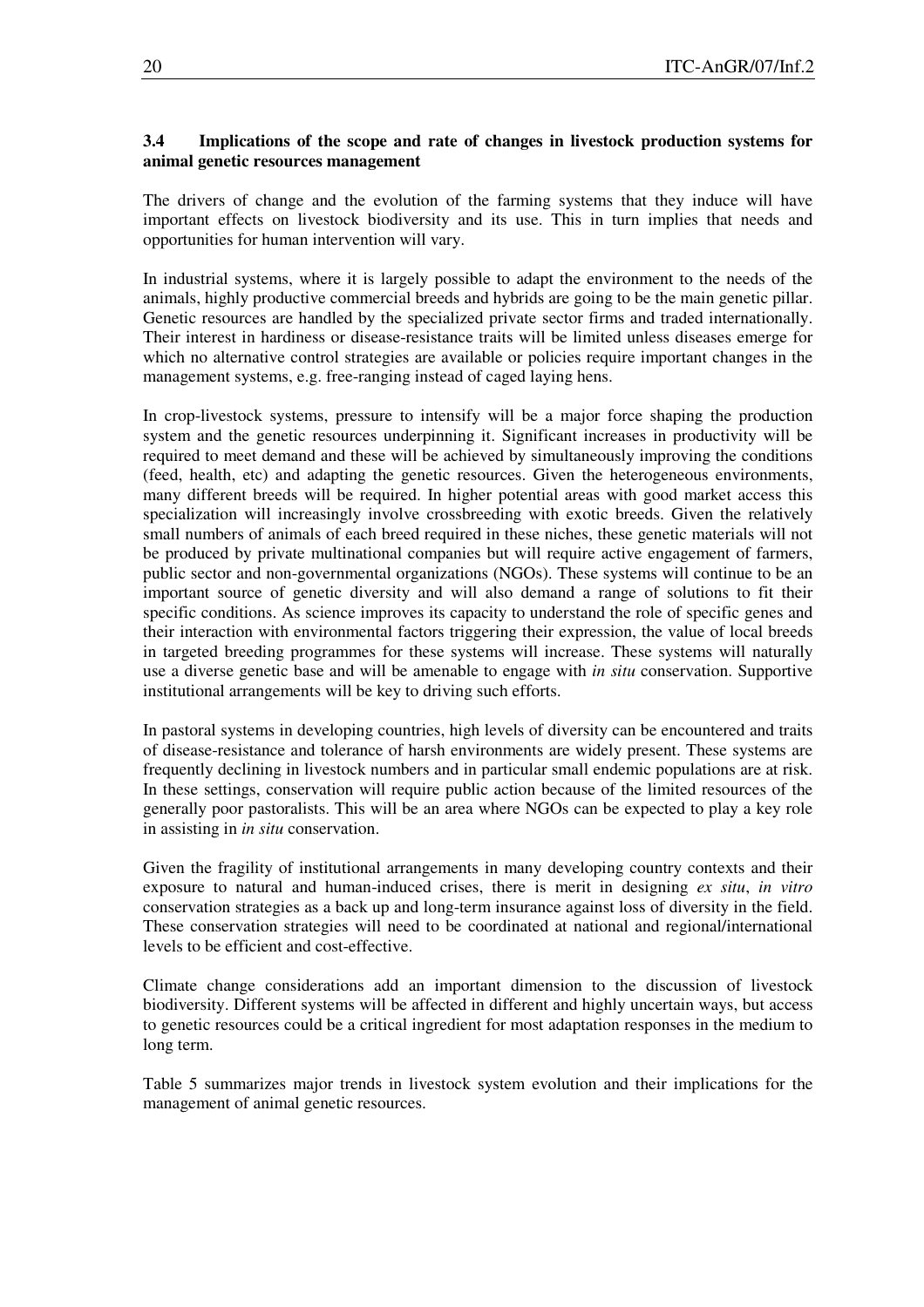### 3.4 Implications of the scope and rate of changes in livestock production systems for animal genetic resources management

The drivers of change and the evolution of the farming systems that they induce will have important effects on livestock biodiversity and its use. This in turn implies that needs and opportunities for human intervention will vary.

In industrial systems, where it is largely possible to adapt the environment to the needs of the animals, highly productive commercial breeds and hybrids are going to be the main genetic pillar. Genetic resources are handled by the specialized private sector firms and traded internationally. Their interest in hardiness or disease-resistance traits will be limited unless diseases emerge for which no alternative control strategies are available or policies require important changes in the management systems, e.g. free-ranging instead of caged laying hens.

In crop-livestock systems, pressure to intensify will be a major force shaping the production system and the genetic resources underpinning it. Significant increases in productivity will be required to meet demand and these will be achieved by simultaneously improving the conditions (feed, health, etc) and adapting the genetic resources. Given the heterogeneous environments, many different breeds will be required. In higher potential areas with good market access this specialization will increasingly involve crossbreeding with exotic breeds. Given the relatively small numbers of animals of each breed required in these niches, these genetic materials will not be produced by private multinational companies but will require active engagement of farmers, public sector and non-governmental organizations (NGOs). These systems will continue to be an important source of genetic diversity and will also demand a range of solutions to fit their specific conditions. As science improves its capacity to understand the role of specific genes and their interaction with environmental factors triggering their expression, the value of local breeds in targeted breeding programmes for these systems will increase. These systems will naturally use a diverse genetic base and will be amenable to engage with *in situ* conservation. Supportive institutional arrangements will be key to driving such efforts.

In pastoral systems in developing countries, high levels of diversity can be encountered and traits of disease-resistance and tolerance of harsh environments are widely present. These systems are frequently declining in livestock numbers and in particular small endemic populations are at risk. In these settings, conservation will require public action because of the limited resources of the generally poor pastoralists. This will be an area where NGOs can be expected to play a key role in assisting in *in situ* conservation.

Given the fragility of institutional arrangements in many developing country contexts and their exposure to natural and human-induced crises, there is merit in designing *ex situ*, *in vitro* conservation strategies as a back up and long-term insurance against loss of diversity in the field. These conservation strategies will need to be coordinated at national and regional/international levels to be efficient and cost-effective.

Climate change considerations add an important dimension to the discussion of livestock biodiversity. Different systems will be affected in different and highly uncertain ways, but access to genetic resources could be a critical ingredient for most adaptation responses in the medium to long term.

Table 5 summarizes major trends in livestock system evolution and their implications for the management of animal genetic resources.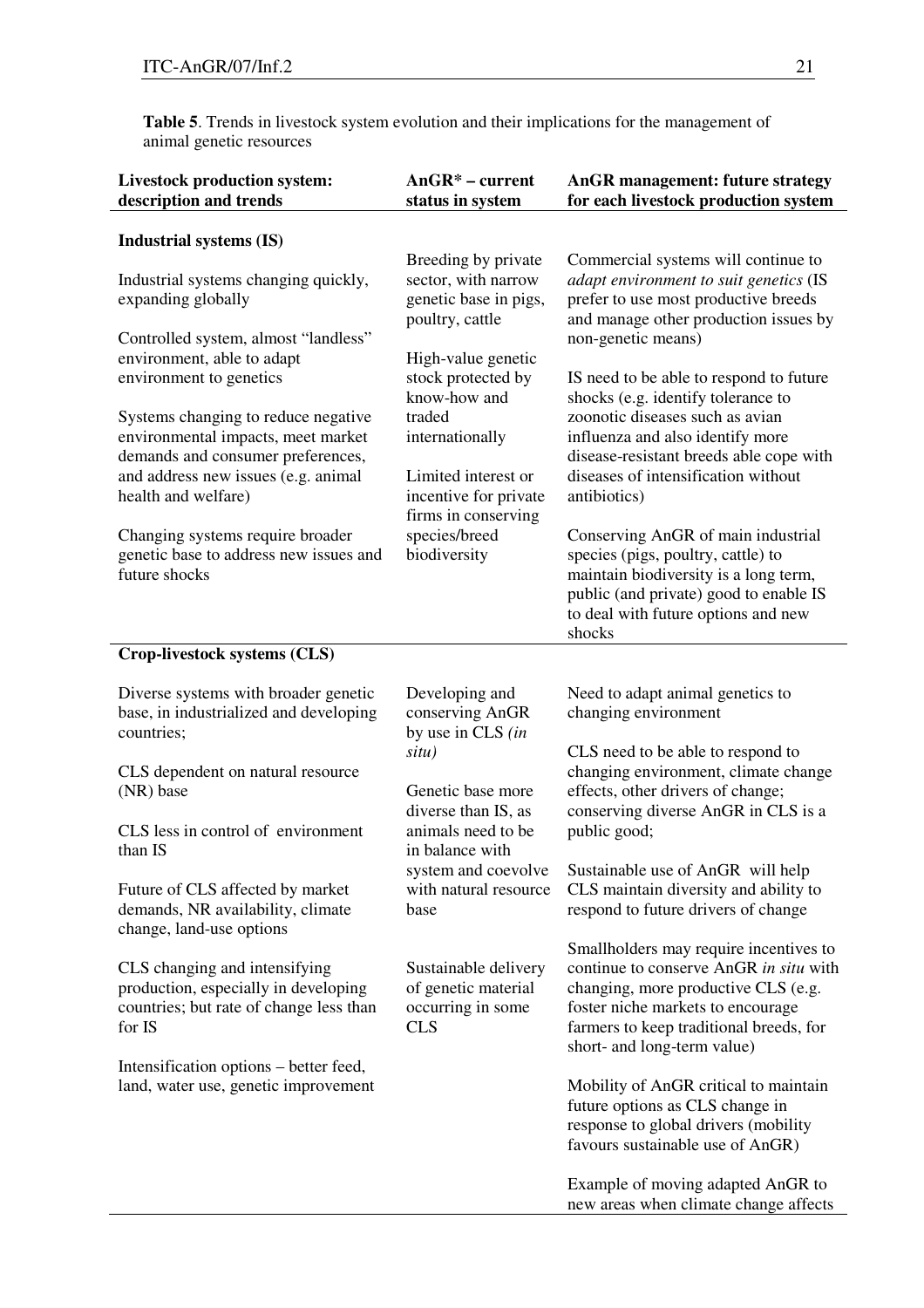**Table 5**. Trends in livestock system evolution and their implications for the management of animal genetic resources

| Livestock production system: description and trends | AnGR* – current status in system | AnGR management: future strategy for each livestock production system |
|---|---|---|
| **Industrial systems (IS)** | | |
| Industrial systems changing quickly, expanding globally<br><br>Controlled system, almost "landless" environment, able to adapt environment to genetics<br><br>Systems changing to reduce negative environmental impacts, meet market demands and consumer preferences, and address new issues (e.g. animal health and welfare)<br><br>Changing systems require broader genetic base to address new issues and future shocks | Breeding by private sector, with narrow genetic base in pigs, poultry, cattle<br><br>High-value genetic stock protected by know-how and traded internationally<br><br>Limited interest or incentive for private firms in conserving species/breed biodiversity | Commercial systems will continue to *adapt environment to suit genetics* (IS prefer to use most productive breeds and manage other production issues by non-genetic means)<br><br>IS need to be able to respond to future shocks (e.g. identify tolerance to zoonotic diseases such as avian influenza and also identify more disease-resistant breeds able cope with diseases of intensification without antibiotics)<br><br>Conserving AnGR of main industrial species (pigs, poultry, cattle) to maintain biodiversity is a long term, public (and private) good to enable IS to deal with future options and new shocks |
| **Crop-livestock systems (CLS)** | | |
| Diverse systems with broader genetic base, in industrialized and developing countries;<br><br>CLS dependent on natural resource (NR) base<br><br>CLS less in control of environment than IS<br><br>Future of CLS affected by market demands, NR availability, climate change, land-use options<br><br>CLS changing and intensifying production, especially in developing countries; but rate of change less than for IS<br><br>Intensification options – better feed, land, water use, genetic improvement | Developing and conserving AnGR by use in CLS *(in situ)*<br><br>Genetic base more diverse than IS, as animals need to be in balance with system and coevolve with natural resource base<br><br>Sustainable delivery of genetic material occurring in some CLS | Need to adapt animal genetics to changing environment<br><br>CLS need to be able to respond to changing environment, climate change effects, other drivers of change; conserving diverse AnGR in CLS is a public good;<br><br>Sustainable use of AnGR will help CLS maintain diversity and ability to respond to future drivers of change<br><br>Smallholders may require incentives to continue to conserve AnGR *in situ* with changing, more productive CLS (e.g. foster niche markets to encourage farmers to keep traditional breeds, for short- and long-term value)<br><br>Mobility of AnGR critical to maintain future options as CLS change in response to global drivers (mobility favours sustainable use of AnGR)<br><br>Example of moving adapted AnGR to new areas when climate change affects |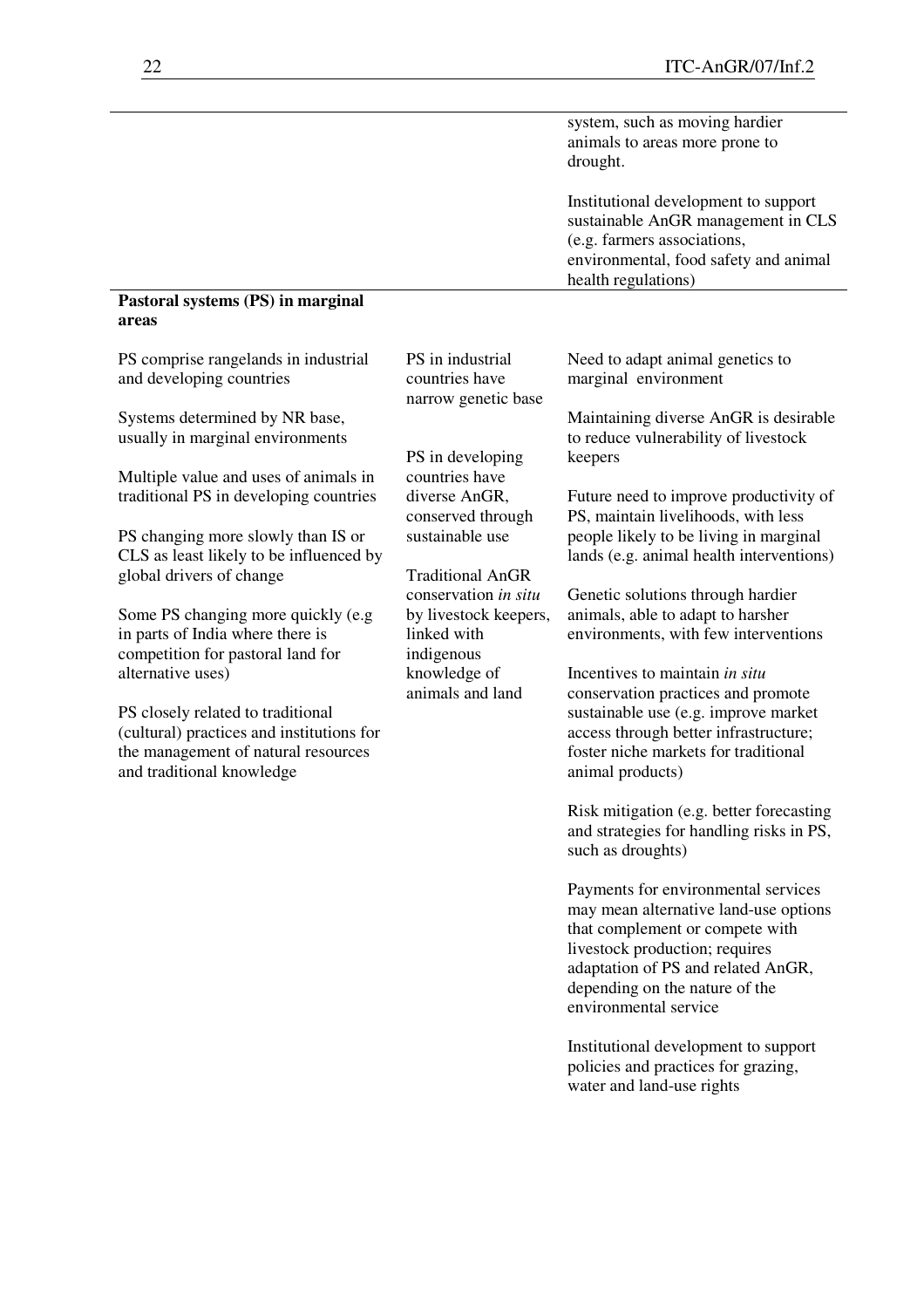| | | |
|---|---|---|
| | | system, such as moving hardier animals to areas more prone to drought.<br><br>Institutional development to support sustainable AnGR management in CLS (e.g. farmers associations, environmental, food safety and animal health regulations) |
| **Pastoral systems (PS) in marginal areas**<br><br>PS comprise rangelands in industrial and developing countries<br><br>Systems determined by NR base, usually in marginal environments<br><br>Multiple value and uses of animals in traditional PS in developing countries<br><br>PS changing more slowly than IS or CLS as least likely to be influenced by global drivers of change<br><br>Some PS changing more quickly (e.g in parts of India where there is competition for pastoral land for alternative uses)<br><br>PS closely related to traditional (cultural) practices and institutions for the management of natural resources and traditional knowledge | PS in industrial countries have narrow genetic base<br><br>PS in developing countries have diverse AnGR, conserved through sustainable use<br><br>Traditional AnGR conservation *in situ* by livestock keepers, linked with indigenous knowledge of animals and land | Need to adapt animal genetics to marginal environment<br><br>Maintaining diverse AnGR is desirable to reduce vulnerability of livestock keepers<br><br>Future need to improve productivity of PS, maintain livelihoods, with less people likely to be living in marginal lands (e.g. animal health interventions)<br><br>Genetic solutions through hardier animals, able to adapt to harsher environments, with few interventions<br><br>Incentives to maintain *in situ* conservation practices and promote sustainable use (e.g. improve market access through better infrastructure; foster niche markets for traditional animal products)<br><br>Risk mitigation (e.g. better forecasting and strategies for handling risks in PS, such as droughts)<br><br>Payments for environmental services may mean alternative land-use options that complement or compete with livestock production; requires adaptation of PS and related AnGR, depending on the nature of the environmental service<br><br>Institutional development to support policies and practices for grazing, water and land-use rights |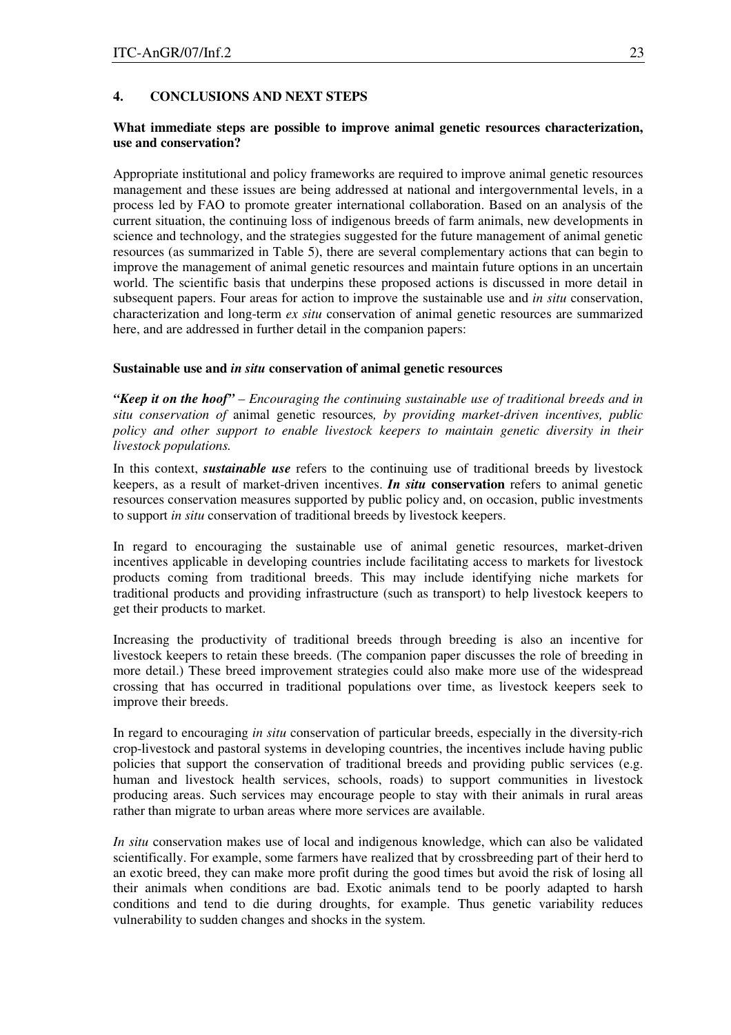## 4. CONCLUSIONS AND NEXT STEPS

**What immediate steps are possible to improve animal genetic resources characterization, use and conservation?**

Appropriate institutional and policy frameworks are required to improve animal genetic resources management and these issues are being addressed at national and intergovernmental levels, in a process led by FAO to promote greater international collaboration. Based on an analysis of the current situation, the continuing loss of indigenous breeds of farm animals, new developments in science and technology, and the strategies suggested for the future management of animal genetic resources (as summarized in Table 5), there are several complementary actions that can begin to improve the management of animal genetic resources and maintain future options in an uncertain world. The scientific basis that underpins these proposed actions is discussed in more detail in subsequent papers. Four areas for action to improve the sustainable use and *in situ* conservation, characterization and long-term *ex situ* conservation of animal genetic resources are summarized here, and are addressed in further detail in the companion papers:

### Sustainable use and *in situ* conservation of animal genetic resources

***"Keep it on the hoof"*** *– Encouraging the continuing sustainable use of traditional breeds and in situ conservation of* animal genetic resources*, by providing market-driven incentives, public policy and other support to enable livestock keepers to maintain genetic diversity in their livestock populations.*

In this context, ***sustainable use*** refers to the continuing use of traditional breeds by livestock keepers, as a result of market-driven incentives. ***In situ*** **conservation** refers to animal genetic resources conservation measures supported by public policy and, on occasion, public investments to support *in situ* conservation of traditional breeds by livestock keepers.

In regard to encouraging the sustainable use of animal genetic resources, market-driven incentives applicable in developing countries include facilitating access to markets for livestock products coming from traditional breeds. This may include identifying niche markets for traditional products and providing infrastructure (such as transport) to help livestock keepers to get their products to market.

Increasing the productivity of traditional breeds through breeding is also an incentive for livestock keepers to retain these breeds. (The companion paper discusses the role of breeding in more detail.) These breed improvement strategies could also make more use of the widespread crossing that has occurred in traditional populations over time, as livestock keepers seek to improve their breeds.

In regard to encouraging *in situ* conservation of particular breeds, especially in the diversity-rich crop-livestock and pastoral systems in developing countries, the incentives include having public policies that support the conservation of traditional breeds and providing public services (e.g. human and livestock health services, schools, roads) to support communities in livestock producing areas. Such services may encourage people to stay with their animals in rural areas rather than migrate to urban areas where more services are available.

*In situ* conservation makes use of local and indigenous knowledge, which can also be validated scientifically. For example, some farmers have realized that by crossbreeding part of their herd to an exotic breed, they can make more profit during the good times but avoid the risk of losing all their animals when conditions are bad. Exotic animals tend to be poorly adapted to harsh conditions and tend to die during droughts, for example. Thus genetic variability reduces vulnerability to sudden changes and shocks in the system.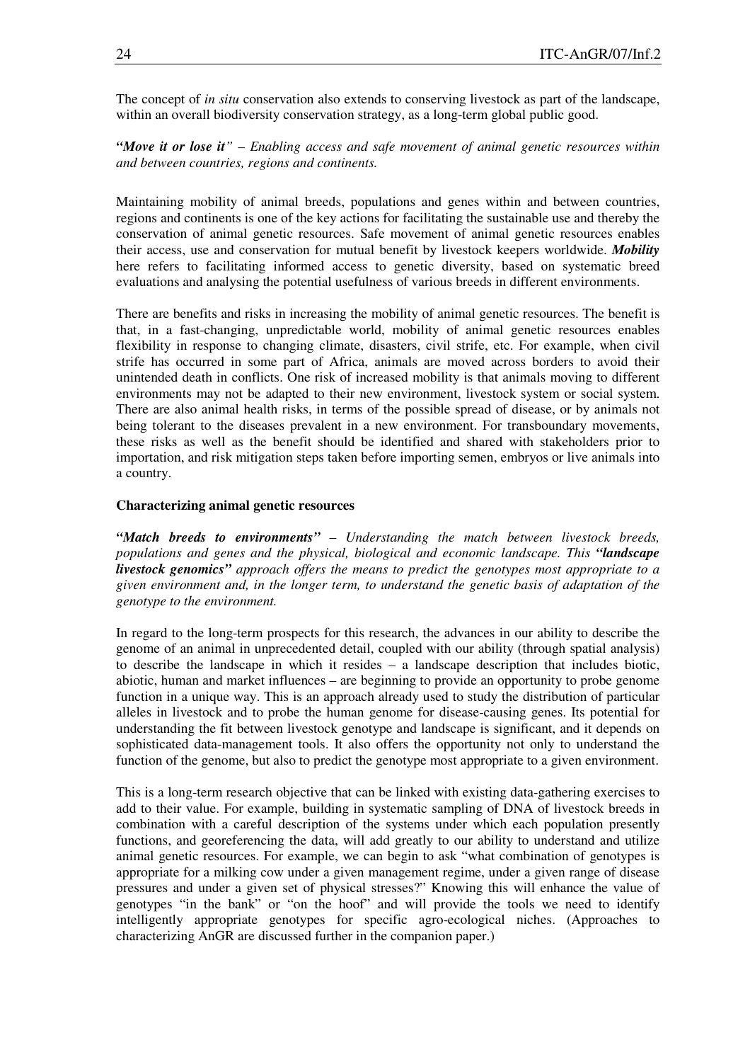The concept of *in situ* conservation also extends to conserving livestock as part of the landscape, within an overall biodiversity conservation strategy, as a long-term global public good.

***"Move it or lose it"*** *– Enabling access and safe movement of animal genetic resources within and between countries, regions and continents.*

Maintaining mobility of animal breeds, populations and genes within and between countries, regions and continents is one of the key actions for facilitating the sustainable use and thereby the conservation of animal genetic resources. Safe movement of animal genetic resources enables their access, use and conservation for mutual benefit by livestock keepers worldwide. ***Mobility*** here refers to facilitating informed access to genetic diversity, based on systematic breed evaluations and analysing the potential usefulness of various breeds in different environments.

There are benefits and risks in increasing the mobility of animal genetic resources. The benefit is that, in a fast-changing, unpredictable world, mobility of animal genetic resources enables flexibility in response to changing climate, disasters, civil strife, etc. For example, when civil strife has occurred in some part of Africa, animals are moved across borders to avoid their unintended death in conflicts. One risk of increased mobility is that animals moving to different environments may not be adapted to their new environment, livestock system or social system. There are also animal health risks, in terms of the possible spread of disease, or by animals not being tolerant to the diseases prevalent in a new environment. For transboundary movements, these risks as well as the benefit should be identified and shared with stakeholders prior to importation, and risk mitigation steps taken before importing semen, embryos or live animals into a country.

**Characterizing animal genetic resources**

***"Match breeds to environments"*** *– Understanding the match between livestock breeds, populations and genes and the physical, biological and economic landscape. This* ***"landscape livestock genomics"*** *approach offers the means to predict the genotypes most appropriate to a given environment and, in the longer term, to understand the genetic basis of adaptation of the genotype to the environment.*

In regard to the long-term prospects for this research, the advances in our ability to describe the genome of an animal in unprecedented detail, coupled with our ability (through spatial analysis) to describe the landscape in which it resides – a landscape description that includes biotic, abiotic, human and market influences – are beginning to provide an opportunity to probe genome function in a unique way. This is an approach already used to study the distribution of particular alleles in livestock and to probe the human genome for disease-causing genes. Its potential for understanding the fit between livestock genotype and landscape is significant, and it depends on sophisticated data-management tools. It also offers the opportunity not only to understand the function of the genome, but also to predict the genotype most appropriate to a given environment.

This is a long-term research objective that can be linked with existing data-gathering exercises to add to their value. For example, building in systematic sampling of DNA of livestock breeds in combination with a careful description of the systems under which each population presently functions, and georeferencing the data, will add greatly to our ability to understand and utilize animal genetic resources. For example, we can begin to ask "what combination of genotypes is appropriate for a milking cow under a given management regime, under a given range of disease pressures and under a given set of physical stresses?" Knowing this will enhance the value of genotypes "in the bank" or "on the hoof" and will provide the tools we need to identify intelligently appropriate genotypes for specific agro-ecological niches. (Approaches to characterizing AnGR are discussed further in the companion paper.)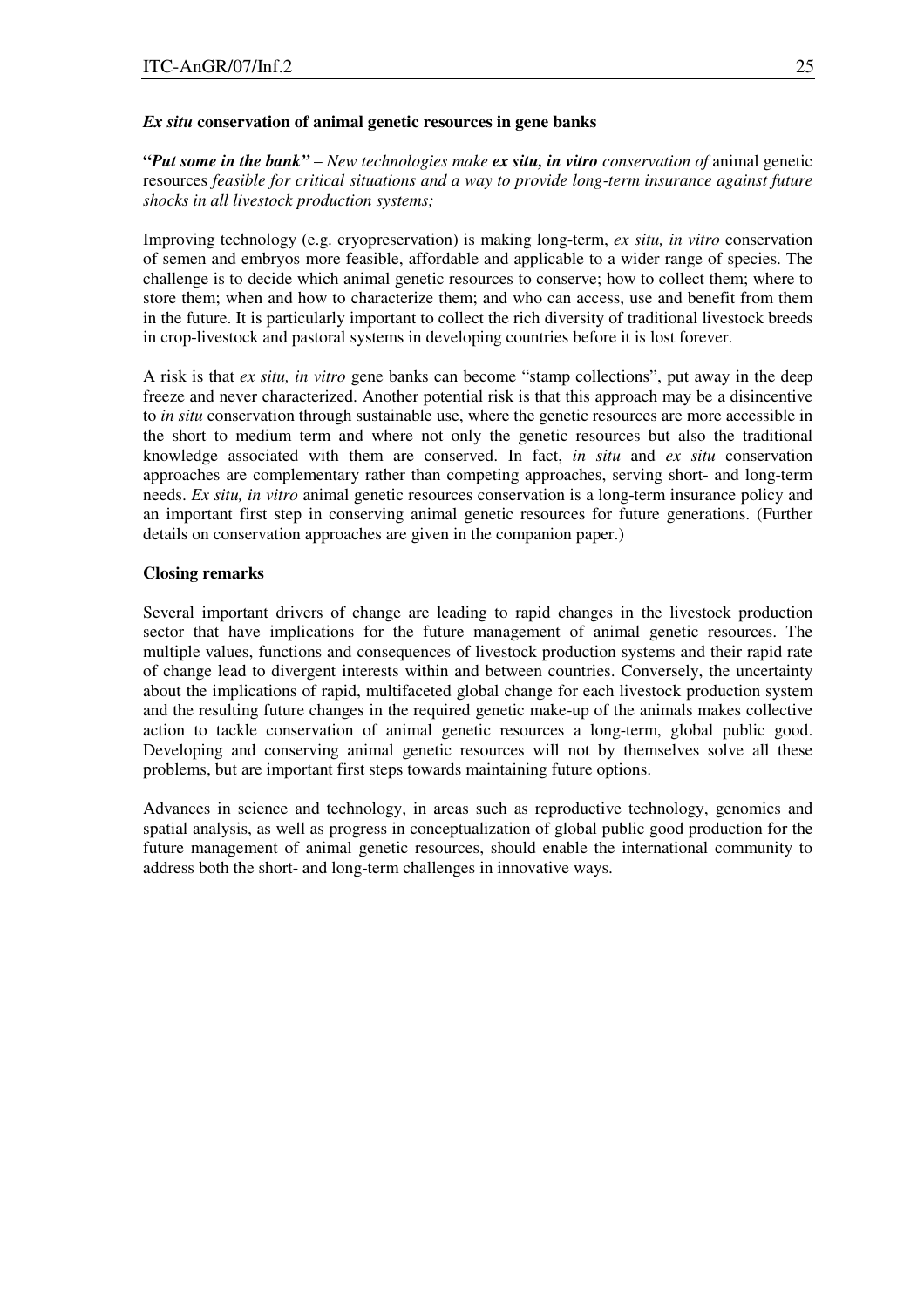### *Ex situ* conservation of animal genetic resources in gene banks

**"*Put some in the bank"*** – *New technologies make* ***ex situ, in vitro*** *conservation of* animal genetic resources *feasible for critical situations and a way to provide long-term insurance against future shocks in all livestock production systems;*

Improving technology (e.g. cryopreservation) is making long-term, *ex situ, in vitro* conservation of semen and embryos more feasible, affordable and applicable to a wider range of species. The challenge is to decide which animal genetic resources to conserve; how to collect them; where to store them; when and how to characterize them; and who can access, use and benefit from them in the future. It is particularly important to collect the rich diversity of traditional livestock breeds in crop-livestock and pastoral systems in developing countries before it is lost forever.

A risk is that *ex situ, in vitro* gene banks can become "stamp collections", put away in the deep freeze and never characterized. Another potential risk is that this approach may be a disincentive to *in situ* conservation through sustainable use, where the genetic resources are more accessible in the short to medium term and where not only the genetic resources but also the traditional knowledge associated with them are conserved. In fact, *in situ* and *ex situ* conservation approaches are complementary rather than competing approaches, serving short- and long-term needs. *Ex situ, in vitro* animal genetic resources conservation is a long-term insurance policy and an important first step in conserving animal genetic resources for future generations. (Further details on conservation approaches are given in the companion paper.)

### Closing remarks

Several important drivers of change are leading to rapid changes in the livestock production sector that have implications for the future management of animal genetic resources. The multiple values, functions and consequences of livestock production systems and their rapid rate of change lead to divergent interests within and between countries. Conversely, the uncertainty about the implications of rapid, multifaceted global change for each livestock production system and the resulting future changes in the required genetic make-up of the animals makes collective action to tackle conservation of animal genetic resources a long-term, global public good. Developing and conserving animal genetic resources will not by themselves solve all these problems, but are important first steps towards maintaining future options.

Advances in science and technology, in areas such as reproductive technology, genomics and spatial analysis, as well as progress in conceptualization of global public good production for the future management of animal genetic resources, should enable the international community to address both the short- and long-term challenges in innovative ways.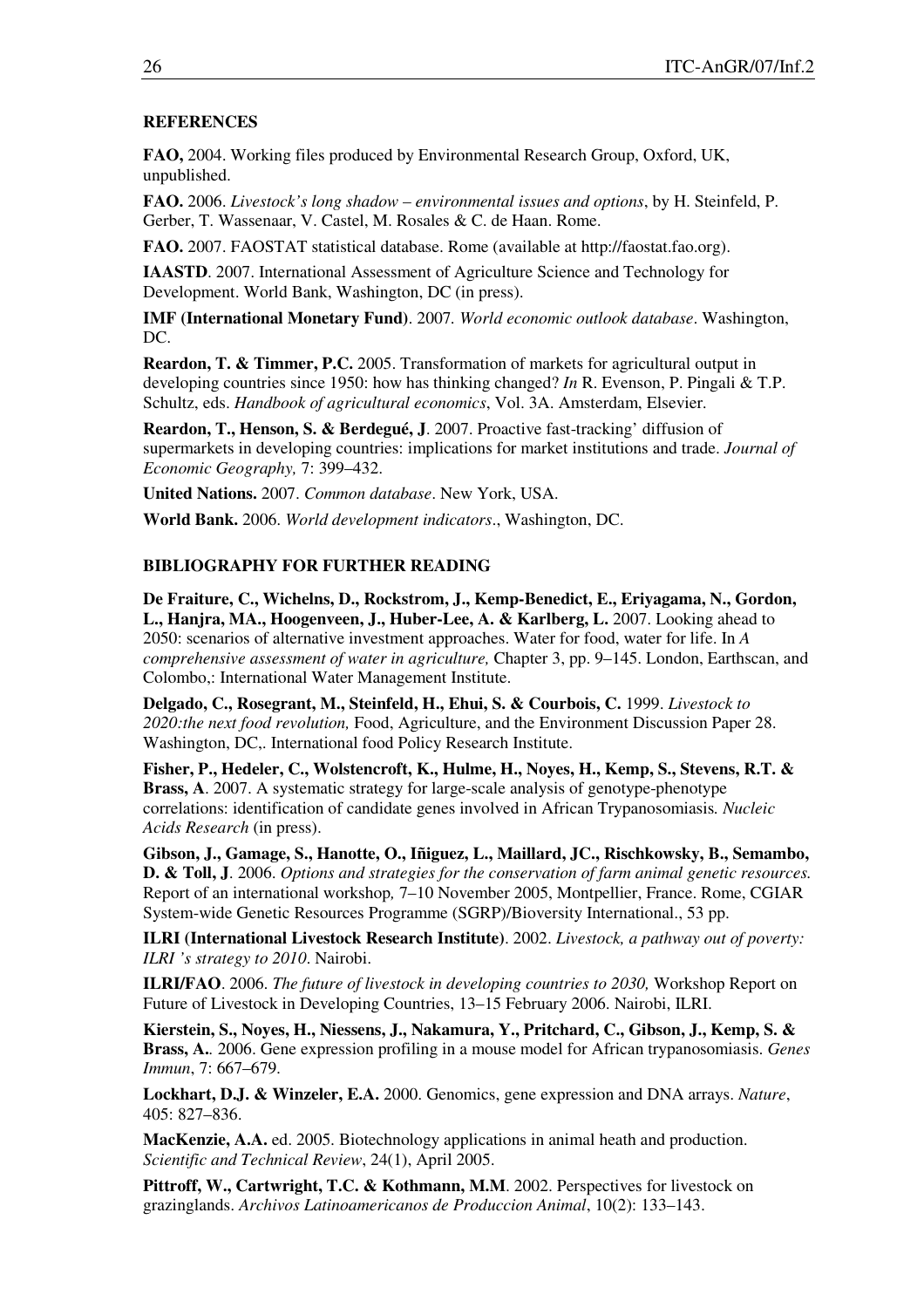## REFERENCES

**FAO,** 2004. Working files produced by Environmental Research Group, Oxford, UK, unpublished.

**FAO.** 2006. *Livestock's long shadow – environmental issues and options*, by H. Steinfeld, P. Gerber, T. Wassenaar, V. Castel, M. Rosales & C. de Haan. Rome.

**FAO.** 2007. FAOSTAT statistical database. Rome (available at http://faostat.fao.org).

**IAASTD**. 2007. International Assessment of Agriculture Science and Technology for Development. World Bank, Washington, DC (in press).

**IMF (International Monetary Fund)**. 2007. *World economic outlook database*. Washington, DC.

**Reardon, T. & Timmer, P.C.** 2005. Transformation of markets for agricultural output in developing countries since 1950: how has thinking changed? *In* R. Evenson, P. Pingali & T.P. Schultz, eds. *Handbook of agricultural economics*, Vol. 3A. Amsterdam, Elsevier.

**Reardon, T., Henson, S. & Berdegué, J**. 2007. Proactive fast-tracking' diffusion of supermarkets in developing countries: implications for market institutions and trade. *Journal of Economic Geography,* 7: 399–432.

**United Nations.** 2007. *Common database*. New York, USA.

**World Bank.** 2006. *World development indicators*., Washington, DC.

## BIBLIOGRAPHY FOR FURTHER READING

**De Fraiture, C., Wichelns, D., Rockstrom, J., Kemp-Benedict, E., Eriyagama, N., Gordon, L., Hanjra, MA., Hoogenveen, J., Huber-Lee, A. & Karlberg, L.** 2007. Looking ahead to 2050: scenarios of alternative investment approaches. Water for food, water for life. In *A comprehensive assessment of water in agriculture,* Chapter 3, pp. 9–145. London, Earthscan, and Colombo,: International Water Management Institute.

**Delgado, C., Rosegrant, M., Steinfeld, H., Ehui, S. & Courbois, C.** 1999. *Livestock to 2020:the next food revolution,* Food, Agriculture, and the Environment Discussion Paper 28. Washington, DC,. International food Policy Research Institute.

**Fisher, P., Hedeler, C., Wolstencroft, K., Hulme, H., Noyes, H., Kemp, S., Stevens, R.T. & Brass, A**. 2007. A systematic strategy for large-scale analysis of genotype-phenotype correlations: identification of candidate genes involved in African Trypanosomiasis*. Nucleic Acids Research* (in press).

**Gibson, J., Gamage, S., Hanotte, O., Iñiguez, L., Maillard, JC., Rischkowsky, B., Semambo, D. & Toll, J**. 2006. *Options and strategies for the conservation of farm animal genetic resources.* Report of an international workshop*,* 7–10 November 2005, Montpellier, France. Rome, CGIAR System-wide Genetic Resources Programme (SGRP)/Bioversity International., 53 pp.

**ILRI (International Livestock Research Institute)**. 2002. *Livestock, a pathway out of poverty: ILRI 's strategy to 2010*. Nairobi.

**ILRI/FAO**. 2006. *The future of livestock in developing countries to 2030,* Workshop Report on Future of Livestock in Developing Countries, 13–15 February 2006. Nairobi, ILRI.

**Kierstein, S., Noyes, H., Niessens, J., Nakamura, Y., Pritchard, C., Gibson, J., Kemp, S. & Brass, A.**. 2006. Gene expression profiling in a mouse model for African trypanosomiasis. *Genes Immun*, 7: 667–679.

**Lockhart, D.J. & Winzeler, E.A.** 2000. Genomics, gene expression and DNA arrays. *Nature*, 405: 827–836.

**MacKenzie, A.A.** ed. 2005. Biotechnology applications in animal heath and production. *Scientific and Technical Review*, 24(1), April 2005.

**Pittroff, W., Cartwright, T.C. & Kothmann, M.M**. 2002. Perspectives for livestock on grazinglands. *Archivos Latinoamericanos de Produccion Animal*, 10(2): 133–143.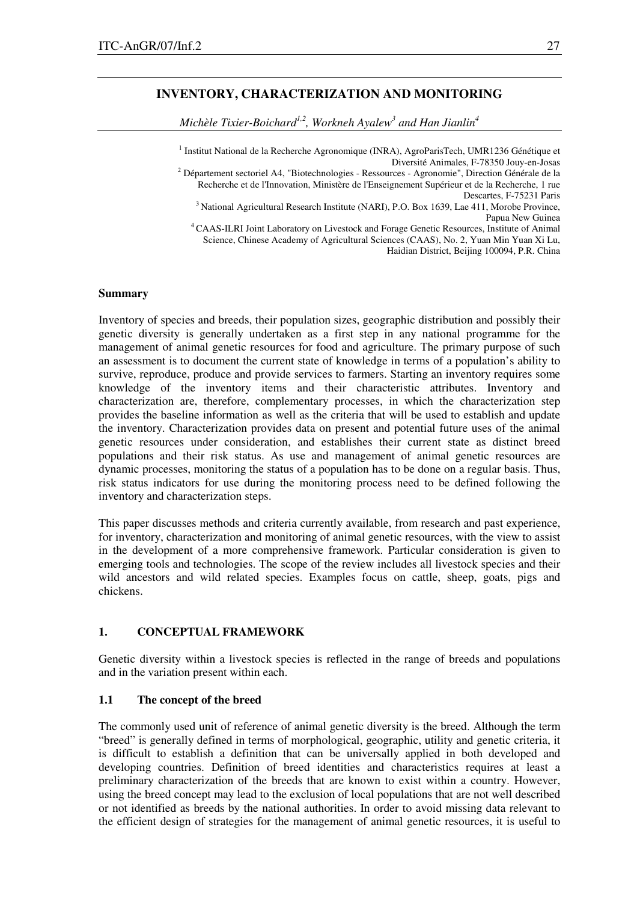# INVENTORY, CHARACTERIZATION AND MONITORING

*Michèle Tixier-Boichard[1,2], Workneh Ayalew[3] and Han Jianlin[4]*

[1] Institut National de la Recherche Agronomique (INRA), AgroParisTech, UMR1236 Génétique et Diversité Animales, F-78350 Jouy-en-Josas

[2] Département sectoriel A4, "Biotechnologies - Ressources - Agronomie", Direction Générale de la Recherche et de l'Innovation, Ministère de l'Enseignement Supérieur et de la Recherche, 1 rue Descartes, F-75231 Paris

[3] National Agricultural Research Institute (NARI), P.O. Box 1639, Lae 411, Morobe Province, Papua New Guinea

[4] CAAS-ILRI Joint Laboratory on Livestock and Forage Genetic Resources, Institute of Animal Science, Chinese Academy of Agricultural Sciences (CAAS), No. 2, Yuan Min Yuan Xi Lu, Haidian District, Beijing 100094, P.R. China

**Summary**

Inventory of species and breeds, their population sizes, geographic distribution and possibly their genetic diversity is generally undertaken as a first step in any national programme for the management of animal genetic resources for food and agriculture. The primary purpose of such an assessment is to document the current state of knowledge in terms of a population's ability to survive, reproduce, produce and provide services to farmers. Starting an inventory requires some knowledge of the inventory items and their characteristic attributes. Inventory and characterization are, therefore, complementary processes, in which the characterization step provides the baseline information as well as the criteria that will be used to establish and update the inventory. Characterization provides data on present and potential future uses of the animal genetic resources under consideration, and establishes their current state as distinct breed populations and their risk status. As use and management of animal genetic resources are dynamic processes, monitoring the status of a population has to be done on a regular basis. Thus, risk status indicators for use during the monitoring process need to be defined following the inventory and characterization steps.

This paper discusses methods and criteria currently available, from research and past experience, for inventory, characterization and monitoring of animal genetic resources, with the view to assist in the development of a more comprehensive framework. Particular consideration is given to emerging tools and technologies. The scope of the review includes all livestock species and their wild ancestors and wild related species. Examples focus on cattle, sheep, goats, pigs and chickens.

## 1. CONCEPTUAL FRAMEWORK

Genetic diversity within a livestock species is reflected in the range of breeds and populations and in the variation present within each.

### 1.1 The concept of the breed

The commonly used unit of reference of animal genetic diversity is the breed. Although the term "breed" is generally defined in terms of morphological, geographic, utility and genetic criteria, it is difficult to establish a definition that can be universally applied in both developed and developing countries. Definition of breed identities and characteristics requires at least a preliminary characterization of the breeds that are known to exist within a country. However, using the breed concept may lead to the exclusion of local populations that are not well described or not identified as breeds by the national authorities. In order to avoid missing data relevant to the efficient design of strategies for the management of animal genetic resources, it is useful to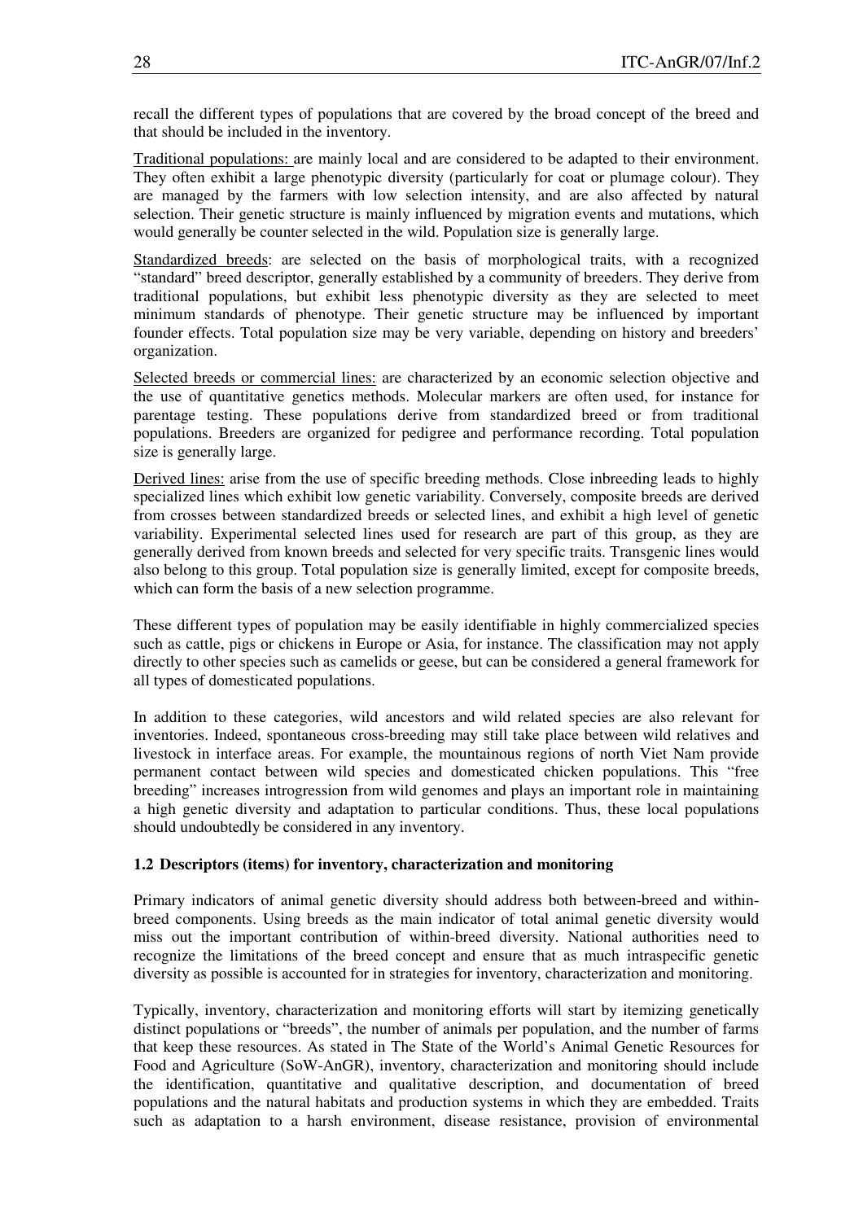recall the different types of populations that are covered by the broad concept of the breed and that should be included in the inventory.

Traditional populations: are mainly local and are considered to be adapted to their environment. They often exhibit a large phenotypic diversity (particularly for coat or plumage colour). They are managed by the farmers with low selection intensity, and are also affected by natural selection. Their genetic structure is mainly influenced by migration events and mutations, which would generally be counter selected in the wild. Population size is generally large.

Standardized breeds: are selected on the basis of morphological traits, with a recognized "standard" breed descriptor, generally established by a community of breeders. They derive from traditional populations, but exhibit less phenotypic diversity as they are selected to meet minimum standards of phenotype. Their genetic structure may be influenced by important founder effects. Total population size may be very variable, depending on history and breeders' organization.

Selected breeds or commercial lines: are characterized by an economic selection objective and the use of quantitative genetics methods. Molecular markers are often used, for instance for parentage testing. These populations derive from standardized breed or from traditional populations. Breeders are organized for pedigree and performance recording. Total population size is generally large.

Derived lines: arise from the use of specific breeding methods. Close inbreeding leads to highly specialized lines which exhibit low genetic variability. Conversely, composite breeds are derived from crosses between standardized breeds or selected lines, and exhibit a high level of genetic variability. Experimental selected lines used for research are part of this group, as they are generally derived from known breeds and selected for very specific traits. Transgenic lines would also belong to this group. Total population size is generally limited, except for composite breeds, which can form the basis of a new selection programme.

These different types of population may be easily identifiable in highly commercialized species such as cattle, pigs or chickens in Europe or Asia, for instance. The classification may not apply directly to other species such as camelids or geese, but can be considered a general framework for all types of domesticated populations.

In addition to these categories, wild ancestors and wild related species are also relevant for inventories. Indeed, spontaneous cross-breeding may still take place between wild relatives and livestock in interface areas. For example, the mountainous regions of north Viet Nam provide permanent contact between wild species and domesticated chicken populations. This "free breeding" increases introgression from wild genomes and plays an important role in maintaining a high genetic diversity and adaptation to particular conditions. Thus, these local populations should undoubtedly be considered in any inventory.

### 1.2 Descriptors (items) for inventory, characterization and monitoring

Primary indicators of animal genetic diversity should address both between-breed and within-breed components. Using breeds as the main indicator of total animal genetic diversity would miss out the important contribution of within-breed diversity. National authorities need to recognize the limitations of the breed concept and ensure that as much intraspecific genetic diversity as possible is accounted for in strategies for inventory, characterization and monitoring.

Typically, inventory, characterization and monitoring efforts will start by itemizing genetically distinct populations or "breeds", the number of animals per population, and the number of farms that keep these resources. As stated in The State of the World's Animal Genetic Resources for Food and Agriculture (SoW-AnGR), inventory, characterization and monitoring should include the identification, quantitative and qualitative description, and documentation of breed populations and the natural habitats and production systems in which they are embedded. Traits such as adaptation to a harsh environment, disease resistance, provision of environmental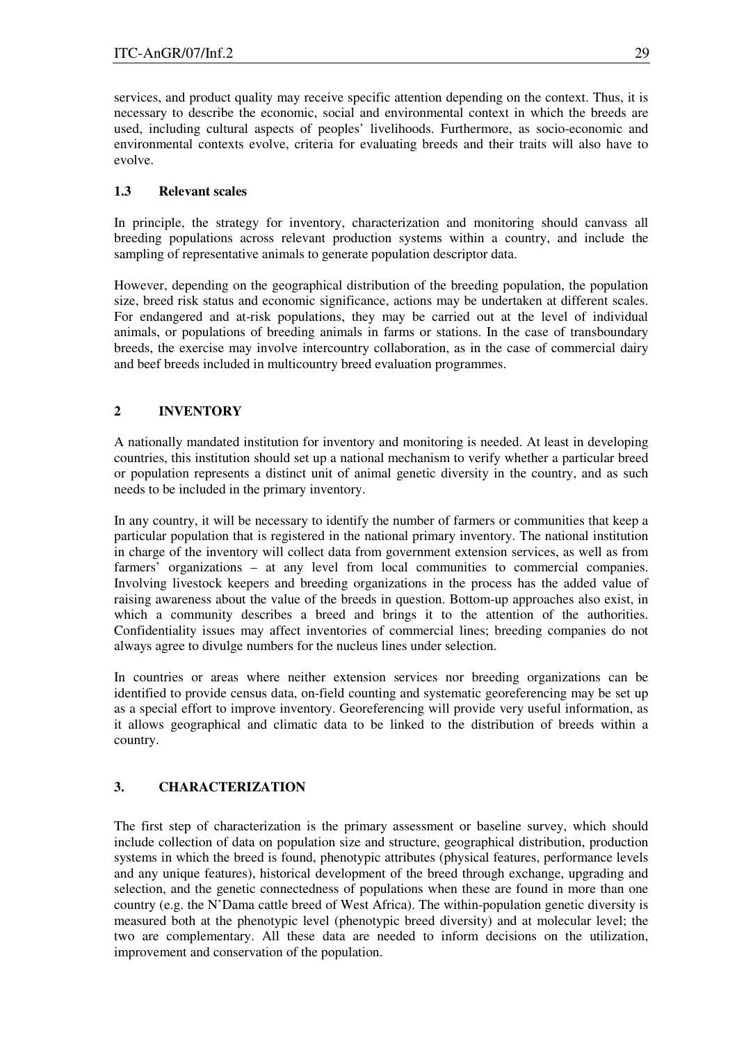services, and product quality may receive specific attention depending on the context. Thus, it is necessary to describe the economic, social and environmental context in which the breeds are used, including cultural aspects of peoples' livelihoods. Furthermore, as socio-economic and environmental contexts evolve, criteria for evaluating breeds and their traits will also have to evolve.

### 1.3 Relevant scales

In principle, the strategy for inventory, characterization and monitoring should canvass all breeding populations across relevant production systems within a country, and include the sampling of representative animals to generate population descriptor data.

However, depending on the geographical distribution of the breeding population, the population size, breed risk status and economic significance, actions may be undertaken at different scales. For endangered and at-risk populations, they may be carried out at the level of individual animals, or populations of breeding animals in farms or stations. In the case of transboundary breeds, the exercise may involve intercountry collaboration, as in the case of commercial dairy and beef breeds included in multicountry breed evaluation programmes.

## 2 INVENTORY

A nationally mandated institution for inventory and monitoring is needed. At least in developing countries, this institution should set up a national mechanism to verify whether a particular breed or population represents a distinct unit of animal genetic diversity in the country, and as such needs to be included in the primary inventory.

In any country, it will be necessary to identify the number of farmers or communities that keep a particular population that is registered in the national primary inventory. The national institution in charge of the inventory will collect data from government extension services, as well as from farmers' organizations – at any level from local communities to commercial companies. Involving livestock keepers and breeding organizations in the process has the added value of raising awareness about the value of the breeds in question. Bottom-up approaches also exist, in which a community describes a breed and brings it to the attention of the authorities. Confidentiality issues may affect inventories of commercial lines; breeding companies do not always agree to divulge numbers for the nucleus lines under selection.

In countries or areas where neither extension services nor breeding organizations can be identified to provide census data, on-field counting and systematic georeferencing may be set up as a special effort to improve inventory. Georeferencing will provide very useful information, as it allows geographical and climatic data to be linked to the distribution of breeds within a country.

## 3. CHARACTERIZATION

The first step of characterization is the primary assessment or baseline survey, which should include collection of data on population size and structure, geographical distribution, production systems in which the breed is found, phenotypic attributes (physical features, performance levels and any unique features), historical development of the breed through exchange, upgrading and selection, and the genetic connectedness of populations when these are found in more than one country (e.g. the N'Dama cattle breed of West Africa). The within-population genetic diversity is measured both at the phenotypic level (phenotypic breed diversity) and at molecular level; the two are complementary. All these data are needed to inform decisions on the utilization, improvement and conservation of the population.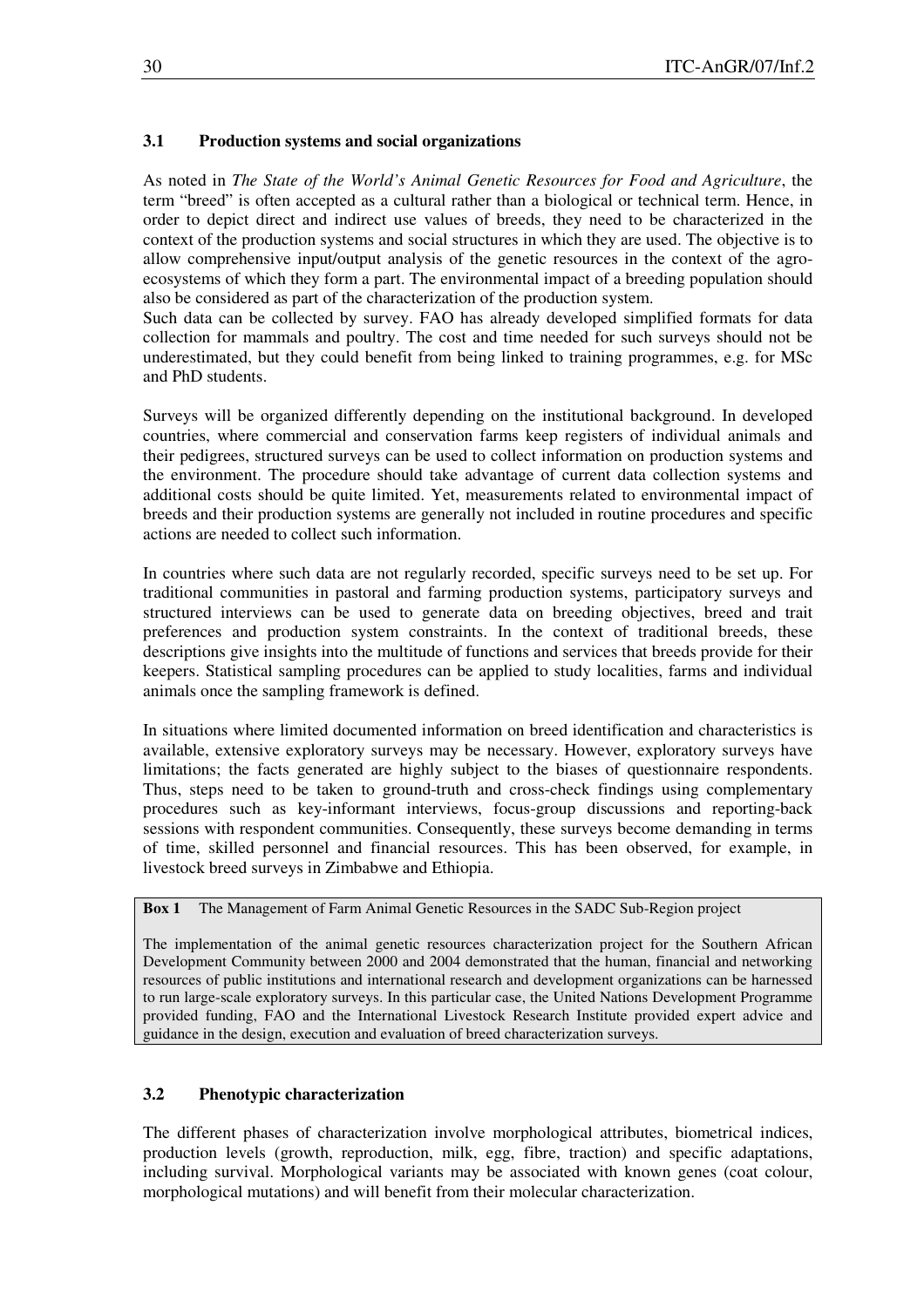### 3.1 Production systems and social organizations

As noted in *The State of the World's Animal Genetic Resources for Food and Agriculture*, the term "breed" is often accepted as a cultural rather than a biological or technical term. Hence, in order to depict direct and indirect use values of breeds, they need to be characterized in the context of the production systems and social structures in which they are used. The objective is to allow comprehensive input/output analysis of the genetic resources in the context of the agro-ecosystems of which they form a part. The environmental impact of a breeding population should also be considered as part of the characterization of the production system.
Such data can be collected by survey. FAO has already developed simplified formats for data collection for mammals and poultry. The cost and time needed for such surveys should not be underestimated, but they could benefit from being linked to training programmes, e.g. for MSc and PhD students.

Surveys will be organized differently depending on the institutional background. In developed countries, where commercial and conservation farms keep registers of individual animals and their pedigrees, structured surveys can be used to collect information on production systems and the environment. The procedure should take advantage of current data collection systems and additional costs should be quite limited. Yet, measurements related to environmental impact of breeds and their production systems are generally not included in routine procedures and specific actions are needed to collect such information.

In countries where such data are not regularly recorded, specific surveys need to be set up. For traditional communities in pastoral and farming production systems, participatory surveys and structured interviews can be used to generate data on breeding objectives, breed and trait preferences and production system constraints. In the context of traditional breeds, these descriptions give insights into the multitude of functions and services that breeds provide for their keepers. Statistical sampling procedures can be applied to study localities, farms and individual animals once the sampling framework is defined.

In situations where limited documented information on breed identification and characteristics is available, extensive exploratory surveys may be necessary. However, exploratory surveys have limitations; the facts generated are highly subject to the biases of questionnaire respondents. Thus, steps need to be taken to ground-truth and cross-check findings using complementary procedures such as key-informant interviews, focus-group discussions and reporting-back sessions with respondent communities. Consequently, these surveys become demanding in terms of time, skilled personnel and financial resources. This has been observed, for example, in livestock breed surveys in Zimbabwe and Ethiopia.

**Box 1** The Management of Farm Animal Genetic Resources in the SADC Sub-Region project

The implementation of the animal genetic resources characterization project for the Southern African Development Community between 2000 and 2004 demonstrated that the human, financial and networking resources of public institutions and international research and development organizations can be harnessed to run large-scale exploratory surveys. In this particular case, the United Nations Development Programme provided funding, FAO and the International Livestock Research Institute provided expert advice and guidance in the design, execution and evaluation of breed characterization surveys.

### 3.2 Phenotypic characterization

The different phases of characterization involve morphological attributes, biometrical indices, production levels (growth, reproduction, milk, egg, fibre, traction) and specific adaptations, including survival. Morphological variants may be associated with known genes (coat colour, morphological mutations) and will benefit from their molecular characterization.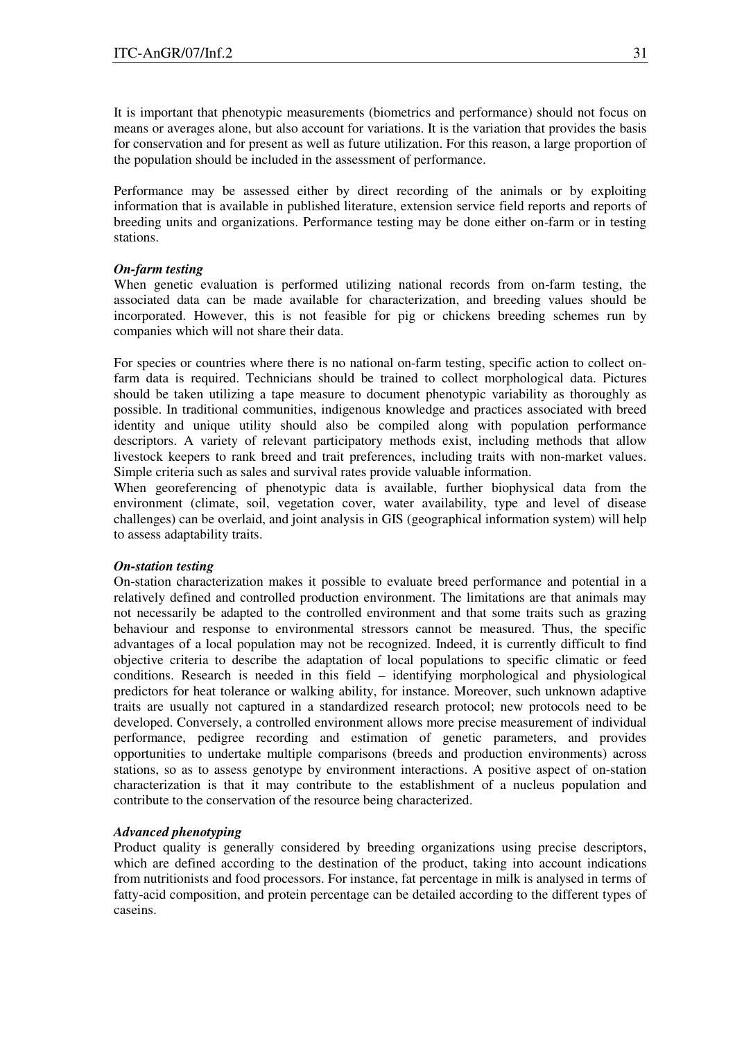It is important that phenotypic measurements (biometrics and performance) should not focus on means or averages alone, but also account for variations. It is the variation that provides the basis for conservation and for present as well as future utilization. For this reason, a large proportion of the population should be included in the assessment of performance.

Performance may be assessed either by direct recording of the animals or by exploiting information that is available in published literature, extension service field reports and reports of breeding units and organizations. Performance testing may be done either on-farm or in testing stations.

***On-farm testing***

When genetic evaluation is performed utilizing national records from on-farm testing, the associated data can be made available for characterization, and breeding values should be incorporated. However, this is not feasible for pig or chickens breeding schemes run by companies which will not share their data.

For species or countries where there is no national on-farm testing, specific action to collect on-farm data is required. Technicians should be trained to collect morphological data. Pictures should be taken utilizing a tape measure to document phenotypic variability as thoroughly as possible. In traditional communities, indigenous knowledge and practices associated with breed identity and unique utility should also be compiled along with population performance descriptors. A variety of relevant participatory methods exist, including methods that allow livestock keepers to rank breed and trait preferences, including traits with non-market values. Simple criteria such as sales and survival rates provide valuable information.

When georeferencing of phenotypic data is available, further biophysical data from the environment (climate, soil, vegetation cover, water availability, type and level of disease challenges) can be overlaid, and joint analysis in GIS (geographical information system) will help to assess adaptability traits.

***On-station testing***

On-station characterization makes it possible to evaluate breed performance and potential in a relatively defined and controlled production environment. The limitations are that animals may not necessarily be adapted to the controlled environment and that some traits such as grazing behaviour and response to environmental stressors cannot be measured. Thus, the specific advantages of a local population may not be recognized. Indeed, it is currently difficult to find objective criteria to describe the adaptation of local populations to specific climatic or feed conditions. Research is needed in this field – identifying morphological and physiological predictors for heat tolerance or walking ability, for instance. Moreover, such unknown adaptive traits are usually not captured in a standardized research protocol; new protocols need to be developed. Conversely, a controlled environment allows more precise measurement of individual performance, pedigree recording and estimation of genetic parameters, and provides opportunities to undertake multiple comparisons (breeds and production environments) across stations, so as to assess genotype by environment interactions. A positive aspect of on-station characterization is that it may contribute to the establishment of a nucleus population and contribute to the conservation of the resource being characterized.

***Advanced phenotyping***

Product quality is generally considered by breeding organizations using precise descriptors, which are defined according to the destination of the product, taking into account indications from nutritionists and food processors. For instance, fat percentage in milk is analysed in terms of fatty-acid composition, and protein percentage can be detailed according to the different types of caseins.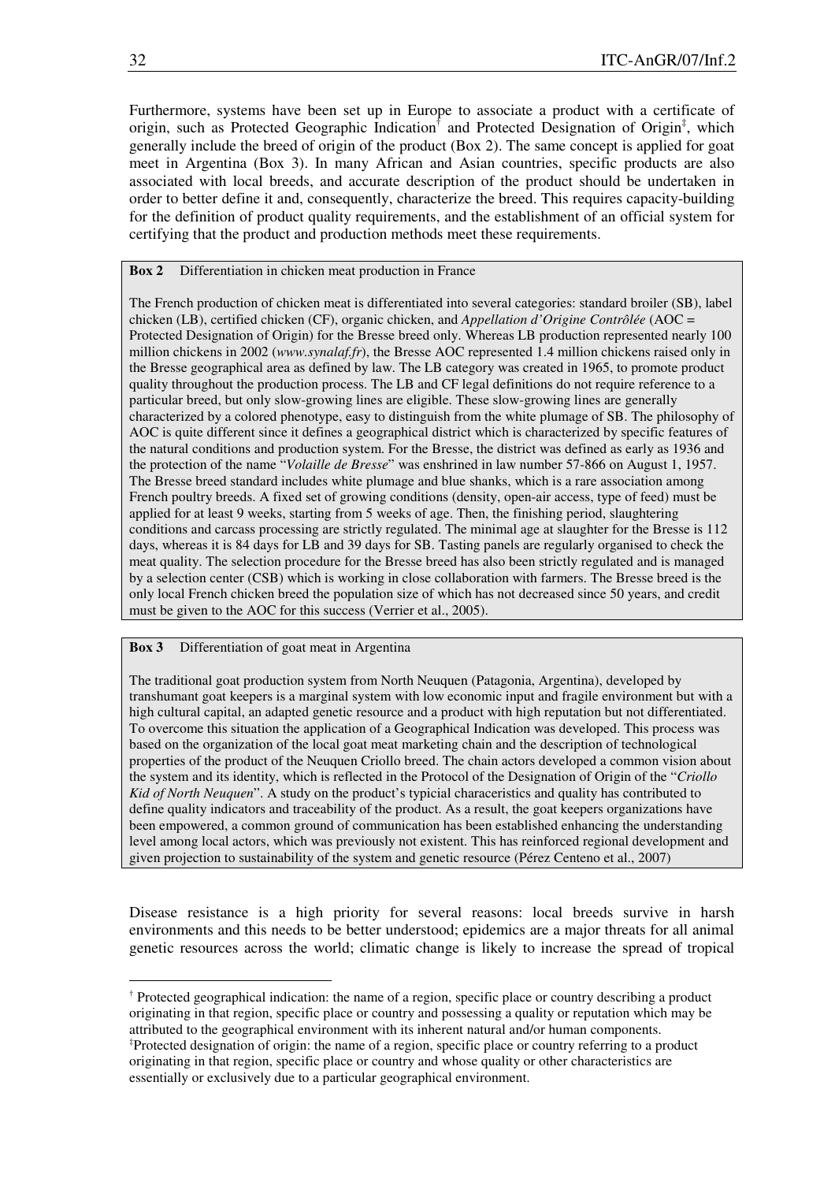Furthermore, systems have been set up in Europe to associate a product with a certificate of origin, such as Protected Geographic Indication[†] and Protected Designation of Origin[‡], which generally include the breed of origin of the product (Box 2). The same concept is applied for goat meet in Argentina (Box 3). In many African and Asian countries, specific products are also associated with local breeds, and accurate description of the product should be undertaken in order to better define it and, consequently, characterize the breed. This requires capacity-building for the definition of product quality requirements, and the establishment of an official system for certifying that the product and production methods meet these requirements.

**Box 2** Differentiation in chicken meat production in France

The French production of chicken meat is differentiated into several categories: standard broiler (SB), label chicken (LB), certified chicken (CF), organic chicken, and *Appellation d'Origine Contrôlée* (AOC = Protected Designation of Origin) for the Bresse breed only. Whereas LB production represented nearly 100 million chickens in 2002 (*www.synalaf.fr*), the Bresse AOC represented 1.4 million chickens raised only in the Bresse geographical area as defined by law. The LB category was created in 1965, to promote product quality throughout the production process. The LB and CF legal definitions do not require reference to a particular breed, but only slow-growing lines are eligible. These slow-growing lines are generally characterized by a colored phenotype, easy to distinguish from the white plumage of SB. The philosophy of AOC is quite different since it defines a geographical district which is characterized by specific features of the natural conditions and production system. For the Bresse, the district was defined as early as 1936 and the protection of the name "*Volaille de Bresse*" was enshrined in law number 57-866 on August 1, 1957. The Bresse breed standard includes white plumage and blue shanks, which is a rare association among French poultry breeds. A fixed set of growing conditions (density, open-air access, type of feed) must be applied for at least 9 weeks, starting from 5 weeks of age. Then, the finishing period, slaughtering conditions and carcass processing are strictly regulated. The minimal age at slaughter for the Bresse is 112 days, whereas it is 84 days for LB and 39 days for SB. Tasting panels are regularly organised to check the meat quality. The selection procedure for the Bresse breed has also been strictly regulated and is managed by a selection center (CSB) which is working in close collaboration with farmers. The Bresse breed is the only local French chicken breed the population size of which has not decreased since 50 years, and credit must be given to the AOC for this success (Verrier et al., 2005).

**Box 3** Differentiation of goat meat in Argentina

The traditional goat production system from North Neuquen (Patagonia, Argentina), developed by transhumant goat keepers is a marginal system with low economic input and fragile environment but with a high cultural capital, an adapted genetic resource and a product with high reputation but not differentiated. To overcome this situation the application of a Geographical Indication was developed. This process was based on the organization of the local goat meat marketing chain and the description of technological properties of the product of the Neuquen Criollo breed. The chain actors developed a common vision about the system and its identity, which is reflected in the Protocol of the Designation of Origin of the "*Criollo Kid of North Neuquen*". A study on the product's typicial characeristics and quality has contributed to define quality indicators and traceability of the product. As a result, the goat keepers organizations have been empowered, a common ground of communication has been established enhancing the understanding level among local actors, which was previously not existent. This has reinforced regional development and given projection to sustainability of the system and genetic resource (Pérez Centeno et al., 2007)

Disease resistance is a high priority for several reasons: local breeds survive in harsh environments and this needs to be better understood; epidemics are a major threats for all animal genetic resources across the world; climatic change is likely to increase the spread of tropical

---

[†] Protected geographical indication: the name of a region, specific place or country describing a product originating in that region, specific place or country and possessing a quality or reputation which may be attributed to the geographical environment with its inherent natural and/or human components.

[‡] Protected designation of origin: the name of a region, specific place or country referring to a product originating in that region, specific place or country and whose quality or other characteristics are essentially or exclusively due to a particular geographical environment.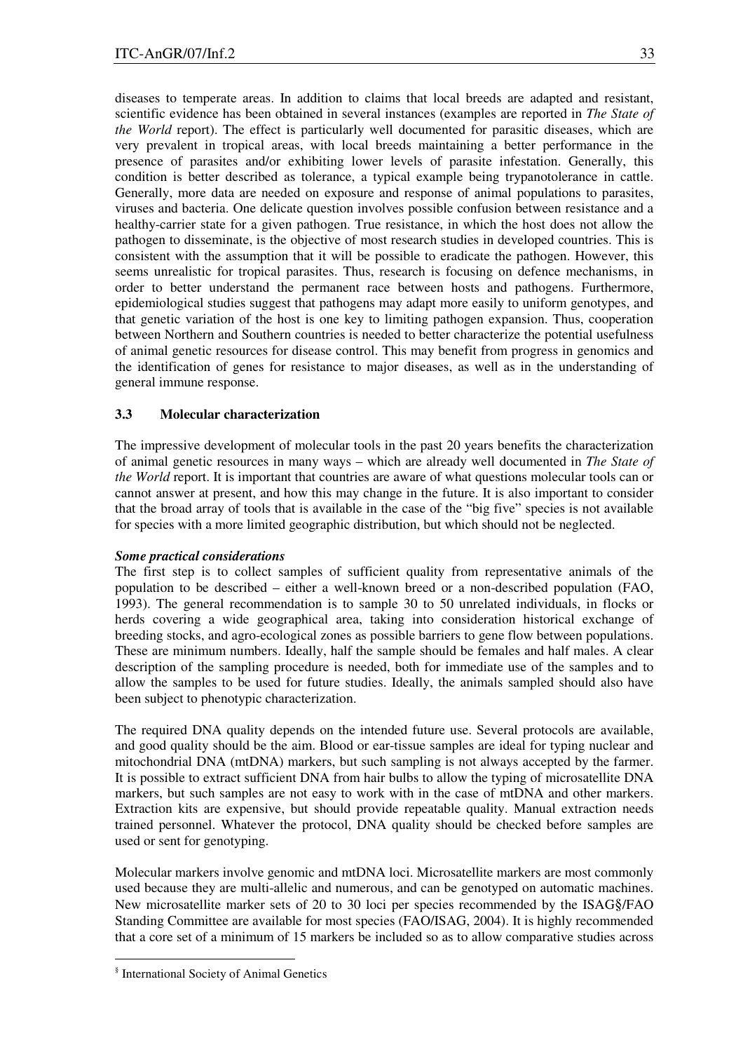diseases to temperate areas. In addition to claims that local breeds are adapted and resistant, scientific evidence has been obtained in several instances (examples are reported in *The State of the World* report). The effect is particularly well documented for parasitic diseases, which are very prevalent in tropical areas, with local breeds maintaining a better performance in the presence of parasites and/or exhibiting lower levels of parasite infestation. Generally, this condition is better described as tolerance, a typical example being trypanotolerance in cattle. Generally, more data are needed on exposure and response of animal populations to parasites, viruses and bacteria. One delicate question involves possible confusion between resistance and a healthy-carrier state for a given pathogen. True resistance, in which the host does not allow the pathogen to disseminate, is the objective of most research studies in developed countries. This is consistent with the assumption that it will be possible to eradicate the pathogen. However, this seems unrealistic for tropical parasites. Thus, research is focusing on defence mechanisms, in order to better understand the permanent race between hosts and pathogens. Furthermore, epidemiological studies suggest that pathogens may adapt more easily to uniform genotypes, and that genetic variation of the host is one key to limiting pathogen expansion. Thus, cooperation between Northern and Southern countries is needed to better characterize the potential usefulness of animal genetic resources for disease control. This may benefit from progress in genomics and the identification of genes for resistance to major diseases, as well as in the understanding of general immune response.

### 3.3 Molecular characterization

The impressive development of molecular tools in the past 20 years benefits the characterization of animal genetic resources in many ways – which are already well documented in *The State of the World* report. It is important that countries are aware of what questions molecular tools can or cannot answer at present, and how this may change in the future. It is also important to consider that the broad array of tools that is available in the case of the "big five" species is not available for species with a more limited geographic distribution, but which should not be neglected.

***Some practical considerations***

The first step is to collect samples of sufficient quality from representative animals of the population to be described – either a well-known breed or a non-described population (FAO, 1993). The general recommendation is to sample 30 to 50 unrelated individuals, in flocks or herds covering a wide geographical area, taking into consideration historical exchange of breeding stocks, and agro-ecological zones as possible barriers to gene flow between populations. These are minimum numbers. Ideally, half the sample should be females and half males. A clear description of the sampling procedure is needed, both for immediate use of the samples and to allow the samples to be used for future studies. Ideally, the animals sampled should also have been subject to phenotypic characterization.

The required DNA quality depends on the intended future use. Several protocols are available, and good quality should be the aim. Blood or ear-tissue samples are ideal for typing nuclear and mitochondrial DNA (mtDNA) markers, but such sampling is not always accepted by the farmer. It is possible to extract sufficient DNA from hair bulbs to allow the typing of microsatellite DNA markers, but such samples are not easy to work with in the case of mtDNA and other markers. Extraction kits are expensive, but should provide repeatable quality. Manual extraction needs trained personnel. Whatever the protocol, DNA quality should be checked before samples are used or sent for genotyping.

Molecular markers involve genomic and mtDNA loci. Microsatellite markers are most commonly used because they are multi-allelic and numerous, and can be genotyped on automatic machines. New microsatellite marker sets of 20 to 30 loci per species recommended by the ISAG§/FAO Standing Committee are available for most species (FAO/ISAG, 2004). It is highly recommended that a core set of a minimum of 15 markers be included so as to allow comparative studies across

§ International Society of Animal Genetics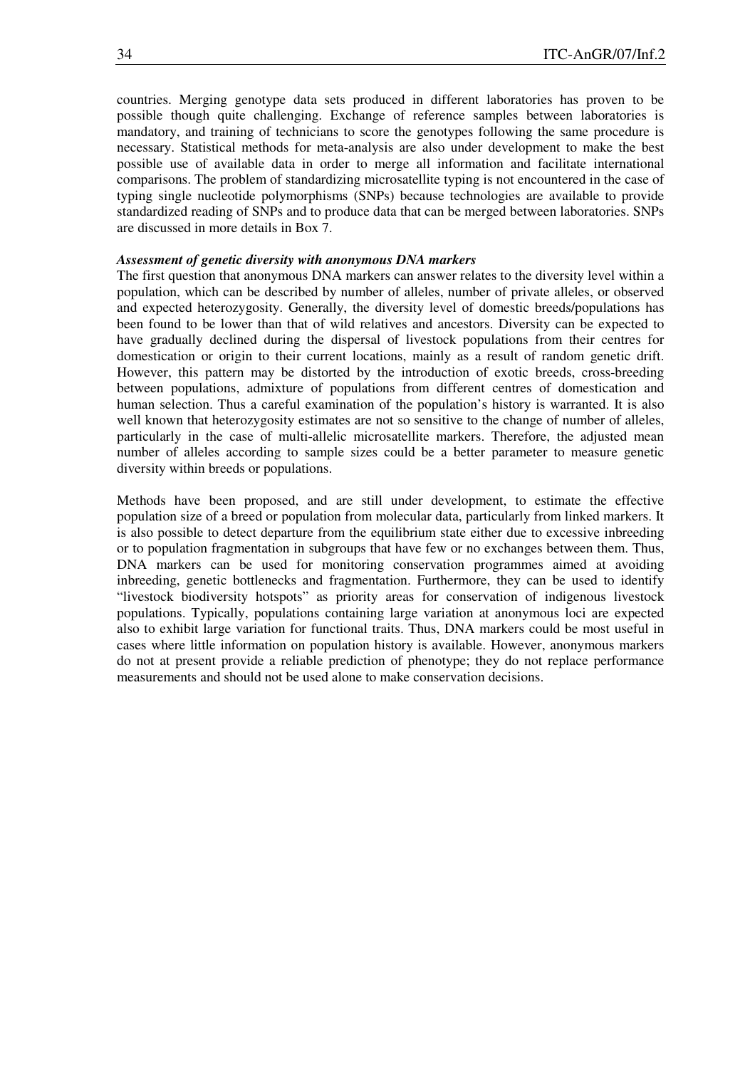countries. Merging genotype data sets produced in different laboratories has proven to be possible though quite challenging. Exchange of reference samples between laboratories is mandatory, and training of technicians to score the genotypes following the same procedure is necessary. Statistical methods for meta-analysis are also under development to make the best possible use of available data in order to merge all information and facilitate international comparisons. The problem of standardizing microsatellite typing is not encountered in the case of typing single nucleotide polymorphisms (SNPs) because technologies are available to provide standardized reading of SNPs and to produce data that can be merged between laboratories. SNPs are discussed in more details in Box 7.

***Assessment of genetic diversity with anonymous DNA markers***

The first question that anonymous DNA markers can answer relates to the diversity level within a population, which can be described by number of alleles, number of private alleles, or observed and expected heterozygosity. Generally, the diversity level of domestic breeds/populations has been found to be lower than that of wild relatives and ancestors. Diversity can be expected to have gradually declined during the dispersal of livestock populations from their centres for domestication or origin to their current locations, mainly as a result of random genetic drift. However, this pattern may be distorted by the introduction of exotic breeds, cross-breeding between populations, admixture of populations from different centres of domestication and human selection. Thus a careful examination of the population's history is warranted. It is also well known that heterozygosity estimates are not so sensitive to the change of number of alleles, particularly in the case of multi-allelic microsatellite markers. Therefore, the adjusted mean number of alleles according to sample sizes could be a better parameter to measure genetic diversity within breeds or populations.

Methods have been proposed, and are still under development, to estimate the effective population size of a breed or population from molecular data, particularly from linked markers. It is also possible to detect departure from the equilibrium state either due to excessive inbreeding or to population fragmentation in subgroups that have few or no exchanges between them. Thus, DNA markers can be used for monitoring conservation programmes aimed at avoiding inbreeding, genetic bottlenecks and fragmentation. Furthermore, they can be used to identify "livestock biodiversity hotspots" as priority areas for conservation of indigenous livestock populations. Typically, populations containing large variation at anonymous loci are expected also to exhibit large variation for functional traits. Thus, DNA markers could be most useful in cases where little information on population history is available. However, anonymous markers do not at present provide a reliable prediction of phenotype; they do not replace performance measurements and should not be used alone to make conservation decisions.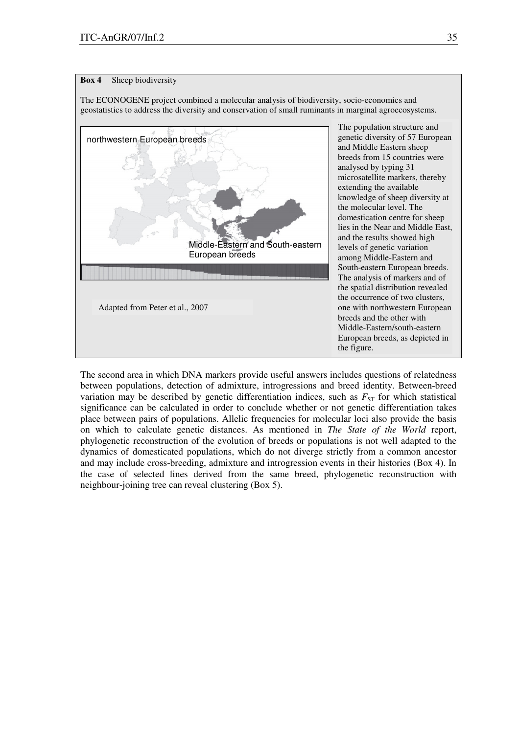**Box 4** Sheep biodiversity

The ECONOGENE project combined a molecular analysis of biodiversity, socio-economics and geostatistics to address the diversity and conservation of small ruminants in marginal agroecosystems.

northwestern European breeds

Middle-Eastern and South-eastern European breeds

Adapted from Peter et al., 2007

The population structure and genetic diversity of 57 European and Middle Eastern sheep breeds from 15 countries were analysed by typing 31 microsatellite markers, thereby extending the available knowledge of sheep diversity at the molecular level. The domestication centre for sheep lies in the Near and Middle East, and the results showed high levels of genetic variation among Middle-Eastern and South-eastern European breeds. The analysis of markers and of the spatial distribution revealed the occurrence of two clusters, one with northwestern European breeds and the other with Middle-Eastern/south-eastern European breeds, as depicted in the figure.

The second area in which DNA markers provide useful answers includes questions of relatedness between populations, detection of admixture, introgressions and breed identity. Between-breed variation may be described by genetic differentiation indices, such as $F_{ST}$ for which statistical significance can be calculated in order to conclude whether or not genetic differentiation takes place between pairs of populations. Allelic frequencies for molecular loci also provide the basis on which to calculate genetic distances. As mentioned in *The State of the World* report, phylogenetic reconstruction of the evolution of breeds or populations is not well adapted to the dynamics of domesticated populations, which do not diverge strictly from a common ancestor and may include cross-breeding, admixture and introgression events in their histories (Box 4). In the case of selected lines derived from the same breed, phylogenetic reconstruction with neighbour-joining tree can reveal clustering (Box 5).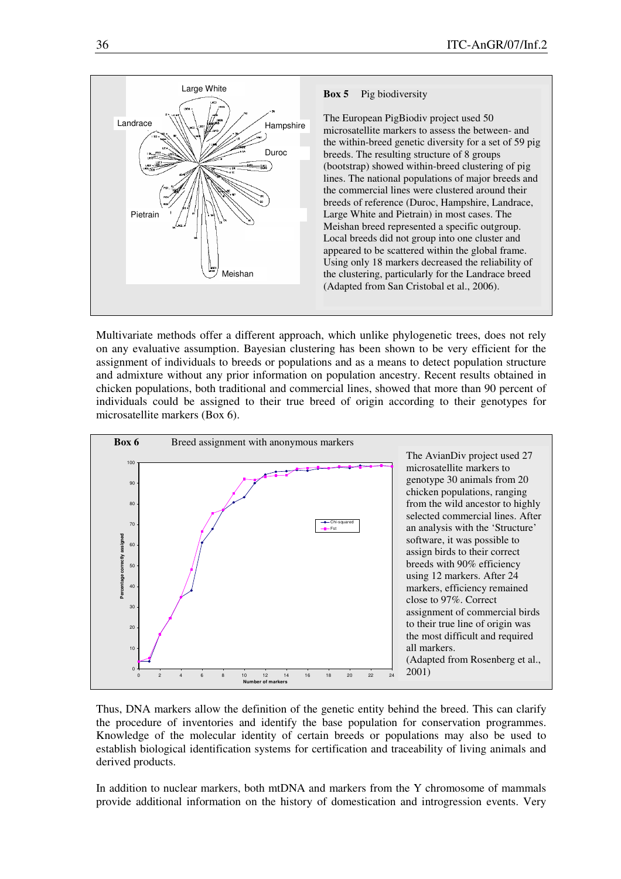**Box 5** Pig biodiversity

The European PigBiodiv project used 50 microsatellite markers to assess the between- and the within-breed genetic diversity for a set of 59 pig breeds. The resulting structure of 8 groups (bootstrap) showed within-breed clustering of pig lines. The national populations of major breeds and the commercial lines were clustered around their breeds of reference (Duroc, Hampshire, Landrace, Large White and Pietrain) in most cases. The Meishan breed represented a specific outgroup. Local breeds did not group into one cluster and appeared to be scattered within the global frame. Using only 18 markers decreased the reliability of the clustering, particularly for the Landrace breed (Adapted from San Cristobal et al., 2006).

Multivariate methods offer a different approach, which unlike phylogenetic trees, does not rely on any evaluative assumption. Bayesian clustering has been shown to be very efficient for the assignment of individuals to breeds or populations and as a means to detect population structure and admixture without any prior information on population ancestry. Recent results obtained in chicken populations, both traditional and commercial lines, showed that more than 90 percent of individuals could be assigned to their true breed of origin according to their genotypes for microsatellite markers (Box 6).

**Box 6** Breed assignment with anonymous markers

The AvianDiv project used 27 microsatellite markers to genotype 30 animals from 20 chicken populations, ranging from the wild ancestor to highly selected commercial lines. After an analysis with the 'Structure' software, it was possible to assign birds to their correct breeds with 90% efficiency using 12 markers. After 24 markers, efficiency remained close to 97%. Correct assignment of commercial birds to their true line of origin was the most difficult and required all markers.
(Adapted from Rosenberg et al., 2001)

Thus, DNA markers allow the definition of the genetic entity behind the breed. This can clarify the procedure of inventories and identify the base population for conservation programmes. Knowledge of the molecular identity of certain breeds or populations may also be used to establish biological identification systems for certification and traceability of living animals and derived products.

In addition to nuclear markers, both mtDNA and markers from the Y chromosome of mammals provide additional information on the history of domestication and introgression events. Very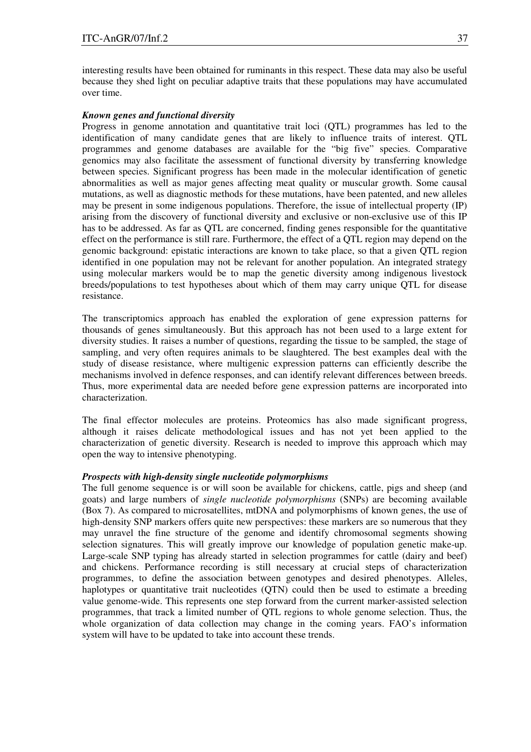interesting results have been obtained for ruminants in this respect. These data may also be useful because they shed light on peculiar adaptive traits that these populations may have accumulated over time.

***Known genes and functional diversity***

Progress in genome annotation and quantitative trait loci (QTL) programmes has led to the identification of many candidate genes that are likely to influence traits of interest. QTL programmes and genome databases are available for the "big five" species. Comparative genomics may also facilitate the assessment of functional diversity by transferring knowledge between species. Significant progress has been made in the molecular identification of genetic abnormalities as well as major genes affecting meat quality or muscular growth. Some causal mutations, as well as diagnostic methods for these mutations, have been patented, and new alleles may be present in some indigenous populations. Therefore, the issue of intellectual property (IP) arising from the discovery of functional diversity and exclusive or non-exclusive use of this IP has to be addressed. As far as QTL are concerned, finding genes responsible for the quantitative effect on the performance is still rare. Furthermore, the effect of a QTL region may depend on the genomic background: epistatic interactions are known to take place, so that a given QTL region identified in one population may not be relevant for another population. An integrated strategy using molecular markers would be to map the genetic diversity among indigenous livestock breeds/populations to test hypotheses about which of them may carry unique QTL for disease resistance.

The transcriptomics approach has enabled the exploration of gene expression patterns for thousands of genes simultaneously. But this approach has not been used to a large extent for diversity studies. It raises a number of questions, regarding the tissue to be sampled, the stage of sampling, and very often requires animals to be slaughtered. The best examples deal with the study of disease resistance, where multigenic expression patterns can efficiently describe the mechanisms involved in defence responses, and can identify relevant differences between breeds. Thus, more experimental data are needed before gene expression patterns are incorporated into characterization.

The final effector molecules are proteins. Proteomics has also made significant progress, although it raises delicate methodological issues and has not yet been applied to the characterization of genetic diversity. Research is needed to improve this approach which may open the way to intensive phenotyping.

***Prospects with high-density single nucleotide polymorphisms***

The full genome sequence is or will soon be available for chickens, cattle, pigs and sheep (and goats) and large numbers of *single nucleotide polymorphisms* (SNPs) are becoming available (Box 7). As compared to microsatellites, mtDNA and polymorphisms of known genes, the use of high-density SNP markers offers quite new perspectives: these markers are so numerous that they may unravel the fine structure of the genome and identify chromosomal segments showing selection signatures. This will greatly improve our knowledge of population genetic make-up. Large-scale SNP typing has already started in selection programmes for cattle (dairy and beef) and chickens. Performance recording is still necessary at crucial steps of characterization programmes, to define the association between genotypes and desired phenotypes. Alleles, haplotypes or quantitative trait nucleotides (QTN) could then be used to estimate a breeding value genome-wide. This represents one step forward from the current marker-assisted selection programmes, that track a limited number of QTL regions to whole genome selection. Thus, the whole organization of data collection may change in the coming years. FAO's information system will have to be updated to take into account these trends.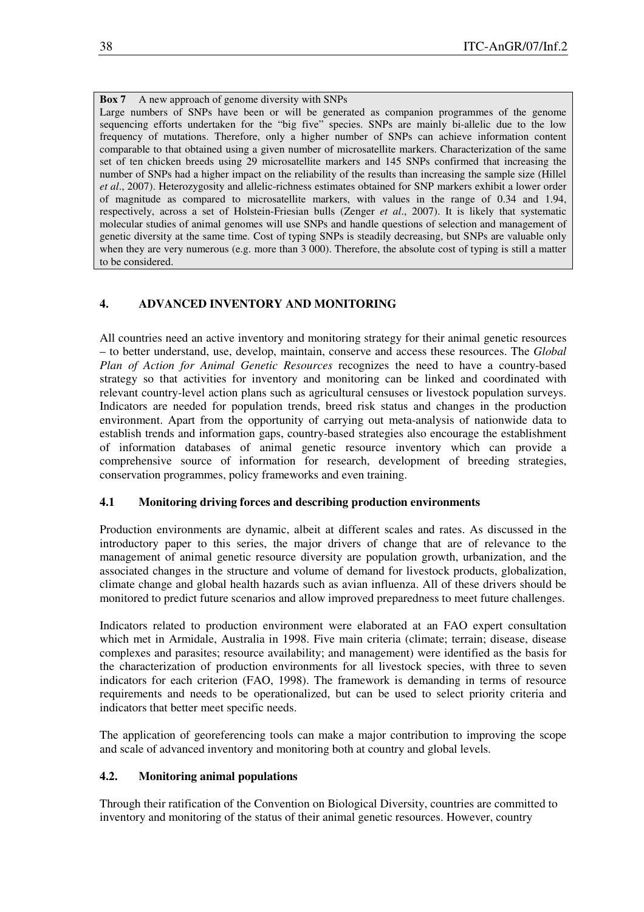**Box 7** A new approach of genome diversity with SNPs

Large numbers of SNPs have been or will be generated as companion programmes of the genome sequencing efforts undertaken for the "big five" species. SNPs are mainly bi-allelic due to the low frequency of mutations. Therefore, only a higher number of SNPs can achieve information content comparable to that obtained using a given number of microsatellite markers. Characterization of the same set of ten chicken breeds using 29 microsatellite markers and 145 SNPs confirmed that increasing the number of SNPs had a higher impact on the reliability of the results than increasing the sample size (Hillel *et al*., 2007). Heterozygosity and allelic-richness estimates obtained for SNP markers exhibit a lower order of magnitude as compared to microsatellite markers, with values in the range of 0.34 and 1.94, respectively, across a set of Holstein-Friesian bulls (Zenger *et al*., 2007). It is likely that systematic molecular studies of animal genomes will use SNPs and handle questions of selection and management of genetic diversity at the same time. Cost of typing SNPs is steadily decreasing, but SNPs are valuable only when they are very numerous (e.g. more than 3 000). Therefore, the absolute cost of typing is still a matter to be considered.

## 4. ADVANCED INVENTORY AND MONITORING

All countries need an active inventory and monitoring strategy for their animal genetic resources – to better understand, use, develop, maintain, conserve and access these resources. The *Global Plan of Action for Animal Genetic Resources* recognizes the need to have a country-based strategy so that activities for inventory and monitoring can be linked and coordinated with relevant country-level action plans such as agricultural censuses or livestock population surveys. Indicators are needed for population trends, breed risk status and changes in the production environment. Apart from the opportunity of carrying out meta-analysis of nationwide data to establish trends and information gaps, country-based strategies also encourage the establishment of information databases of animal genetic resource inventory which can provide a comprehensive source of information for research, development of breeding strategies, conservation programmes, policy frameworks and even training.

### 4.1 Monitoring driving forces and describing production environments

Production environments are dynamic, albeit at different scales and rates. As discussed in the introductory paper to this series, the major drivers of change that are of relevance to the management of animal genetic resource diversity are population growth, urbanization, and the associated changes in the structure and volume of demand for livestock products, globalization, climate change and global health hazards such as avian influenza. All of these drivers should be monitored to predict future scenarios and allow improved preparedness to meet future challenges.

Indicators related to production environment were elaborated at an FAO expert consultation which met in Armidale, Australia in 1998. Five main criteria (climate; terrain; disease, disease complexes and parasites; resource availability; and management) were identified as the basis for the characterization of production environments for all livestock species, with three to seven indicators for each criterion (FAO, 1998). The framework is demanding in terms of resource requirements and needs to be operationalized, but can be used to select priority criteria and indicators that better meet specific needs.

The application of georeferencing tools can make a major contribution to improving the scope and scale of advanced inventory and monitoring both at country and global levels.

### 4.2. Monitoring animal populations

Through their ratification of the Convention on Biological Diversity, countries are committed to inventory and monitoring of the status of their animal genetic resources. However, country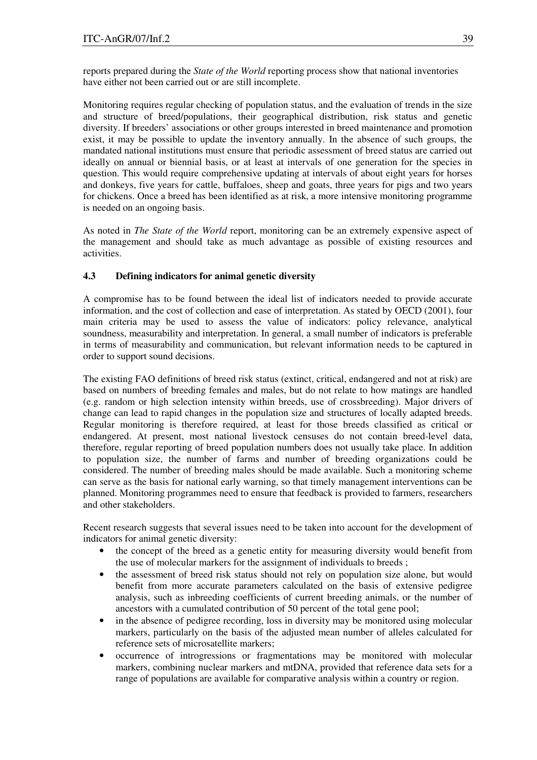reports prepared during the *State of the World* reporting process show that national inventories have either not been carried out or are still incomplete.

Monitoring requires regular checking of population status, and the evaluation of trends in the size and structure of breed/populations, their geographical distribution, risk status and genetic diversity. If breeders' associations or other groups interested in breed maintenance and promotion exist, it may be possible to update the inventory annually. In the absence of such groups, the mandated national institutions must ensure that periodic assessment of breed status are carried out ideally on annual or biennial basis, or at least at intervals of one generation for the species in question. This would require comprehensive updating at intervals of about eight years for horses and donkeys, five years for cattle, buffaloes, sheep and goats, three years for pigs and two years for chickens. Once a breed has been identified as at risk, a more intensive monitoring programme is needed on an ongoing basis.

As noted in *The State of the World* report, monitoring can be an extremely expensive aspect of the management and should take as much advantage as possible of existing resources and activities.

### 4.3 Defining indicators for animal genetic diversity

A compromise has to be found between the ideal list of indicators needed to provide accurate information, and the cost of collection and ease of interpretation. As stated by OECD (2001), four main criteria may be used to assess the value of indicators: policy relevance, analytical soundness, measurability and interpretation. In general, a small number of indicators is preferable in terms of measurability and communication, but relevant information needs to be captured in order to support sound decisions.

The existing FAO definitions of breed risk status (extinct, critical, endangered and not at risk) are based on numbers of breeding females and males, but do not relate to how matings are handled (e.g. random or high selection intensity within breeds, use of crossbreeding). Major drivers of change can lead to rapid changes in the population size and structures of locally adapted breeds. Regular monitoring is therefore required, at least for those breeds classified as critical or endangered. At present, most national livestock censuses do not contain breed-level data, therefore, regular reporting of breed population numbers does not usually take place. In addition to population size, the number of farms and number of breeding organizations could be considered. The number of breeding males should be made available. Such a monitoring scheme can serve as the basis for national early warning, so that timely management interventions can be planned. Monitoring programmes need to ensure that feedback is provided to farmers, researchers and other stakeholders.

Recent research suggests that several issues need to be taken into account for the development of indicators for animal genetic diversity:

- the concept of the breed as a genetic entity for measuring diversity would benefit from the use of molecular markers for the assignment of individuals to breeds ;
- the assessment of breed risk status should not rely on population size alone, but would benefit from more accurate parameters calculated on the basis of extensive pedigree analysis, such as inbreeding coefficients of current breeding animals, or the number of ancestors with a cumulated contribution of 50 percent of the total gene pool;
- in the absence of pedigree recording, loss in diversity may be monitored using molecular markers, particularly on the basis of the adjusted mean number of alleles calculated for reference sets of microsatellite markers;
- occurrence of introgressions or fragmentations may be monitored with molecular markers, combining nuclear markers and mtDNA, provided that reference data sets for a range of populations are available for comparative analysis within a country or region.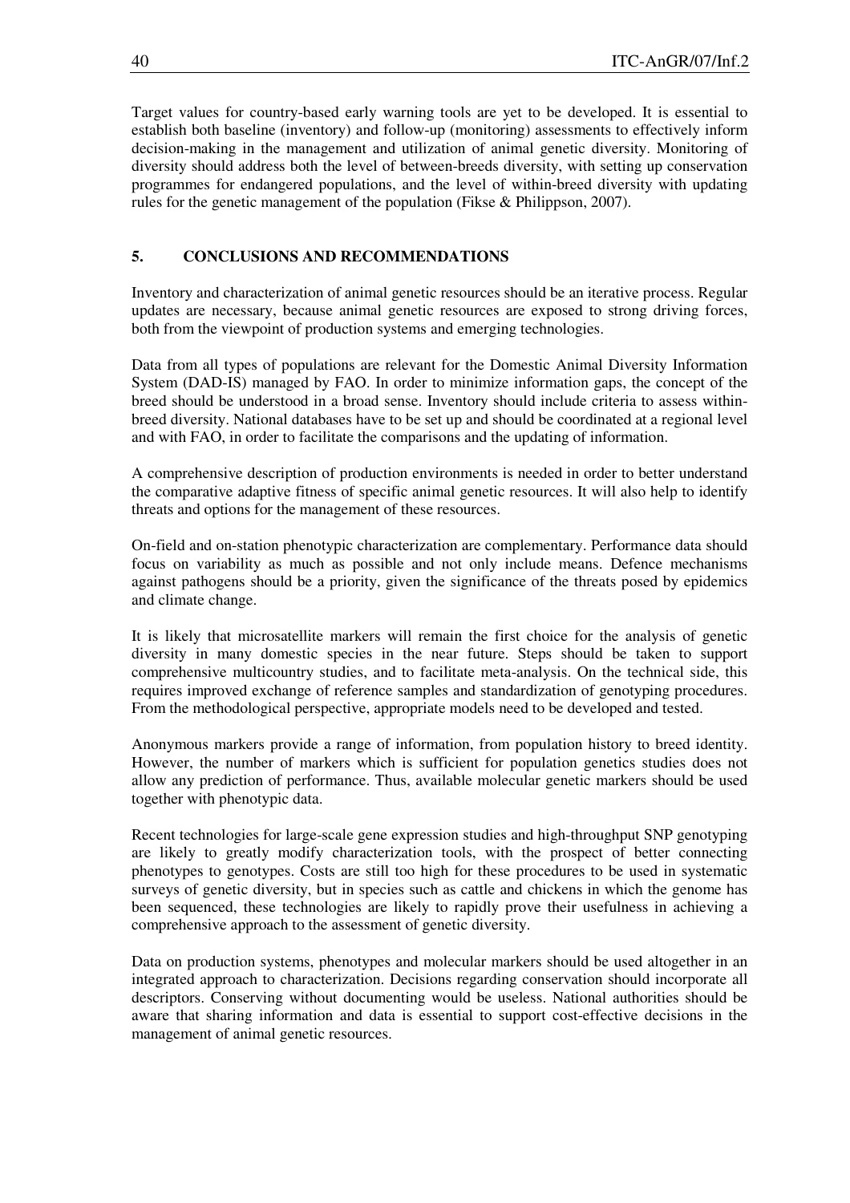Target values for country-based early warning tools are yet to be developed. It is essential to establish both baseline (inventory) and follow-up (monitoring) assessments to effectively inform decision-making in the management and utilization of animal genetic diversity. Monitoring of diversity should address both the level of between-breeds diversity, with setting up conservation programmes for endangered populations, and the level of within-breed diversity with updating rules for the genetic management of the population (Fikse & Philippson, 2007).

## 5. CONCLUSIONS AND RECOMMENDATIONS

Inventory and characterization of animal genetic resources should be an iterative process. Regular updates are necessary, because animal genetic resources are exposed to strong driving forces, both from the viewpoint of production systems and emerging technologies.

Data from all types of populations are relevant for the Domestic Animal Diversity Information System (DAD-IS) managed by FAO. In order to minimize information gaps, the concept of the breed should be understood in a broad sense. Inventory should include criteria to assess within-breed diversity. National databases have to be set up and should be coordinated at a regional level and with FAO, in order to facilitate the comparisons and the updating of information.

A comprehensive description of production environments is needed in order to better understand the comparative adaptive fitness of specific animal genetic resources. It will also help to identify threats and options for the management of these resources.

On-field and on-station phenotypic characterization are complementary. Performance data should focus on variability as much as possible and not only include means. Defence mechanisms against pathogens should be a priority, given the significance of the threats posed by epidemics and climate change.

It is likely that microsatellite markers will remain the first choice for the analysis of genetic diversity in many domestic species in the near future. Steps should be taken to support comprehensive multicountry studies, and to facilitate meta-analysis. On the technical side, this requires improved exchange of reference samples and standardization of genotyping procedures. From the methodological perspective, appropriate models need to be developed and tested.

Anonymous markers provide a range of information, from population history to breed identity. However, the number of markers which is sufficient for population genetics studies does not allow any prediction of performance. Thus, available molecular genetic markers should be used together with phenotypic data.

Recent technologies for large-scale gene expression studies and high-throughput SNP genotyping are likely to greatly modify characterization tools, with the prospect of better connecting phenotypes to genotypes. Costs are still too high for these procedures to be used in systematic surveys of genetic diversity, but in species such as cattle and chickens in which the genome has been sequenced, these technologies are likely to rapidly prove their usefulness in achieving a comprehensive approach to the assessment of genetic diversity.

Data on production systems, phenotypes and molecular markers should be used altogether in an integrated approach to characterization. Decisions regarding conservation should incorporate all descriptors. Conserving without documenting would be useless. National authorities should be aware that sharing information and data is essential to support cost-effective decisions in the management of animal genetic resources.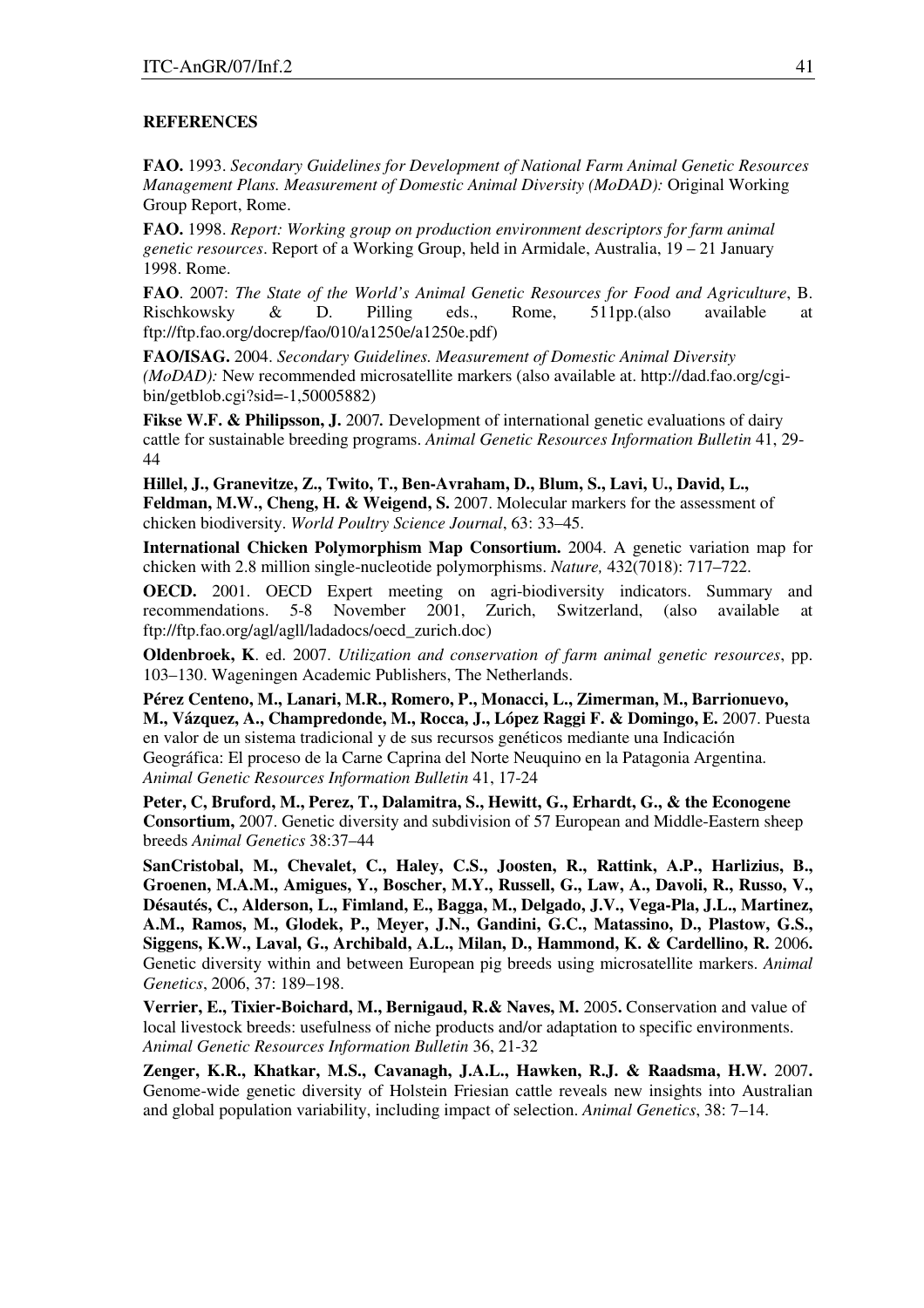**REFERENCES**

**FAO.** 1993. *Secondary Guidelines for Development of National Farm Animal Genetic Resources Management Plans. Measurement of Domestic Animal Diversity (MoDAD):* Original Working Group Report, Rome.

**FAO.** 1998. *Report: Working group on production environment descriptors for farm animal genetic resources*. Report of a Working Group, held in Armidale, Australia, 19 – 21 January 1998. Rome.

**FAO**. 2007: *The State of the World's Animal Genetic Resources for Food and Agriculture*, B. Rischkowsky & D. Pilling eds., Rome, 511pp.(also available at ftp://ftp.fao.org/docrep/fao/010/a1250e/a1250e.pdf)

**FAO/ISAG.** 2004. *Secondary Guidelines. Measurement of Domestic Animal Diversity (MoDAD):* New recommended microsatellite markers (also available at. http://dad.fao.org/cgi-bin/getblob.cgi?sid=-1,50005882)

**Fikse W.F. & Philipsson, J.** 2007*.* Development of international genetic evaluations of dairy cattle for sustainable breeding programs. *Animal Genetic Resources Information Bulletin* 41, 29-44

**Hillel, J., Granevitze, Z., Twito, T., Ben-Avraham, D., Blum, S., Lavi, U., David, L., Feldman, M.W., Cheng, H. & Weigend, S.** 2007. Molecular markers for the assessment of chicken biodiversity. *World Poultry Science Journal*, 63: 33–45.

**International Chicken Polymorphism Map Consortium.** 2004. A genetic variation map for chicken with 2.8 million single-nucleotide polymorphisms. *Nature,* 432(7018): 717–722.

**OECD.** 2001. OECD Expert meeting on agri-biodiversity indicators. Summary and recommendations. 5-8 November 2001, Zurich, Switzerland, (also available at ftp://ftp.fao.org/agl/agll/ladadocs/oecd_zurich.doc)

**Oldenbroek, K**. ed. 2007. *Utilization and conservation of farm animal genetic resources*, pp. 103–130. Wageningen Academic Publishers, The Netherlands.

**Pérez Centeno, M., Lanari, M.R., Romero, P., Monacci, L., Zimerman, M., Barrionuevo, M., Vázquez, A., Champredonde, M., Rocca, J., López Raggi F. & Domingo, E.** 2007. Puesta en valor de un sistema tradicional y de sus recursos genéticos mediante una Indicación Geográfica: El proceso de la Carne Caprina del Norte Neuquino en la Patagonia Argentina. *Animal Genetic Resources Information Bulletin* 41, 17-24

**Peter, C, Bruford, M., Perez, T., Dalamitra, S., Hewitt, G., Erhardt, G., & the Econogene Consortium,** 2007. Genetic diversity and subdivision of 57 European and Middle-Eastern sheep breeds *Animal Genetics* 38:37–44

**SanCristobal, M., Chevalet, C., Haley, C.S., Joosten, R., Rattink, A.P., Harlizius, B., Groenen, M.A.M., Amigues, Y., Boscher, M.Y., Russell, G., Law, A., Davoli, R., Russo, V., Désautés, C., Alderson, L., Fimland, E., Bagga, M., Delgado, J.V., Vega-Pla, J.L., Martinez, A.M., Ramos, M., Glodek, P., Meyer, J.N., Gandini, G.C., Matassino, D., Plastow, G.S., Siggens, K.W., Laval, G., Archibald, A.L., Milan, D., Hammond, K. & Cardellino, R.** 2006**.** Genetic diversity within and between European pig breeds using microsatellite markers. *Animal Genetics*, 2006, 37: 189–198.

**Verrier, E., Tixier-Boichard, M., Bernigaud, R.& Naves, M.** 2005**.** Conservation and value of local livestock breeds: usefulness of niche products and/or adaptation to specific environments. *Animal Genetic Resources Information Bulletin* 36, 21-32

**Zenger, K.R., Khatkar, M.S., Cavanagh, J.A.L., Hawken, R.J. & Raadsma, H.W.** 2007**.** Genome-wide genetic diversity of Holstein Friesian cattle reveals new insights into Australian and global population variability, including impact of selection. *Animal Genetics*, 38: 7–14.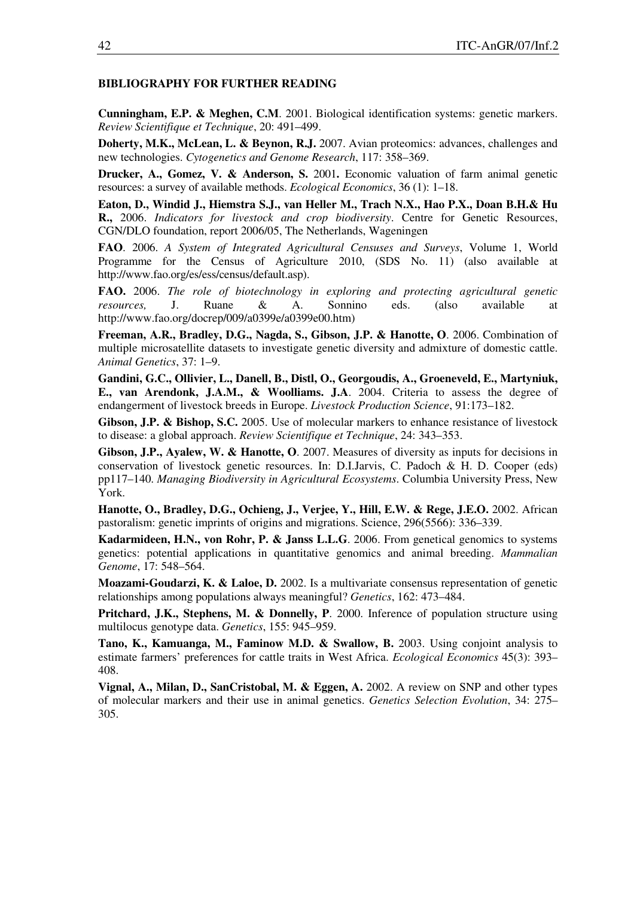### BIBLIOGRAPHY FOR FURTHER READING

**Cunningham, E.P. & Meghen, C.M**. 2001. Biological identification systems: genetic markers. *Review Scientifique et Technique*, 20: 491–499.

**Doherty, M.K., McLean, L. & Beynon, R.J.** 2007. Avian proteomics: advances, challenges and new technologies. *Cytogenetics and Genome Research*, 117: 358–369.

**Drucker, A., Gomez, V. & Anderson, S.** 2001**.** Economic valuation of farm animal genetic resources: a survey of available methods. *Ecological Economics*, 36 (1): 1–18.

**Eaton, D., Windid J., Hiemstra S.J., van Heller M., Trach N.X., Hao P.X., Doan B.H.& Hu R.,** 2006. *Indicators for livestock and crop biodiversity*. Centre for Genetic Resources, CGN/DLO foundation, report 2006/05, The Netherlands, Wageningen

**FAO**. 2006. *A System of Integrated Agricultural Censuses and Surveys*, Volume 1, World Programme for the Census of Agriculture 2010, (SDS No. 11) (also available at http://www.fao.org/es/ess/census/default.asp).

**FAO.** 2006. *The role of biotechnology in exploring and protecting agricultural genetic resources,* J. Ruane & A. Sonnino eds. (also available at http://www.fao.org/docrep/009/a0399e/a0399e00.htm)

**Freeman, A.R., Bradley, D.G., Nagda, S., Gibson, J.P. & Hanotte, O**. 2006. Combination of multiple microsatellite datasets to investigate genetic diversity and admixture of domestic cattle. *Animal Genetics*, 37: 1–9.

**Gandini, G.C., Ollivier, L., Danell, B., Distl, O., Georgoudis, A., Groeneveld, E., Martyniuk, E., van Arendonk, J.A.M., & Woolliams. J.A**. 2004. Criteria to assess the degree of endangerment of livestock breeds in Europe. *Livestock Production Science*, 91:173–182.

**Gibson, J.P. & Bishop, S.C.** 2005. Use of molecular markers to enhance resistance of livestock to disease: a global approach. *Review Scientifique et Technique*, 24: 343–353.

**Gibson, J.P., Ayalew, W. & Hanotte, O**. 2007. Measures of diversity as inputs for decisions in conservation of livestock genetic resources. In: D.I.Jarvis, C. Padoch & H. D. Cooper (eds) pp117–140. *Managing Biodiversity in Agricultural Ecosystems*. Columbia University Press, New York.

**Hanotte, O., Bradley, D.G., Ochieng, J., Verjee, Y., Hill, E.W. & Rege, J.E.O.** 2002. African pastoralism: genetic imprints of origins and migrations. Science, 296(5566): 336–339.

**Kadarmideen, H.N., von Rohr, P. & Janss L.L.G**. 2006. From genetical genomics to systems genetics: potential applications in quantitative genomics and animal breeding. *Mammalian Genome*, 17: 548–564.

**Moazami-Goudarzi, K. & Laloe, D.** 2002. Is a multivariate consensus representation of genetic relationships among populations always meaningful? *Genetics*, 162: 473–484.

**Pritchard, J.K., Stephens, M. & Donnelly, P**. 2000. Inference of population structure using multilocus genotype data. *Genetics*, 155: 945–959.

**Tano, K., Kamuanga, M., Faminow M.D. & Swallow, B.** 2003. Using conjoint analysis to estimate farmers' preferences for cattle traits in West Africa. *Ecological Economics* 45(3): 393–408.

**Vignal, A., Milan, D., SanCristobal, M. & Eggen, A.** 2002. A review on SNP and other types of molecular markers and their use in animal genetics. *Genetics Selection Evolution*, 34: 275–305.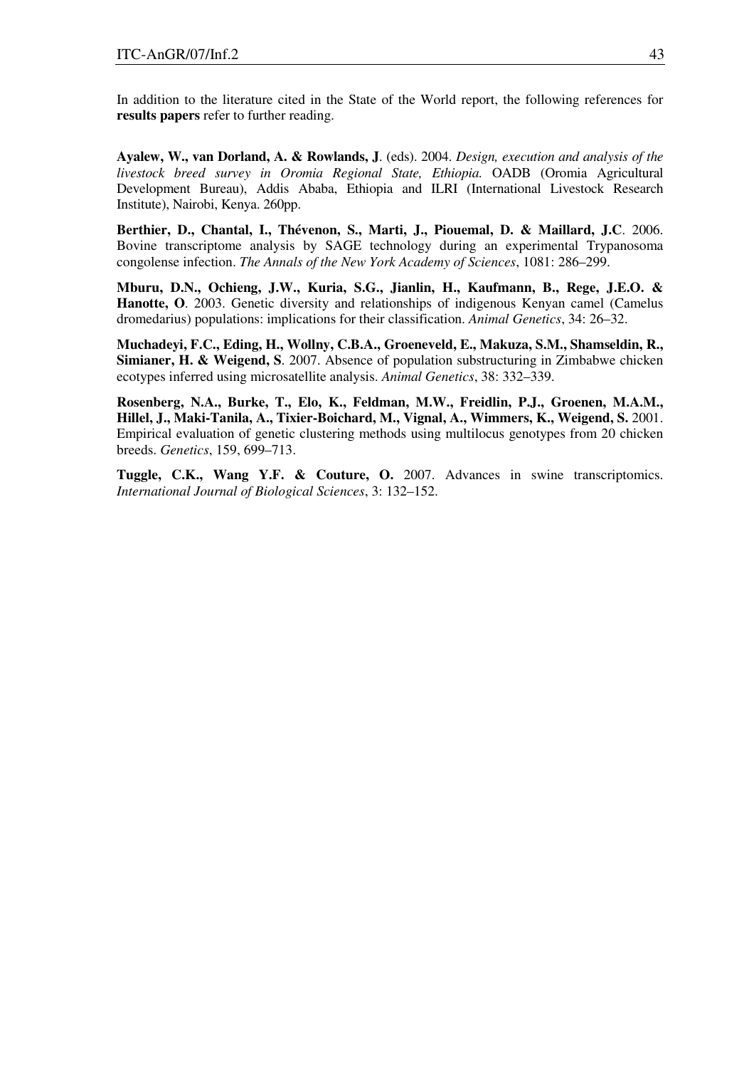In addition to the literature cited in the State of the World report, the following references for **results papers** refer to further reading.

**Ayalew, W., van Dorland, A. & Rowlands, J**. (eds). 2004. *Design, execution and analysis of the livestock breed survey in Oromia Regional State, Ethiopia.* OADB (Oromia Agricultural Development Bureau), Addis Ababa, Ethiopia and ILRI (International Livestock Research Institute), Nairobi, Kenya. 260pp.

**Berthier, D., Chantal, I., Thévenon, S., Marti, J., Piouemal, D. & Maillard, J.C**. 2006. Bovine transcriptome analysis by SAGE technology during an experimental Trypanosoma congolense infection. *The Annals of the New York Academy of Sciences*, 1081: 286–299.

**Mburu, D.N., Ochieng, J.W., Kuria, S.G., Jianlin, H., Kaufmann, B., Rege, J.E.O. & Hanotte, O**. 2003. Genetic diversity and relationships of indigenous Kenyan camel (Camelus dromedarius) populations: implications for their classification. *Animal Genetics*, 34: 26–32.

**Muchadeyi, F.C., Eding, H., Wollny, C.B.A., Groeneveld, E., Makuza, S.M., Shamseldin, R., Simianer, H. & Weigend, S**. 2007. Absence of population substructuring in Zimbabwe chicken ecotypes inferred using microsatellite analysis. *Animal Genetics*, 38: 332–339.

**Rosenberg, N.A., Burke, T., Elo, K., Feldman, M.W., Freidlin, P.J., Groenen, M.A.M., Hillel, J., Maki-Tanila, A., Tixier-Boichard, M., Vignal, A., Wimmers, K., Weigend, S.** 2001. Empirical evaluation of genetic clustering methods using multilocus genotypes from 20 chicken breeds. *Genetics*, 159, 699–713.

**Tuggle, C.K., Wang Y.F. & Couture, O.** 2007. Advances in swine transcriptomics. *International Journal of Biological Sciences*, 3: 132–152.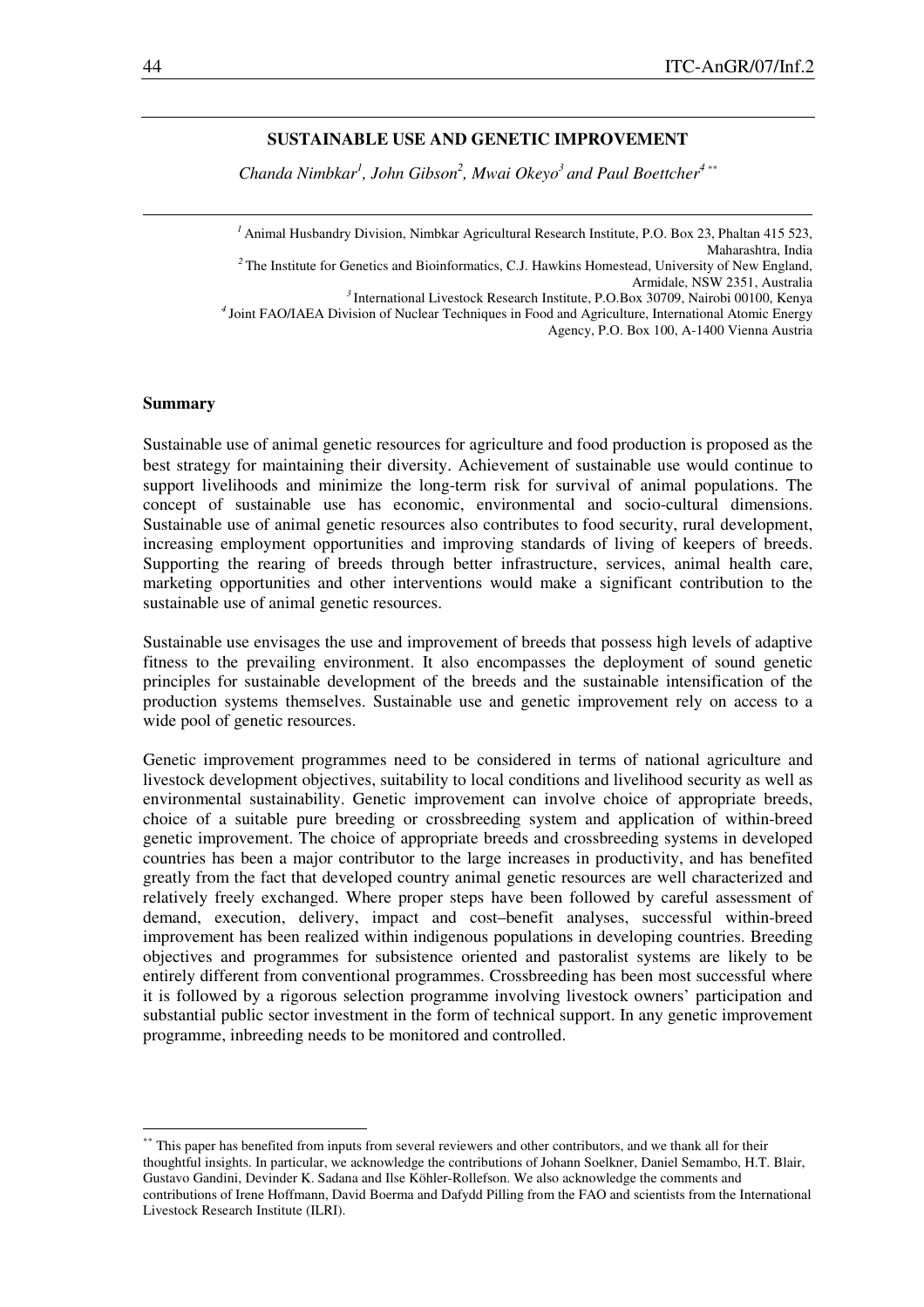# SUSTAINABLE USE AND GENETIC IMPROVEMENT

*Chanda Nimbkar[1], John Gibson[2], Mwai Okeyo[3] and Paul Boettcher[4 **]*

[1] Animal Husbandry Division, Nimbkar Agricultural Research Institute, P.O. Box 23, Phaltan 415 523, Maharashtra, India

[2] The Institute for Genetics and Bioinformatics, C.J. Hawkins Homestead, University of New England, Armidale, NSW 2351, Australia

[3] International Livestock Research Institute, P.O.Box 30709, Nairobi 00100, Kenya

[4] Joint FAO/IAEA Division of Nuclear Techniques in Food and Agriculture, International Atomic Energy Agency, P.O. Box 100, A-1400 Vienna Austria

## Summary

Sustainable use of animal genetic resources for agriculture and food production is proposed as the best strategy for maintaining their diversity. Achievement of sustainable use would continue to support livelihoods and minimize the long-term risk for survival of animal populations. The concept of sustainable use has economic, environmental and socio-cultural dimensions. Sustainable use of animal genetic resources also contributes to food security, rural development, increasing employment opportunities and improving standards of living of keepers of breeds. Supporting the rearing of breeds through better infrastructure, services, animal health care, marketing opportunities and other interventions would make a significant contribution to the sustainable use of animal genetic resources.

Sustainable use envisages the use and improvement of breeds that possess high levels of adaptive fitness to the prevailing environment. It also encompasses the deployment of sound genetic principles for sustainable development of the breeds and the sustainable intensification of the production systems themselves. Sustainable use and genetic improvement rely on access to a wide pool of genetic resources.

Genetic improvement programmes need to be considered in terms of national agriculture and livestock development objectives, suitability to local conditions and livelihood security as well as environmental sustainability. Genetic improvement can involve choice of appropriate breeds, choice of a suitable pure breeding or crossbreeding system and application of within-breed genetic improvement. The choice of appropriate breeds and crossbreeding systems in developed countries has been a major contributor to the large increases in productivity, and has benefited greatly from the fact that developed country animal genetic resources are well characterized and relatively freely exchanged. Where proper steps have been followed by careful assessment of demand, execution, delivery, impact and cost–benefit analyses, successful within-breed improvement has been realized within indigenous populations in developing countries. Breeding objectives and programmes for subsistence oriented and pastoralist systems are likely to be entirely different from conventional programmes. Crossbreeding has been most successful where it is followed by a rigorous selection programme involving livestock owners' participation and substantial public sector investment in the form of technical support. In any genetic improvement programme, inbreeding needs to be monitored and controlled.

[**] This paper has benefited from inputs from several reviewers and other contributors, and we thank all for their thoughtful insights. In particular, we acknowledge the contributions of Johann Soelkner, Daniel Semambo, H.T. Blair, Gustavo Gandini, Devinder K. Sadana and Ilse Köhler-Rollefson. We also acknowledge the comments and contributions of Irene Hoffmann, David Boerma and Dafydd Pilling from the FAO and scientists from the International Livestock Research Institute (ILRI).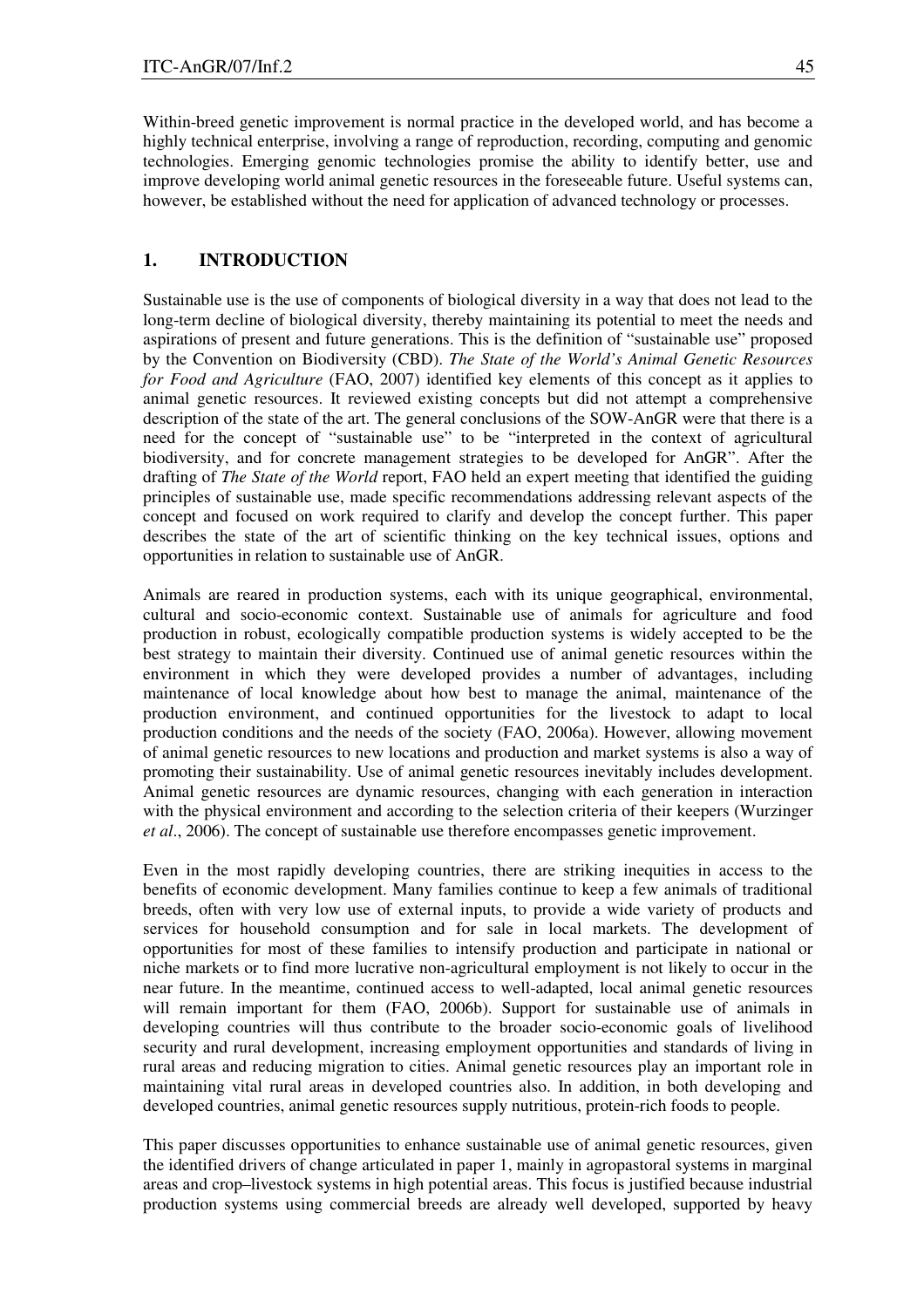Within-breed genetic improvement is normal practice in the developed world, and has become a highly technical enterprise, involving a range of reproduction, recording, computing and genomic technologies. Emerging genomic technologies promise the ability to identify better, use and improve developing world animal genetic resources in the foreseeable future. Useful systems can, however, be established without the need for application of advanced technology or processes.

## 1. INTRODUCTION

Sustainable use is the use of components of biological diversity in a way that does not lead to the long-term decline of biological diversity, thereby maintaining its potential to meet the needs and aspirations of present and future generations. This is the definition of "sustainable use" proposed by the Convention on Biodiversity (CBD). *The State of the World's Animal Genetic Resources for Food and Agriculture* (FAO, 2007) identified key elements of this concept as it applies to animal genetic resources. It reviewed existing concepts but did not attempt a comprehensive description of the state of the art. The general conclusions of the SOW-AnGR were that there is a need for the concept of "sustainable use" to be "interpreted in the context of agricultural biodiversity, and for concrete management strategies to be developed for AnGR". After the drafting of *The State of the World* report, FAO held an expert meeting that identified the guiding principles of sustainable use, made specific recommendations addressing relevant aspects of the concept and focused on work required to clarify and develop the concept further. This paper describes the state of the art of scientific thinking on the key technical issues, options and opportunities in relation to sustainable use of AnGR.

Animals are reared in production systems, each with its unique geographical, environmental, cultural and socio-economic context. Sustainable use of animals for agriculture and food production in robust, ecologically compatible production systems is widely accepted to be the best strategy to maintain their diversity. Continued use of animal genetic resources within the environment in which they were developed provides a number of advantages, including maintenance of local knowledge about how best to manage the animal, maintenance of the production environment, and continued opportunities for the livestock to adapt to local production conditions and the needs of the society (FAO, 2006a). However, allowing movement of animal genetic resources to new locations and production and market systems is also a way of promoting their sustainability. Use of animal genetic resources inevitably includes development. Animal genetic resources are dynamic resources, changing with each generation in interaction with the physical environment and according to the selection criteria of their keepers (Wurzinger *et al*., 2006). The concept of sustainable use therefore encompasses genetic improvement.

Even in the most rapidly developing countries, there are striking inequities in access to the benefits of economic development. Many families continue to keep a few animals of traditional breeds, often with very low use of external inputs, to provide a wide variety of products and services for household consumption and for sale in local markets. The development of opportunities for most of these families to intensify production and participate in national or niche markets or to find more lucrative non-agricultural employment is not likely to occur in the near future. In the meantime, continued access to well-adapted, local animal genetic resources will remain important for them (FAO, 2006b). Support for sustainable use of animals in developing countries will thus contribute to the broader socio-economic goals of livelihood security and rural development, increasing employment opportunities and standards of living in rural areas and reducing migration to cities. Animal genetic resources play an important role in maintaining vital rural areas in developed countries also. In addition, in both developing and developed countries, animal genetic resources supply nutritious, protein-rich foods to people.

This paper discusses opportunities to enhance sustainable use of animal genetic resources, given the identified drivers of change articulated in paper 1, mainly in agropastoral systems in marginal areas and crop–livestock systems in high potential areas. This focus is justified because industrial production systems using commercial breeds are already well developed, supported by heavy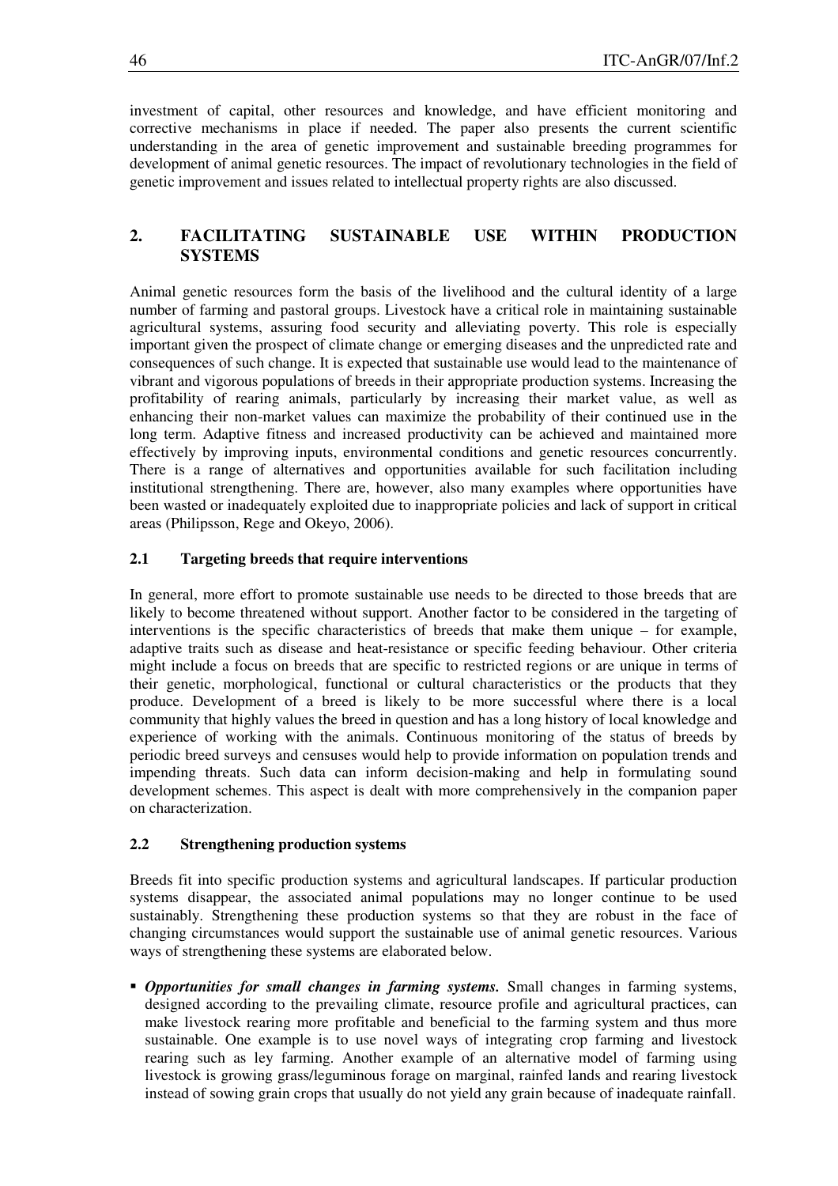investment of capital, other resources and knowledge, and have efficient monitoring and corrective mechanisms in place if needed. The paper also presents the current scientific understanding in the area of genetic improvement and sustainable breeding programmes for development of animal genetic resources. The impact of revolutionary technologies in the field of genetic improvement and issues related to intellectual property rights are also discussed.

## 2. FACILITATING SUSTAINABLE USE WITHIN PRODUCTION SYSTEMS

Animal genetic resources form the basis of the livelihood and the cultural identity of a large number of farming and pastoral groups. Livestock have a critical role in maintaining sustainable agricultural systems, assuring food security and alleviating poverty. This role is especially important given the prospect of climate change or emerging diseases and the unpredicted rate and consequences of such change. It is expected that sustainable use would lead to the maintenance of vibrant and vigorous populations of breeds in their appropriate production systems. Increasing the profitability of rearing animals, particularly by increasing their market value, as well as enhancing their non-market values can maximize the probability of their continued use in the long term. Adaptive fitness and increased productivity can be achieved and maintained more effectively by improving inputs, environmental conditions and genetic resources concurrently. There is a range of alternatives and opportunities available for such facilitation including institutional strengthening. There are, however, also many examples where opportunities have been wasted or inadequately exploited due to inappropriate policies and lack of support in critical areas (Philipsson, Rege and Okeyo, 2006).

### 2.1 Targeting breeds that require interventions

In general, more effort to promote sustainable use needs to be directed to those breeds that are likely to become threatened without support. Another factor to be considered in the targeting of interventions is the specific characteristics of breeds that make them unique – for example, adaptive traits such as disease and heat-resistance or specific feeding behaviour. Other criteria might include a focus on breeds that are specific to restricted regions or are unique in terms of their genetic, morphological, functional or cultural characteristics or the products that they produce. Development of a breed is likely to be more successful where there is a local community that highly values the breed in question and has a long history of local knowledge and experience of working with the animals. Continuous monitoring of the status of breeds by periodic breed surveys and censuses would help to provide information on population trends and impending threats. Such data can inform decision-making and help in formulating sound development schemes. This aspect is dealt with more comprehensively in the companion paper on characterization.

### 2.2 Strengthening production systems

Breeds fit into specific production systems and agricultural landscapes. If particular production systems disappear, the associated animal populations may no longer continue to be used sustainably. Strengthening these production systems so that they are robust in the face of changing circumstances would support the sustainable use of animal genetic resources. Various ways of strengthening these systems are elaborated below.

- ***Opportunities for small changes in farming systems.*** Small changes in farming systems, designed according to the prevailing climate, resource profile and agricultural practices, can make livestock rearing more profitable and beneficial to the farming system and thus more sustainable. One example is to use novel ways of integrating crop farming and livestock rearing such as ley farming. Another example of an alternative model of farming using livestock is growing grass/leguminous forage on marginal, rainfed lands and rearing livestock instead of sowing grain crops that usually do not yield any grain because of inadequate rainfall.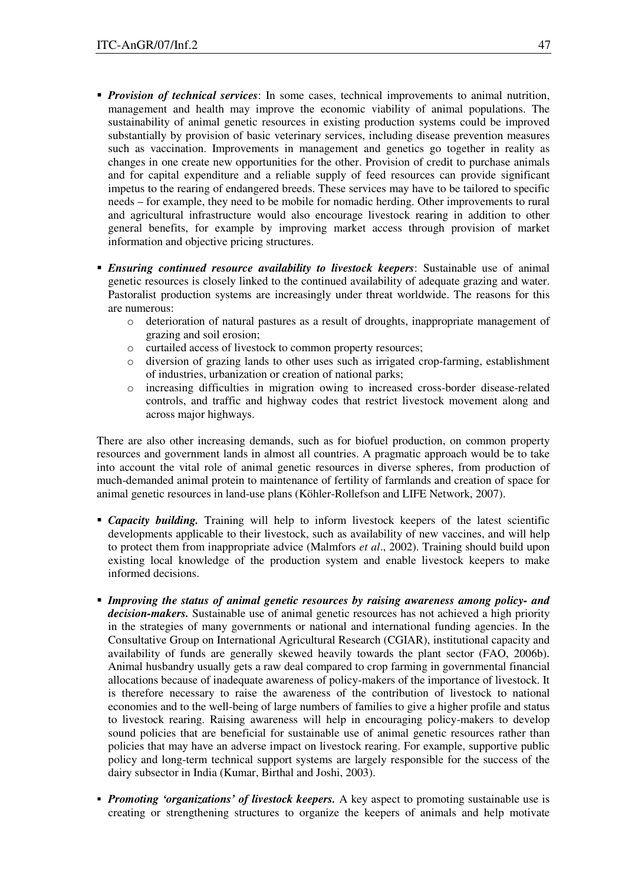- ***Provision of technical services***: In some cases, technical improvements to animal nutrition, management and health may improve the economic viability of animal populations. The sustainability of animal genetic resources in existing production systems could be improved substantially by provision of basic veterinary services, including disease prevention measures such as vaccination. Improvements in management and genetics go together in reality as changes in one create new opportunities for the other. Provision of credit to purchase animals and for capital expenditure and a reliable supply of feed resources can provide significant impetus to the rearing of endangered breeds. These services may have to be tailored to specific needs – for example, they need to be mobile for nomadic herding. Other improvements to rural and agricultural infrastructure would also encourage livestock rearing in addition to other general benefits, for example by improving market access through provision of market information and objective pricing structures.

- ***Ensuring continued resource availability to livestock keepers***: Sustainable use of animal genetic resources is closely linked to the continued availability of adequate grazing and water. Pastoralist production systems are increasingly under threat worldwide. The reasons for this are numerous:
  - deterioration of natural pastures as a result of droughts, inappropriate management of grazing and soil erosion;
  - curtailed access of livestock to common property resources;
  - diversion of grazing lands to other uses such as irrigated crop-farming, establishment of industries, urbanization or creation of national parks;
  - increasing difficulties in migration owing to increased cross-border disease-related controls, and traffic and highway codes that restrict livestock movement along and across major highways.

There are also other increasing demands, such as for biofuel production, on common property resources and government lands in almost all countries. A pragmatic approach would be to take into account the vital role of animal genetic resources in diverse spheres, from production of much-demanded animal protein to maintenance of fertility of farmlands and creation of space for animal genetic resources in land-use plans (Köhler-Rollefson and LIFE Network, 2007).

- ***Capacity building.*** Training will help to inform livestock keepers of the latest scientific developments applicable to their livestock, such as availability of new vaccines, and will help to protect them from inappropriate advice (Malmfors *et al*., 2002). Training should build upon existing local knowledge of the production system and enable livestock keepers to make informed decisions.

- ***Improving the status of animal genetic resources by raising awareness among policy- and decision-makers.*** Sustainable use of animal genetic resources has not achieved a high priority in the strategies of many governments or national and international funding agencies. In the Consultative Group on International Agricultural Research (CGIAR), institutional capacity and availability of funds are generally skewed heavily towards the plant sector (FAO, 2006b). Animal husbandry usually gets a raw deal compared to crop farming in governmental financial allocations because of inadequate awareness of policy-makers of the importance of livestock. It is therefore necessary to raise the awareness of the contribution of livestock to national economies and to the well-being of large numbers of families to give a higher profile and status to livestock rearing. Raising awareness will help in encouraging policy-makers to develop sound policies that are beneficial for sustainable use of animal genetic resources rather than policies that may have an adverse impact on livestock rearing. For example, supportive public policy and long-term technical support systems are largely responsible for the success of the dairy subsector in India (Kumar, Birthal and Joshi, 2003).

- ***Promoting 'organizations' of livestock keepers.*** A key aspect to promoting sustainable use is creating or strengthening structures to organize the keepers of animals and help motivate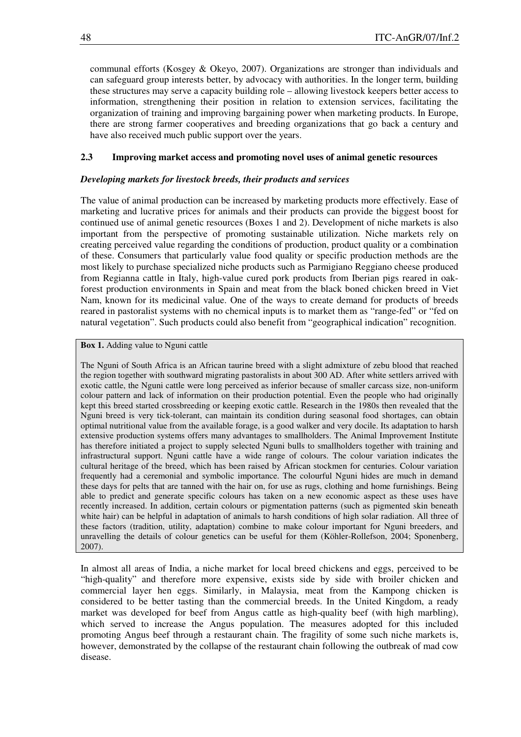communal efforts (Kosgey & Okeyo, 2007). Organizations are stronger than individuals and can safeguard group interests better, by advocacy with authorities. In the longer term, building these structures may serve a capacity building role – allowing livestock keepers better access to information, strengthening their position in relation to extension services, facilitating the organization of training and improving bargaining power when marketing products. In Europe, there are strong farmer cooperatives and breeding organizations that go back a century and have also received much public support over the years.

## 2.3 Improving market access and promoting novel uses of animal genetic resources

### *Developing markets for livestock breeds, their products and services*

The value of animal production can be increased by marketing products more effectively. Ease of marketing and lucrative prices for animals and their products can provide the biggest boost for continued use of animal genetic resources (Boxes 1 and 2). Development of niche markets is also important from the perspective of promoting sustainable utilization. Niche markets rely on creating perceived value regarding the conditions of production, product quality or a combination of these. Consumers that particularly value food quality or specific production methods are the most likely to purchase specialized niche products such as Parmigiano Reggiano cheese produced from Regianna cattle in Italy, high-value cured pork products from Iberian pigs reared in oak-forest production environments in Spain and meat from the black boned chicken breed in Viet Nam, known for its medicinal value. One of the ways to create demand for products of breeds reared in pastoralist systems with no chemical inputs is to market them as "range-fed" or "fed on natural vegetation". Such products could also benefit from "geographical indication" recognition.

> **Box 1.** Adding value to Nguni cattle
>
> The Nguni of South Africa is an African taurine breed with a slight admixture of zebu blood that reached the region together with southward migrating pastoralists in about 300 AD. After white settlers arrived with exotic cattle, the Nguni cattle were long perceived as inferior because of smaller carcass size, non-uniform colour pattern and lack of information on their production potential. Even the people who had originally kept this breed started crossbreeding or keeping exotic cattle. Research in the 1980s then revealed that the Nguni breed is very tick-tolerant, can maintain its condition during seasonal food shortages, can obtain optimal nutritional value from the available forage, is a good walker and very docile. Its adaptation to harsh extensive production systems offers many advantages to smallholders. The Animal Improvement Institute has therefore initiated a project to supply selected Nguni bulls to smallholders together with training and infrastructural support. Nguni cattle have a wide range of colours. The colour variation indicates the cultural heritage of the breed, which has been raised by African stockmen for centuries. Colour variation frequently had a ceremonial and symbolic importance. The colourful Nguni hides are much in demand these days for pelts that are tanned with the hair on, for use as rugs, clothing and home furnishings. Being able to predict and generate specific colours has taken on a new economic aspect as these uses have recently increased. In addition, certain colours or pigmentation patterns (such as pigmented skin beneath white hair) can be helpful in adaptation of animals to harsh conditions of high solar radiation. All three of these factors (tradition, utility, adaptation) combine to make colour important for Nguni breeders, and unravelling the details of colour genetics can be useful for them (Köhler-Rollefson, 2004; Sponenberg, 2007).

In almost all areas of India, a niche market for local breed chickens and eggs, perceived to be "high-quality" and therefore more expensive, exists side by side with broiler chicken and commercial layer hen eggs. Similarly, in Malaysia, meat from the Kampong chicken is considered to be better tasting than the commercial breeds. In the United Kingdom, a ready market was developed for beef from Angus cattle as high-quality beef (with high marbling), which served to increase the Angus population. The measures adopted for this included promoting Angus beef through a restaurant chain. The fragility of some such niche markets is, however, demonstrated by the collapse of the restaurant chain following the outbreak of mad cow disease.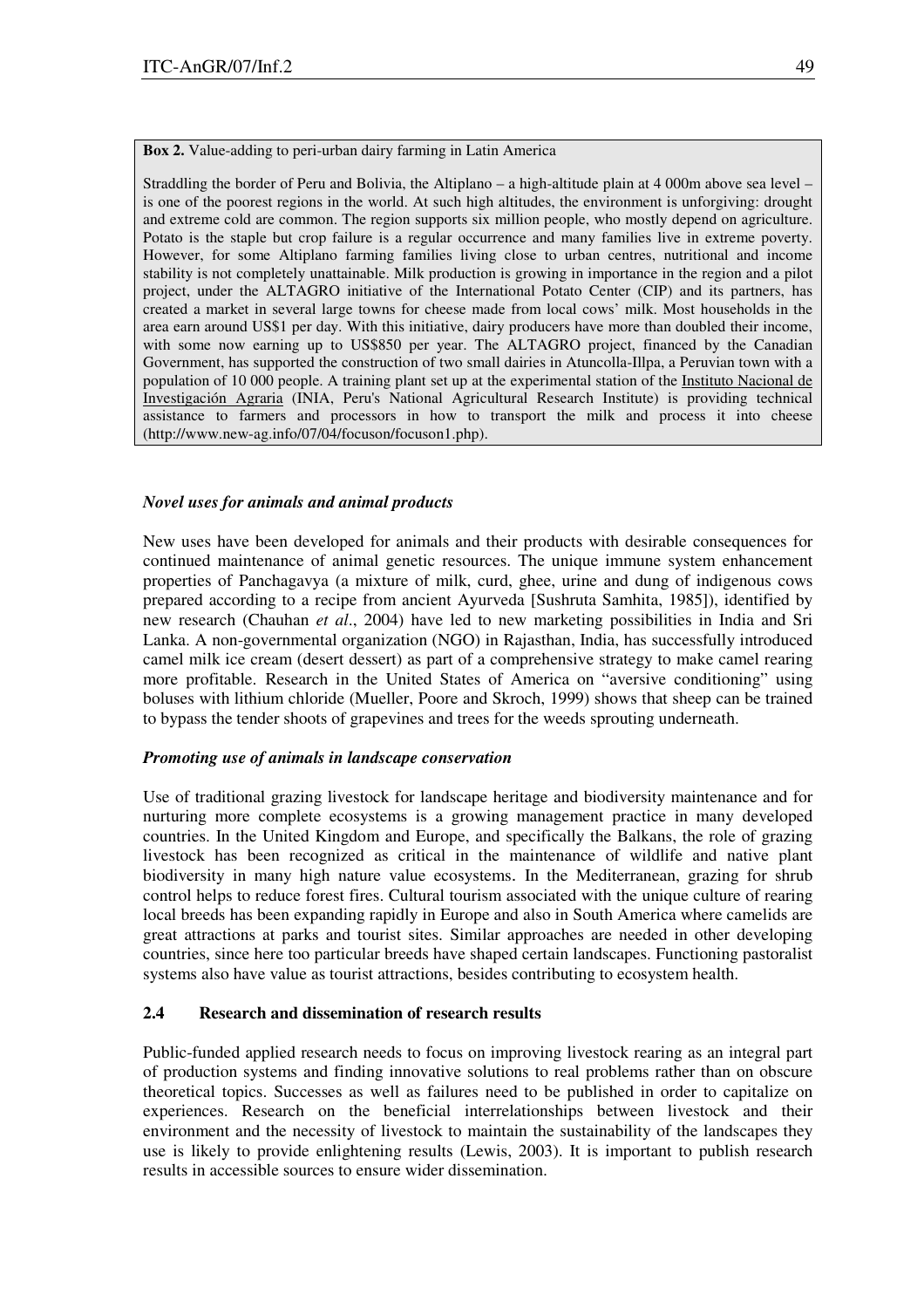**Box 2.** Value-adding to peri-urban dairy farming in Latin America

Straddling the border of Peru and Bolivia, the Altiplano – a high-altitude plain at 4 000m above sea level – is one of the poorest regions in the world. At such high altitudes, the environment is unforgiving: drought and extreme cold are common. The region supports six million people, who mostly depend on agriculture. Potato is the staple but crop failure is a regular occurrence and many families live in extreme poverty. However, for some Altiplano farming families living close to urban centres, nutritional and income stability is not completely unattainable. Milk production is growing in importance in the region and a pilot project, under the ALTAGRO initiative of the International Potato Center (CIP) and its partners, has created a market in several large towns for cheese made from local cows' milk. Most households in the area earn around US$1 per day. With this initiative, dairy producers have more than doubled their income, with some now earning up to US$850 per year. The ALTAGRO project, financed by the Canadian Government, has supported the construction of two small dairies in Atuncolla-Illpa, a Peruvian town with a population of 10 000 people. A training plant set up at the experimental station of the Instituto Nacional de Investigación Agraria (INIA, Peru's National Agricultural Research Institute) is providing technical assistance to farmers and processors in how to transport the milk and process it into cheese (http://www.new-ag.info/07/04/focuson/focuson1.php).

### *Novel uses for animals and animal products*

New uses have been developed for animals and their products with desirable consequences for continued maintenance of animal genetic resources. The unique immune system enhancement properties of Panchagavya (a mixture of milk, curd, ghee, urine and dung of indigenous cows prepared according to a recipe from ancient Ayurveda [Sushruta Samhita, 1985]), identified by new research (Chauhan *et al*., 2004) have led to new marketing possibilities in India and Sri Lanka. A non-governmental organization (NGO) in Rajasthan, India, has successfully introduced camel milk ice cream (desert dessert) as part of a comprehensive strategy to make camel rearing more profitable. Research in the United States of America on "aversive conditioning" using boluses with lithium chloride (Mueller, Poore and Skroch, 1999) shows that sheep can be trained to bypass the tender shoots of grapevines and trees for the weeds sprouting underneath.

### *Promoting use of animals in landscape conservation*

Use of traditional grazing livestock for landscape heritage and biodiversity maintenance and for nurturing more complete ecosystems is a growing management practice in many developed countries. In the United Kingdom and Europe, and specifically the Balkans, the role of grazing livestock has been recognized as critical in the maintenance of wildlife and native plant biodiversity in many high nature value ecosystems. In the Mediterranean, grazing for shrub control helps to reduce forest fires. Cultural tourism associated with the unique culture of rearing local breeds has been expanding rapidly in Europe and also in South America where camelids are great attractions at parks and tourist sites. Similar approaches are needed in other developing countries, since here too particular breeds have shaped certain landscapes. Functioning pastoralist systems also have value as tourist attractions, besides contributing to ecosystem health.

## 2.4 Research and dissemination of research results

Public-funded applied research needs to focus on improving livestock rearing as an integral part of production systems and finding innovative solutions to real problems rather than on obscure theoretical topics. Successes as well as failures need to be published in order to capitalize on experiences. Research on the beneficial interrelationships between livestock and their environment and the necessity of livestock to maintain the sustainability of the landscapes they use is likely to provide enlightening results (Lewis, 2003). It is important to publish research results in accessible sources to ensure wider dissemination.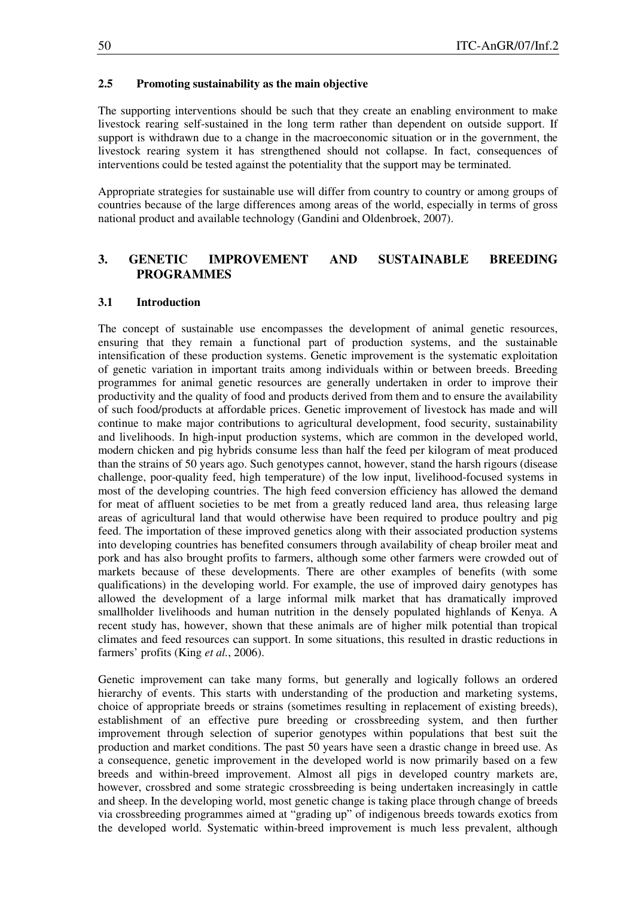### 2.5 Promoting sustainability as the main objective

The supporting interventions should be such that they create an enabling environment to make livestock rearing self-sustained in the long term rather than dependent on outside support. If support is withdrawn due to a change in the macroeconomic situation or in the government, the livestock rearing system it has strengthened should not collapse. In fact, consequences of interventions could be tested against the potentiality that the support may be terminated.

Appropriate strategies for sustainable use will differ from country to country or among groups of countries because of the large differences among areas of the world, especially in terms of gross national product and available technology (Gandini and Oldenbroek, 2007).

## 3. GENETIC IMPROVEMENT AND SUSTAINABLE BREEDING PROGRAMMES

### 3.1 Introduction

The concept of sustainable use encompasses the development of animal genetic resources, ensuring that they remain a functional part of production systems, and the sustainable intensification of these production systems. Genetic improvement is the systematic exploitation of genetic variation in important traits among individuals within or between breeds. Breeding programmes for animal genetic resources are generally undertaken in order to improve their productivity and the quality of food and products derived from them and to ensure the availability of such food/products at affordable prices. Genetic improvement of livestock has made and will continue to make major contributions to agricultural development, food security, sustainability and livelihoods. In high-input production systems, which are common in the developed world, modern chicken and pig hybrids consume less than half the feed per kilogram of meat produced than the strains of 50 years ago. Such genotypes cannot, however, stand the harsh rigours (disease challenge, poor-quality feed, high temperature) of the low input, livelihood-focused systems in most of the developing countries. The high feed conversion efficiency has allowed the demand for meat of affluent societies to be met from a greatly reduced land area, thus releasing large areas of agricultural land that would otherwise have been required to produce poultry and pig feed. The importation of these improved genetics along with their associated production systems into developing countries has benefited consumers through availability of cheap broiler meat and pork and has also brought profits to farmers, although some other farmers were crowded out of markets because of these developments. There are other examples of benefits (with some qualifications) in the developing world. For example, the use of improved dairy genotypes has allowed the development of a large informal milk market that has dramatically improved smallholder livelihoods and human nutrition in the densely populated highlands of Kenya. A recent study has, however, shown that these animals are of higher milk potential than tropical climates and feed resources can support. In some situations, this resulted in drastic reductions in farmers' profits (King *et al.*, 2006).

Genetic improvement can take many forms, but generally and logically follows an ordered hierarchy of events. This starts with understanding of the production and marketing systems, choice of appropriate breeds or strains (sometimes resulting in replacement of existing breeds), establishment of an effective pure breeding or crossbreeding system, and then further improvement through selection of superior genotypes within populations that best suit the production and market conditions. The past 50 years have seen a drastic change in breed use. As a consequence, genetic improvement in the developed world is now primarily based on a few breeds and within-breed improvement. Almost all pigs in developed country markets are, however, crossbred and some strategic crossbreeding is being undertaken increasingly in cattle and sheep. In the developing world, most genetic change is taking place through change of breeds via crossbreeding programmes aimed at "grading up" of indigenous breeds towards exotics from the developed world. Systematic within-breed improvement is much less prevalent, although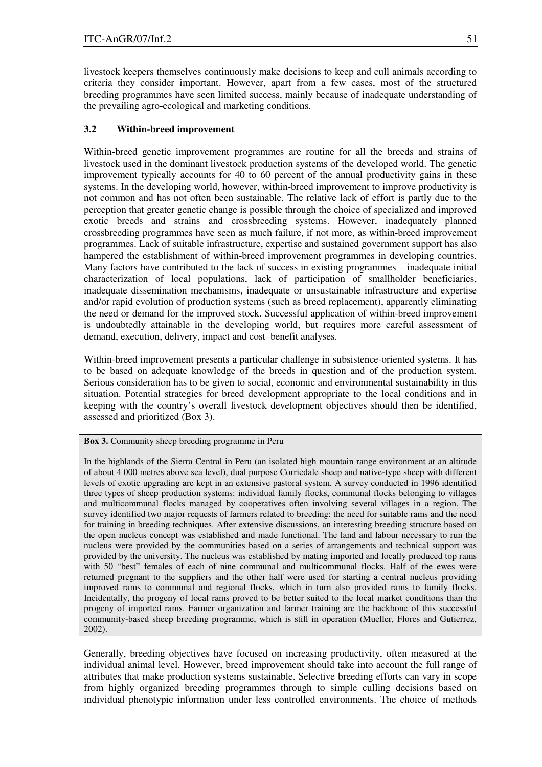livestock keepers themselves continuously make decisions to keep and cull animals according to criteria they consider important. However, apart from a few cases, most of the structured breeding programmes have seen limited success, mainly because of inadequate understanding of the prevailing agro-ecological and marketing conditions.

### 3.2 Within-breed improvement

Within-breed genetic improvement programmes are routine for all the breeds and strains of livestock used in the dominant livestock production systems of the developed world. The genetic improvement typically accounts for 40 to 60 percent of the annual productivity gains in these systems. In the developing world, however, within-breed improvement to improve productivity is not common and has not often been sustainable. The relative lack of effort is partly due to the perception that greater genetic change is possible through the choice of specialized and improved exotic breeds and strains and crossbreeding systems. However, inadequately planned crossbreeding programmes have seen as much failure, if not more, as within-breed improvement programmes. Lack of suitable infrastructure, expertise and sustained government support has also hampered the establishment of within-breed improvement programmes in developing countries. Many factors have contributed to the lack of success in existing programmes – inadequate initial characterization of local populations, lack of participation of smallholder beneficiaries, inadequate dissemination mechanisms, inadequate or unsustainable infrastructure and expertise and/or rapid evolution of production systems (such as breed replacement), apparently eliminating the need or demand for the improved stock. Successful application of within-breed improvement is undoubtedly attainable in the developing world, but requires more careful assessment of demand, execution, delivery, impact and cost–benefit analyses.

Within-breed improvement presents a particular challenge in subsistence-oriented systems. It has to be based on adequate knowledge of the breeds in question and of the production system. Serious consideration has to be given to social, economic and environmental sustainability in this situation. Potential strategies for breed development appropriate to the local conditions and in keeping with the country's overall livestock development objectives should then be identified, assessed and prioritized (Box 3).

**Box 3.** Community sheep breeding programme in Peru

In the highlands of the Sierra Central in Peru (an isolated high mountain range environment at an altitude of about 4 000 metres above sea level), dual purpose Corriedale sheep and native-type sheep with different levels of exotic upgrading are kept in an extensive pastoral system. A survey conducted in 1996 identified three types of sheep production systems: individual family flocks, communal flocks belonging to villages and multicommunal flocks managed by cooperatives often involving several villages in a region. The survey identified two major requests of farmers related to breeding: the need for suitable rams and the need for training in breeding techniques. After extensive discussions, an interesting breeding structure based on the open nucleus concept was established and made functional. The land and labour necessary to run the nucleus were provided by the communities based on a series of arrangements and technical support was provided by the university. The nucleus was established by mating imported and locally produced top rams with 50 "best" females of each of nine communal and multicommunal flocks. Half of the ewes were returned pregnant to the suppliers and the other half were used for starting a central nucleus providing improved rams to communal and regional flocks, which in turn also provided rams to family flocks. Incidentally, the progeny of local rams proved to be better suited to the local market conditions than the progeny of imported rams. Farmer organization and farmer training are the backbone of this successful community-based sheep breeding programme, which is still in operation (Mueller, Flores and Gutierrez, 2002).

Generally, breeding objectives have focused on increasing productivity, often measured at the individual animal level. However, breed improvement should take into account the full range of attributes that make production systems sustainable. Selective breeding efforts can vary in scope from highly organized breeding programmes through to simple culling decisions based on individual phenotypic information under less controlled environments. The choice of methods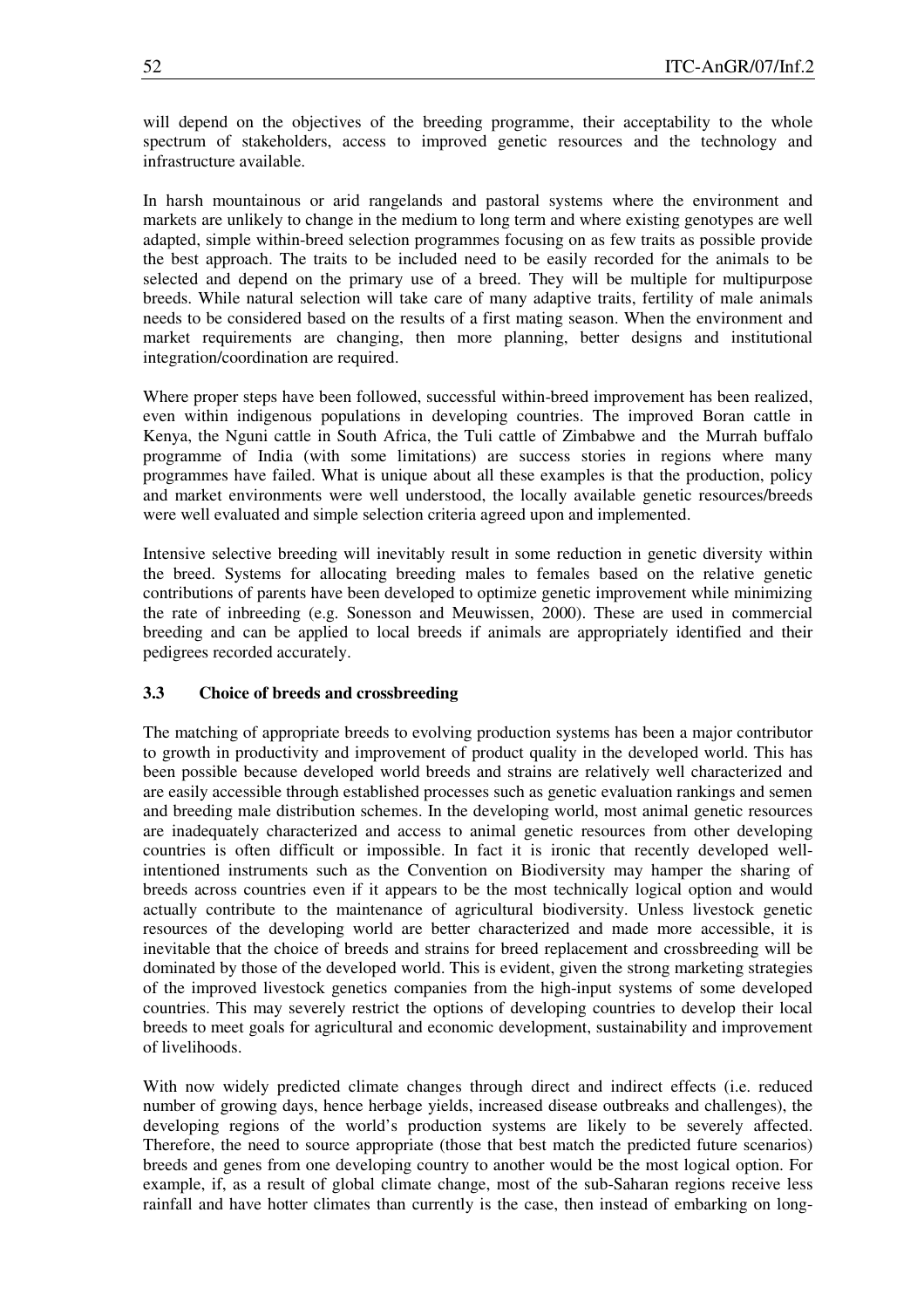will depend on the objectives of the breeding programme, their acceptability to the whole spectrum of stakeholders, access to improved genetic resources and the technology and infrastructure available.

In harsh mountainous or arid rangelands and pastoral systems where the environment and markets are unlikely to change in the medium to long term and where existing genotypes are well adapted, simple within-breed selection programmes focusing on as few traits as possible provide the best approach. The traits to be included need to be easily recorded for the animals to be selected and depend on the primary use of a breed. They will be multiple for multipurpose breeds. While natural selection will take care of many adaptive traits, fertility of male animals needs to be considered based on the results of a first mating season. When the environment and market requirements are changing, then more planning, better designs and institutional integration/coordination are required.

Where proper steps have been followed, successful within-breed improvement has been realized, even within indigenous populations in developing countries. The improved Boran cattle in Kenya, the Nguni cattle in South Africa, the Tuli cattle of Zimbabwe and the Murrah buffalo programme of India (with some limitations) are success stories in regions where many programmes have failed. What is unique about all these examples is that the production, policy and market environments were well understood, the locally available genetic resources/breeds were well evaluated and simple selection criteria agreed upon and implemented.

Intensive selective breeding will inevitably result in some reduction in genetic diversity within the breed. Systems for allocating breeding males to females based on the relative genetic contributions of parents have been developed to optimize genetic improvement while minimizing the rate of inbreeding (e.g. Sonesson and Meuwissen, 2000). These are used in commercial breeding and can be applied to local breeds if animals are appropriately identified and their pedigrees recorded accurately.

### 3.3 Choice of breeds and crossbreeding

The matching of appropriate breeds to evolving production systems has been a major contributor to growth in productivity and improvement of product quality in the developed world. This has been possible because developed world breeds and strains are relatively well characterized and are easily accessible through established processes such as genetic evaluation rankings and semen and breeding male distribution schemes. In the developing world, most animal genetic resources are inadequately characterized and access to animal genetic resources from other developing countries is often difficult or impossible. In fact it is ironic that recently developed well-intentioned instruments such as the Convention on Biodiversity may hamper the sharing of breeds across countries even if it appears to be the most technically logical option and would actually contribute to the maintenance of agricultural biodiversity. Unless livestock genetic resources of the developing world are better characterized and made more accessible, it is inevitable that the choice of breeds and strains for breed replacement and crossbreeding will be dominated by those of the developed world. This is evident, given the strong marketing strategies of the improved livestock genetics companies from the high-input systems of some developed countries. This may severely restrict the options of developing countries to develop their local breeds to meet goals for agricultural and economic development, sustainability and improvement of livelihoods.

With now widely predicted climate changes through direct and indirect effects (i.e. reduced number of growing days, hence herbage yields, increased disease outbreaks and challenges), the developing regions of the world's production systems are likely to be severely affected. Therefore, the need to source appropriate (those that best match the predicted future scenarios) breeds and genes from one developing country to another would be the most logical option. For example, if, as a result of global climate change, most of the sub-Saharan regions receive less rainfall and have hotter climates than currently is the case, then instead of embarking on long-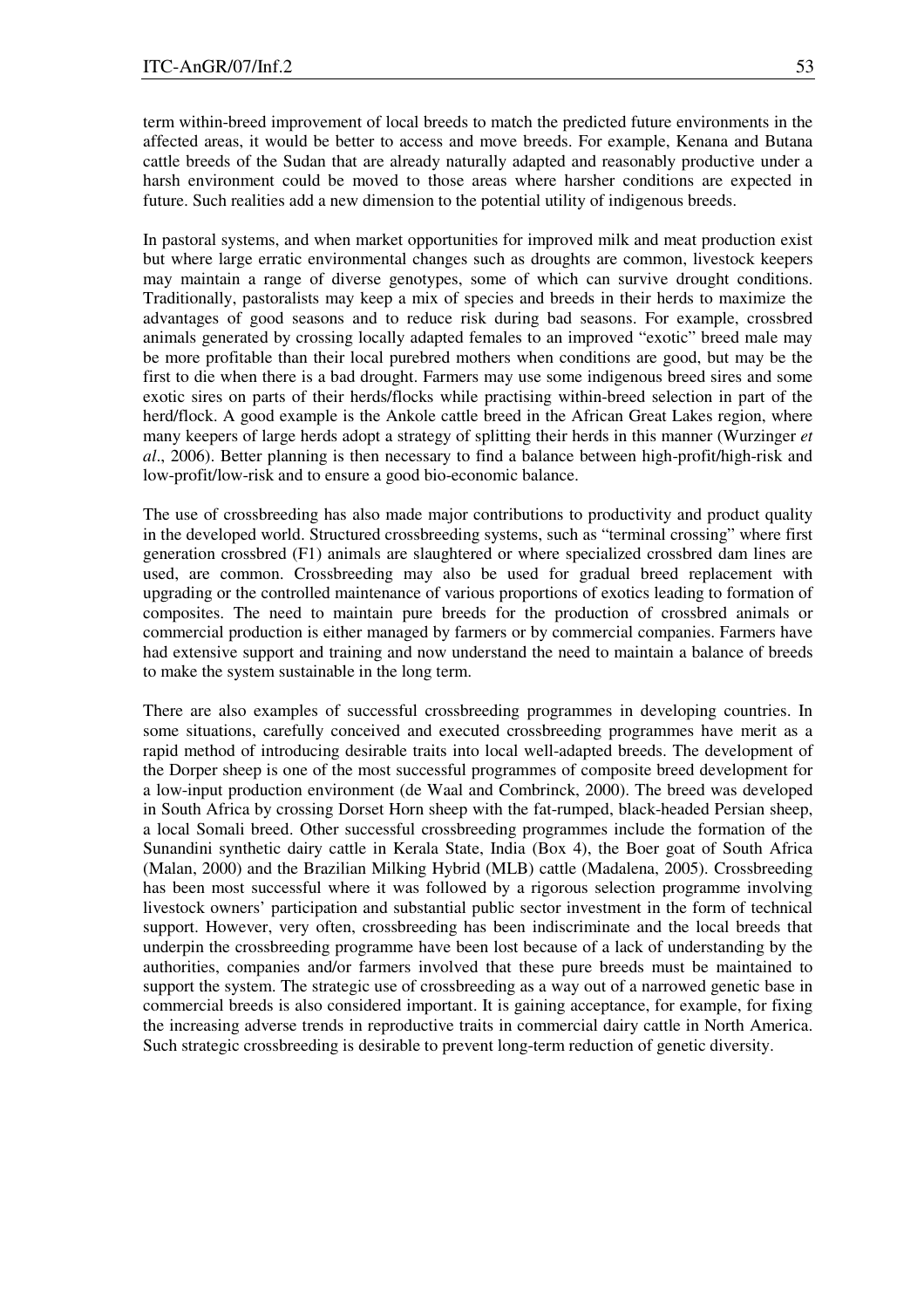term within-breed improvement of local breeds to match the predicted future environments in the affected areas, it would be better to access and move breeds. For example, Kenana and Butana cattle breeds of the Sudan that are already naturally adapted and reasonably productive under a harsh environment could be moved to those areas where harsher conditions are expected in future. Such realities add a new dimension to the potential utility of indigenous breeds.

In pastoral systems, and when market opportunities for improved milk and meat production exist but where large erratic environmental changes such as droughts are common, livestock keepers may maintain a range of diverse genotypes, some of which can survive drought conditions. Traditionally, pastoralists may keep a mix of species and breeds in their herds to maximize the advantages of good seasons and to reduce risk during bad seasons. For example, crossbred animals generated by crossing locally adapted females to an improved "exotic" breed male may be more profitable than their local purebred mothers when conditions are good, but may be the first to die when there is a bad drought. Farmers may use some indigenous breed sires and some exotic sires on parts of their herds/flocks while practising within-breed selection in part of the herd/flock. A good example is the Ankole cattle breed in the African Great Lakes region, where many keepers of large herds adopt a strategy of splitting their herds in this manner (Wurzinger *et al*., 2006). Better planning is then necessary to find a balance between high-profit/high-risk and low-profit/low-risk and to ensure a good bio-economic balance.

The use of crossbreeding has also made major contributions to productivity and product quality in the developed world. Structured crossbreeding systems, such as "terminal crossing" where first generation crossbred (F1) animals are slaughtered or where specialized crossbred dam lines are used, are common. Crossbreeding may also be used for gradual breed replacement with upgrading or the controlled maintenance of various proportions of exotics leading to formation of composites. The need to maintain pure breeds for the production of crossbred animals or commercial production is either managed by farmers or by commercial companies. Farmers have had extensive support and training and now understand the need to maintain a balance of breeds to make the system sustainable in the long term.

There are also examples of successful crossbreeding programmes in developing countries. In some situations, carefully conceived and executed crossbreeding programmes have merit as a rapid method of introducing desirable traits into local well-adapted breeds. The development of the Dorper sheep is one of the most successful programmes of composite breed development for a low-input production environment (de Waal and Combrinck, 2000). The breed was developed in South Africa by crossing Dorset Horn sheep with the fat-rumped, black-headed Persian sheep, a local Somali breed. Other successful crossbreeding programmes include the formation of the Sunandini synthetic dairy cattle in Kerala State, India (Box 4), the Boer goat of South Africa (Malan, 2000) and the Brazilian Milking Hybrid (MLB) cattle (Madalena, 2005). Crossbreeding has been most successful where it was followed by a rigorous selection programme involving livestock owners' participation and substantial public sector investment in the form of technical support. However, very often, crossbreeding has been indiscriminate and the local breeds that underpin the crossbreeding programme have been lost because of a lack of understanding by the authorities, companies and/or farmers involved that these pure breeds must be maintained to support the system. The strategic use of crossbreeding as a way out of a narrowed genetic base in commercial breeds is also considered important. It is gaining acceptance, for example, for fixing the increasing adverse trends in reproductive traits in commercial dairy cattle in North America. Such strategic crossbreeding is desirable to prevent long-term reduction of genetic diversity.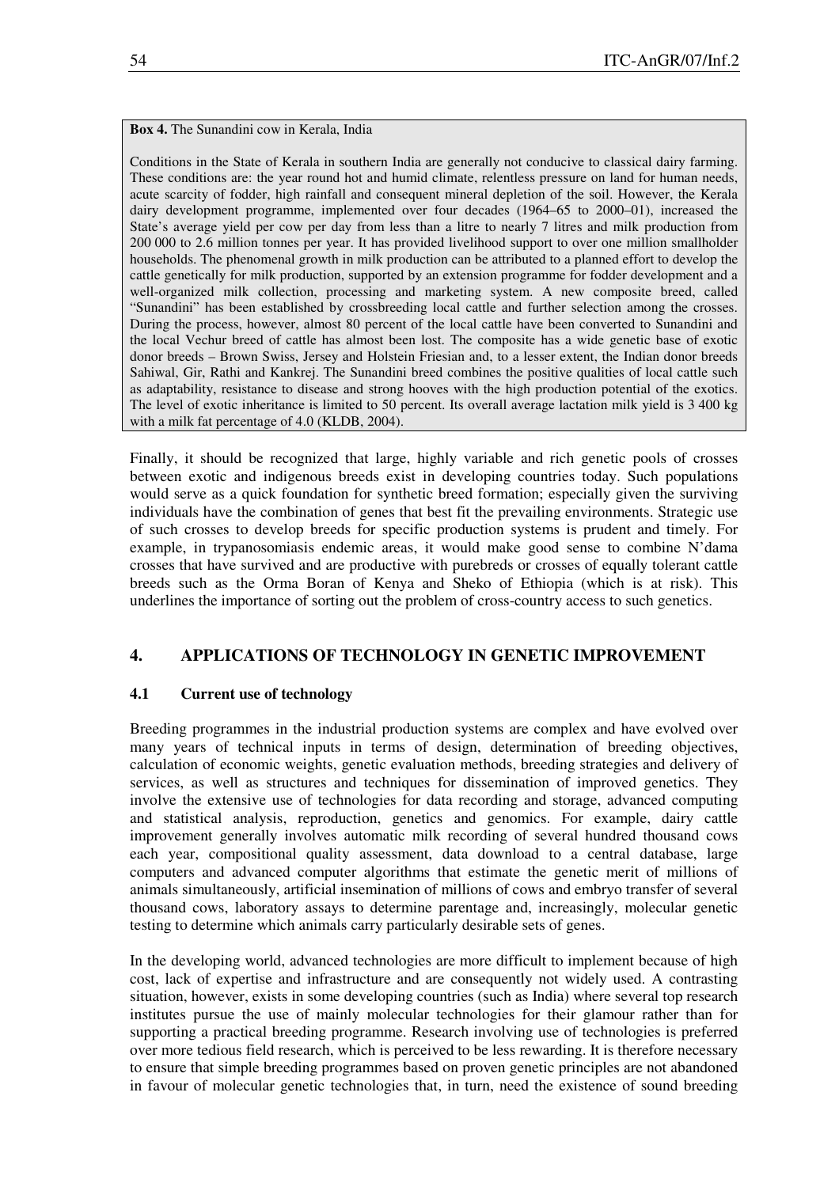**Box 4.** The Sunandini cow in Kerala, India

Conditions in the State of Kerala in southern India are generally not conducive to classical dairy farming. These conditions are: the year round hot and humid climate, relentless pressure on land for human needs, acute scarcity of fodder, high rainfall and consequent mineral depletion of the soil. However, the Kerala dairy development programme, implemented over four decades (1964–65 to 2000–01), increased the State's average yield per cow per day from less than a litre to nearly 7 litres and milk production from 200 000 to 2.6 million tonnes per year. It has provided livelihood support to over one million smallholder households. The phenomenal growth in milk production can be attributed to a planned effort to develop the cattle genetically for milk production, supported by an extension programme for fodder development and a well-organized milk collection, processing and marketing system. A new composite breed, called "Sunandini" has been established by crossbreeding local cattle and further selection among the crosses. During the process, however, almost 80 percent of the local cattle have been converted to Sunandini and the local Vechur breed of cattle has almost been lost. The composite has a wide genetic base of exotic donor breeds – Brown Swiss, Jersey and Holstein Friesian and, to a lesser extent, the Indian donor breeds Sahiwal, Gir, Rathi and Kankrej. The Sunandini breed combines the positive qualities of local cattle such as adaptability, resistance to disease and strong hooves with the high production potential of the exotics. The level of exotic inheritance is limited to 50 percent. Its overall average lactation milk yield is 3 400 kg with a milk fat percentage of 4.0 (KLDB, 2004).

Finally, it should be recognized that large, highly variable and rich genetic pools of crosses between exotic and indigenous breeds exist in developing countries today. Such populations would serve as a quick foundation for synthetic breed formation; especially given the surviving individuals have the combination of genes that best fit the prevailing environments. Strategic use of such crosses to develop breeds for specific production systems is prudent and timely. For example, in trypanosomiasis endemic areas, it would make good sense to combine N'dama crosses that have survived and are productive with purebreds or crosses of equally tolerant cattle breeds such as the Orma Boran of Kenya and Sheko of Ethiopia (which is at risk). This underlines the importance of sorting out the problem of cross-country access to such genetics.

## 4. APPLICATIONS OF TECHNOLOGY IN GENETIC IMPROVEMENT

### 4.1 Current use of technology

Breeding programmes in the industrial production systems are complex and have evolved over many years of technical inputs in terms of design, determination of breeding objectives, calculation of economic weights, genetic evaluation methods, breeding strategies and delivery of services, as well as structures and techniques for dissemination of improved genetics. They involve the extensive use of technologies for data recording and storage, advanced computing and statistical analysis, reproduction, genetics and genomics. For example, dairy cattle improvement generally involves automatic milk recording of several hundred thousand cows each year, compositional quality assessment, data download to a central database, large computers and advanced computer algorithms that estimate the genetic merit of millions of animals simultaneously, artificial insemination of millions of cows and embryo transfer of several thousand cows, laboratory assays to determine parentage and, increasingly, molecular genetic testing to determine which animals carry particularly desirable sets of genes.

In the developing world, advanced technologies are more difficult to implement because of high cost, lack of expertise and infrastructure and are consequently not widely used. A contrasting situation, however, exists in some developing countries (such as India) where several top research institutes pursue the use of mainly molecular technologies for their glamour rather than for supporting a practical breeding programme. Research involving use of technologies is preferred over more tedious field research, which is perceived to be less rewarding. It is therefore necessary to ensure that simple breeding programmes based on proven genetic principles are not abandoned in favour of molecular genetic technologies that, in turn, need the existence of sound breeding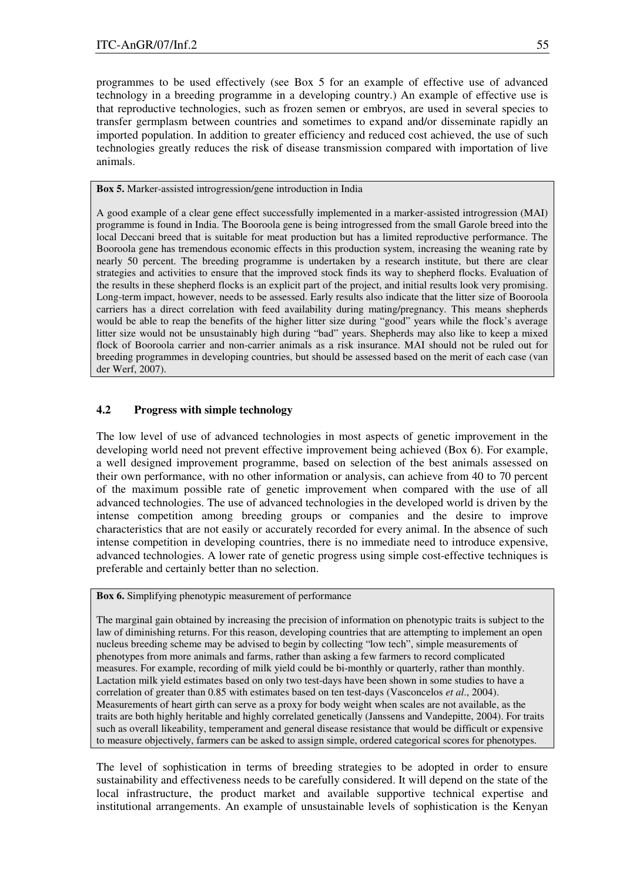programmes to be used effectively (see Box 5 for an example of effective use of advanced technology in a breeding programme in a developing country.) An example of effective use is that reproductive technologies, such as frozen semen or embryos, are used in several species to transfer germplasm between countries and sometimes to expand and/or disseminate rapidly an imported population. In addition to greater efficiency and reduced cost achieved, the use of such technologies greatly reduces the risk of disease transmission compared with importation of live animals.

> **Box 5.** Marker-assisted introgression/gene introduction in India
>
> A good example of a clear gene effect successfully implemented in a marker-assisted introgression (MAI) programme is found in India. The Booroola gene is being introgressed from the small Garole breed into the local Deccani breed that is suitable for meat production but has a limited reproductive performance. The Booroola gene has tremendous economic effects in this production system, increasing the weaning rate by nearly 50 percent. The breeding programme is undertaken by a research institute, but there are clear strategies and activities to ensure that the improved stock finds its way to shepherd flocks. Evaluation of the results in these shepherd flocks is an explicit part of the project, and initial results look very promising. Long-term impact, however, needs to be assessed. Early results also indicate that the litter size of Booroola carriers has a direct correlation with feed availability during mating/pregnancy. This means shepherds would be able to reap the benefits of the higher litter size during "good" years while the flock's average litter size would not be unsustainably high during "bad" years. Shepherds may also like to keep a mixed flock of Booroola carrier and non-carrier animals as a risk insurance. MAI should not be ruled out for breeding programmes in developing countries, but should be assessed based on the merit of each case (van der Werf, 2007).

### 4.2 Progress with simple technology

The low level of use of advanced technologies in most aspects of genetic improvement in the developing world need not prevent effective improvement being achieved (Box 6). For example, a well designed improvement programme, based on selection of the best animals assessed on their own performance, with no other information or analysis, can achieve from 40 to 70 percent of the maximum possible rate of genetic improvement when compared with the use of all advanced technologies. The use of advanced technologies in the developed world is driven by the intense competition among breeding groups or companies and the desire to improve characteristics that are not easily or accurately recorded for every animal. In the absence of such intense competition in developing countries, there is no immediate need to introduce expensive, advanced technologies. A lower rate of genetic progress using simple cost-effective techniques is preferable and certainly better than no selection.

> **Box 6.** Simplifying phenotypic measurement of performance
>
> The marginal gain obtained by increasing the precision of information on phenotypic traits is subject to the law of diminishing returns. For this reason, developing countries that are attempting to implement an open nucleus breeding scheme may be advised to begin by collecting "low tech", simple measurements of phenotypes from more animals and farms, rather than asking a few farmers to record complicated measures. For example, recording of milk yield could be bi-monthly or quarterly, rather than monthly. Lactation milk yield estimates based on only two test-days have been shown in some studies to have a correlation of greater than 0.85 with estimates based on ten test-days (Vasconcelos *et al*., 2004). Measurements of heart girth can serve as a proxy for body weight when scales are not available, as the traits are both highly heritable and highly correlated genetically (Janssens and Vandepitte, 2004). For traits such as overall likeability, temperament and general disease resistance that would be difficult or expensive to measure objectively, farmers can be asked to assign simple, ordered categorical scores for phenotypes.

The level of sophistication in terms of breeding strategies to be adopted in order to ensure sustainability and effectiveness needs to be carefully considered. It will depend on the state of the local infrastructure, the product market and available supportive technical expertise and institutional arrangements. An example of unsustainable levels of sophistication is the Kenyan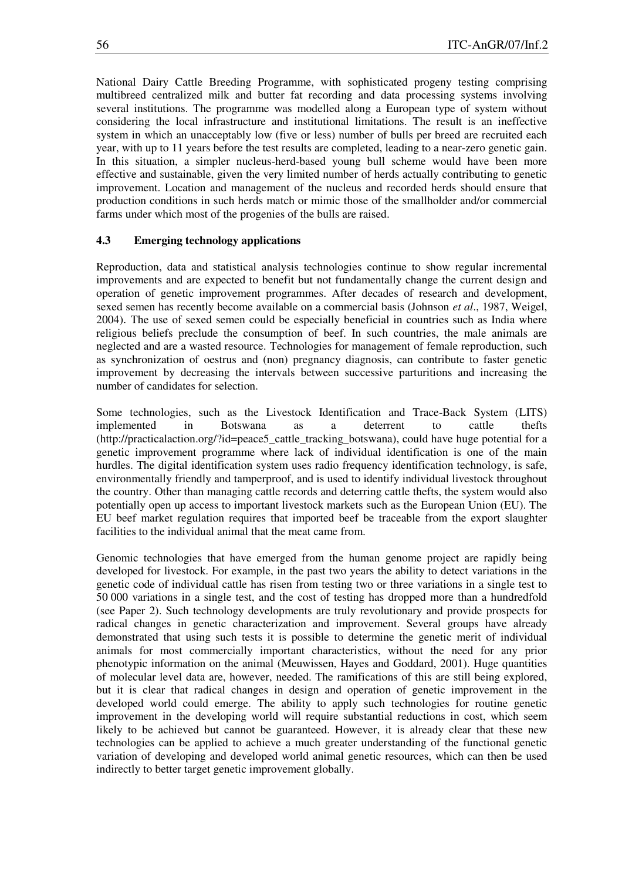National Dairy Cattle Breeding Programme, with sophisticated progeny testing comprising multibreed centralized milk and butter fat recording and data processing systems involving several institutions. The programme was modelled along a European type of system without considering the local infrastructure and institutional limitations. The result is an ineffective system in which an unacceptably low (five or less) number of bulls per breed are recruited each year, with up to 11 years before the test results are completed, leading to a near-zero genetic gain. In this situation, a simpler nucleus-herd-based young bull scheme would have been more effective and sustainable, given the very limited number of herds actually contributing to genetic improvement. Location and management of the nucleus and recorded herds should ensure that production conditions in such herds match or mimic those of the smallholder and/or commercial farms under which most of the progenies of the bulls are raised.

### 4.3 Emerging technology applications

Reproduction, data and statistical analysis technologies continue to show regular incremental improvements and are expected to benefit but not fundamentally change the current design and operation of genetic improvement programmes. After decades of research and development, sexed semen has recently become available on a commercial basis (Johnson *et al*., 1987, Weigel, 2004). The use of sexed semen could be especially beneficial in countries such as India where religious beliefs preclude the consumption of beef. In such countries, the male animals are neglected and are a wasted resource. Technologies for management of female reproduction, such as synchronization of oestrus and (non) pregnancy diagnosis, can contribute to faster genetic improvement by decreasing the intervals between successive parturitions and increasing the number of candidates for selection.

Some technologies, such as the Livestock Identification and Trace-Back System (LITS) implemented in Botswana as a deterrent to cattle thefts (http://practicalaction.org/?id=peace5_cattle_tracking_botswana), could have huge potential for a genetic improvement programme where lack of individual identification is one of the main hurdles. The digital identification system uses radio frequency identification technology, is safe, environmentally friendly and tamperproof, and is used to identify individual livestock throughout the country. Other than managing cattle records and deterring cattle thefts, the system would also potentially open up access to important livestock markets such as the European Union (EU). The EU beef market regulation requires that imported beef be traceable from the export slaughter facilities to the individual animal that the meat came from.

Genomic technologies that have emerged from the human genome project are rapidly being developed for livestock. For example, in the past two years the ability to detect variations in the genetic code of individual cattle has risen from testing two or three variations in a single test to 50 000 variations in a single test, and the cost of testing has dropped more than a hundredfold (see Paper 2). Such technology developments are truly revolutionary and provide prospects for radical changes in genetic characterization and improvement. Several groups have already demonstrated that using such tests it is possible to determine the genetic merit of individual animals for most commercially important characteristics, without the need for any prior phenotypic information on the animal (Meuwissen, Hayes and Goddard, 2001). Huge quantities of molecular level data are, however, needed. The ramifications of this are still being explored, but it is clear that radical changes in design and operation of genetic improvement in the developed world could emerge. The ability to apply such technologies for routine genetic improvement in the developing world will require substantial reductions in cost, which seem likely to be achieved but cannot be guaranteed. However, it is already clear that these new technologies can be applied to achieve a much greater understanding of the functional genetic variation of developing and developed world animal genetic resources, which can then be used indirectly to better target genetic improvement globally.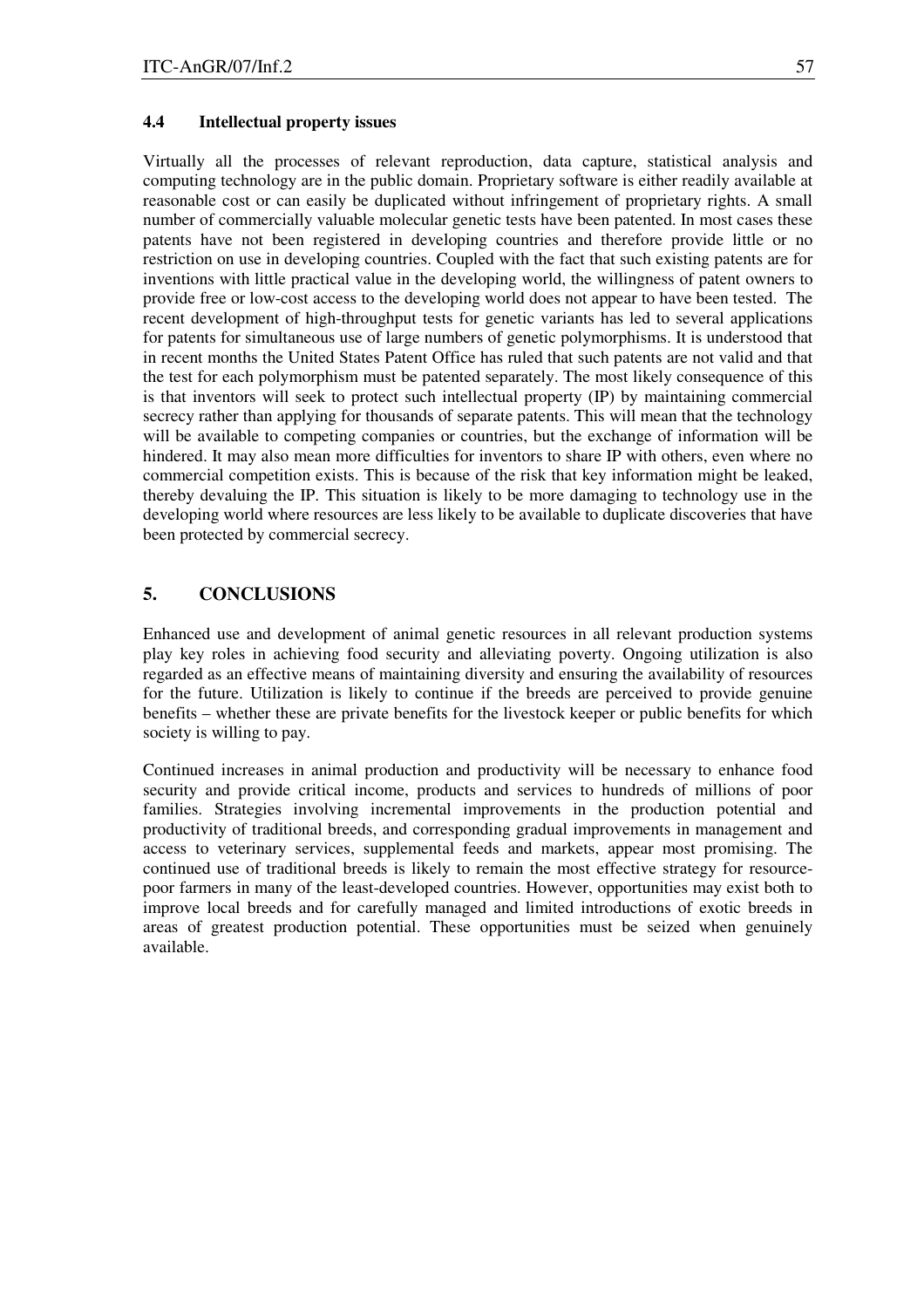### 4.4 Intellectual property issues

Virtually all the processes of relevant reproduction, data capture, statistical analysis and computing technology are in the public domain. Proprietary software is either readily available at reasonable cost or can easily be duplicated without infringement of proprietary rights. A small number of commercially valuable molecular genetic tests have been patented. In most cases these patents have not been registered in developing countries and therefore provide little or no restriction on use in developing countries. Coupled with the fact that such existing patents are for inventions with little practical value in the developing world, the willingness of patent owners to provide free or low-cost access to the developing world does not appear to have been tested. The recent development of high-throughput tests for genetic variants has led to several applications for patents for simultaneous use of large numbers of genetic polymorphisms. It is understood that in recent months the United States Patent Office has ruled that such patents are not valid and that the test for each polymorphism must be patented separately. The most likely consequence of this is that inventors will seek to protect such intellectual property (IP) by maintaining commercial secrecy rather than applying for thousands of separate patents. This will mean that the technology will be available to competing companies or countries, but the exchange of information will be hindered. It may also mean more difficulties for inventors to share IP with others, even where no commercial competition exists. This is because of the risk that key information might be leaked, thereby devaluing the IP. This situation is likely to be more damaging to technology use in the developing world where resources are less likely to be available to duplicate discoveries that have been protected by commercial secrecy.

## 5. CONCLUSIONS

Enhanced use and development of animal genetic resources in all relevant production systems play key roles in achieving food security and alleviating poverty. Ongoing utilization is also regarded as an effective means of maintaining diversity and ensuring the availability of resources for the future. Utilization is likely to continue if the breeds are perceived to provide genuine benefits – whether these are private benefits for the livestock keeper or public benefits for which society is willing to pay.

Continued increases in animal production and productivity will be necessary to enhance food security and provide critical income, products and services to hundreds of millions of poor families. Strategies involving incremental improvements in the production potential and productivity of traditional breeds, and corresponding gradual improvements in management and access to veterinary services, supplemental feeds and markets, appear most promising. The continued use of traditional breeds is likely to remain the most effective strategy for resource-poor farmers in many of the least-developed countries. However, opportunities may exist both to improve local breeds and for carefully managed and limited introductions of exotic breeds in areas of greatest production potential. These opportunities must be seized when genuinely available.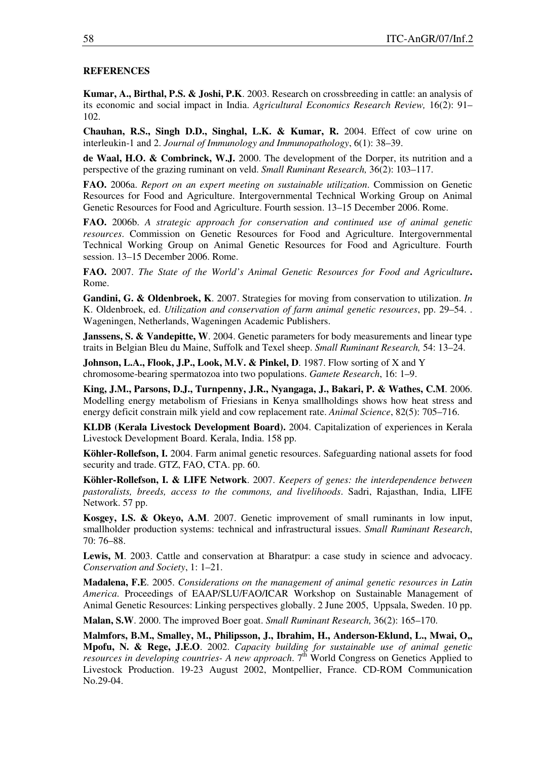**REFERENCES**

**Kumar, A., Birthal, P.S. & Joshi, P.K**. 2003. Research on crossbreeding in cattle: an analysis of its economic and social impact in India. *Agricultural Economics Research Review,* 16(2): 91–102.

**Chauhan, R.S., Singh D.D., Singhal, L.K. & Kumar, R.** 2004. Effect of cow urine on interleukin-1 and 2. *Journal of Immunology and Immunopathology*, 6(1): 38–39.

**de Waal, H.O. & Combrinck, W.J.** 2000. The development of the Dorper, its nutrition and a perspective of the grazing ruminant on veld. *Small Ruminant Research,* 36(2): 103–117.

**FAO.** 2006a. *Report on an expert meeting on sustainable utilization*. Commission on Genetic Resources for Food and Agriculture. Intergovernmental Technical Working Group on Animal Genetic Resources for Food and Agriculture. Fourth session. 13–15 December 2006. Rome.

**FAO.** 2006b. *A strategic approach for conservation and continued use of animal genetic resources*. Commission on Genetic Resources for Food and Agriculture. Intergovernmental Technical Working Group on Animal Genetic Resources for Food and Agriculture. Fourth session. 13–15 December 2006. Rome.

**FAO.** 2007. *The State of the World's Animal Genetic Resources for Food and Agriculture***.** Rome.

**Gandini, G. & Oldenbroek, K**. 2007. Strategies for moving from conservation to utilization. *In* K. Oldenbroek, ed. *Utilization and conservation of farm animal genetic resources*, pp. 29–54. . Wageningen, Netherlands, Wageningen Academic Publishers.

**Janssens, S. & Vandepitte, W**. 2004. Genetic parameters for body measurements and linear type traits in Belgian Bleu du Maine, Suffolk and Texel sheep. *Small Ruminant Research,* 54: 13–24.

**Johnson, L.A., Flook, J.P., Look, M.V. & Pinkel, D**. 1987. Flow sorting of X and Y chromosome-bearing spermatozoa into two populations. *Gamete Research*, 16: 1–9.

**King, J.M., Parsons, D.J., Turnpenny, J.R., Nyangaga, J., Bakari, P. & Wathes, C.M**. 2006. Modelling energy metabolism of Friesians in Kenya smallholdings shows how heat stress and energy deficit constrain milk yield and cow replacement rate. *Animal Science*, 82(5): 705–716.

**KLDB (Kerala Livestock Development Board).** 2004. Capitalization of experiences in Kerala Livestock Development Board. Kerala, India. 158 pp.

**Köhler-Rollefson, I.** 2004. Farm animal genetic resources. Safeguarding national assets for food security and trade. GTZ, FAO, CTA. pp. 60.

**Köhler-Rollefson, I. & LIFE Network**. 2007. *Keepers of genes: the interdependence between pastoralists, breeds, access to the commons, and livelihoods*. Sadri, Rajasthan, India, LIFE Network. 57 pp.

**Kosgey, I.S. & Okeyo, A.M**. 2007. Genetic improvement of small ruminants in low input, smallholder production systems: technical and infrastructural issues. *Small Ruminant Research*, 70: 76–88.

**Lewis, M**. 2003. Cattle and conservation at Bharatpur: a case study in science and advocacy. *Conservation and Society*, 1: 1–21.

**Madalena, F.E**. 2005. *Considerations on the management of animal genetic resources in Latin America*. Proceedings of EAAP/SLU/FAO/ICAR Workshop on Sustainable Management of Animal Genetic Resources: Linking perspectives globally. 2 June 2005, Uppsala, Sweden. 10 pp.

**Malan, S.W**. 2000. The improved Boer goat. *Small Ruminant Research,* 36(2): 165–170.

**Malmfors, B.M., Smalley, M., Philipsson, J., Ibrahim, H., Anderson-Eklund, L., Mwai, O,, Mpofu, N. & Rege, J.E.O**. 2002. *Capacity building for sustainable use of animal genetic resources in developing countries- A new approach*. 7[th] World Congress on Genetics Applied to Livestock Production. 19-23 August 2002, Montpellier, France. CD-ROM Communication No.29-04.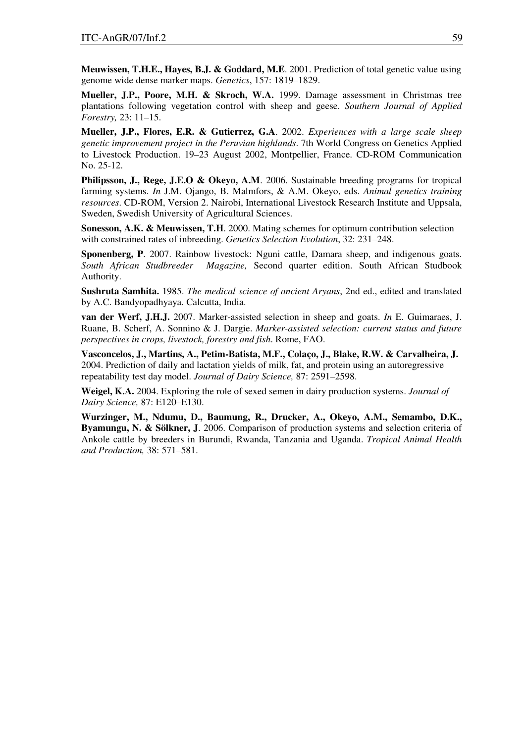**Meuwissen, T.H.E., Hayes, B.J. & Goddard, M.E**. 2001. Prediction of total genetic value using genome wide dense marker maps. *Genetics*, 157: 1819–1829.

**Mueller, J.P., Poore, M.H. & Skroch, W.A.** 1999. Damage assessment in Christmas tree plantations following vegetation control with sheep and geese. *Southern Journal of Applied Forestry,* 23: 11–15.

**Mueller, J.P., Flores, E.R. & Gutierrez, G.A**. 2002. *Experiences with a large scale sheep genetic improvement project in the Peruvian highlands*. 7th World Congress on Genetics Applied to Livestock Production. 19–23 August 2002, Montpellier, France. CD-ROM Communication No. 25-12.

**Philipsson, J., Rege, J.E.O & Okeyo, A.M**. 2006. Sustainable breeding programs for tropical farming systems. *In* J.M. Ojango, B. Malmfors, & A.M. Okeyo, eds. *Animal genetics training resources*. CD-ROM, Version 2. Nairobi, International Livestock Research Institute and Uppsala, Sweden, Swedish University of Agricultural Sciences.

**Sonesson, A.K. & Meuwissen, T.H**. 2000. Mating schemes for optimum contribution selection with constrained rates of inbreeding. *Genetics Selection Evolution*, 32: 231–248.

**Sponenberg, P**. 2007. Rainbow livestock: Nguni cattle, Damara sheep, and indigenous goats. *South African Studbreeder Magazine,* Second quarter edition. South African Studbook Authority.

**Sushruta Samhita.** 1985. *The medical science of ancient Aryans*, 2nd ed., edited and translated by A.C. Bandyopadhyaya. Calcutta, India.

**van der Werf, J.H.J.** 2007. Marker-assisted selection in sheep and goats. *In* E. Guimaraes, J. Ruane, B. Scherf, A. Sonnino & J. Dargie. *Marker-assisted selection: current status and future perspectives in crops, livestock, forestry and fish*. Rome, FAO.

**Vasconcelos, J., Martins, A., Petim-Batista, M.F., Colaço, J., Blake, R.W. & Carvalheira, J.** 2004. Prediction of daily and lactation yields of milk, fat, and protein using an autoregressive repeatability test day model. *Journal of Dairy Science,* 87: 2591–2598.

**Weigel, K.A.** 2004. Exploring the role of sexed semen in dairy production systems. *Journal of Dairy Science,* 87: E120–E130.

**Wurzinger, M., Ndumu, D., Baumung, R., Drucker, A., Okeyo, A.M., Semambo, D.K., Byamungu, N. & Sölkner, J**. 2006. Comparison of production systems and selection criteria of Ankole cattle by breeders in Burundi, Rwanda, Tanzania and Uganda. *Tropical Animal Health and Production,* 38: 571–581.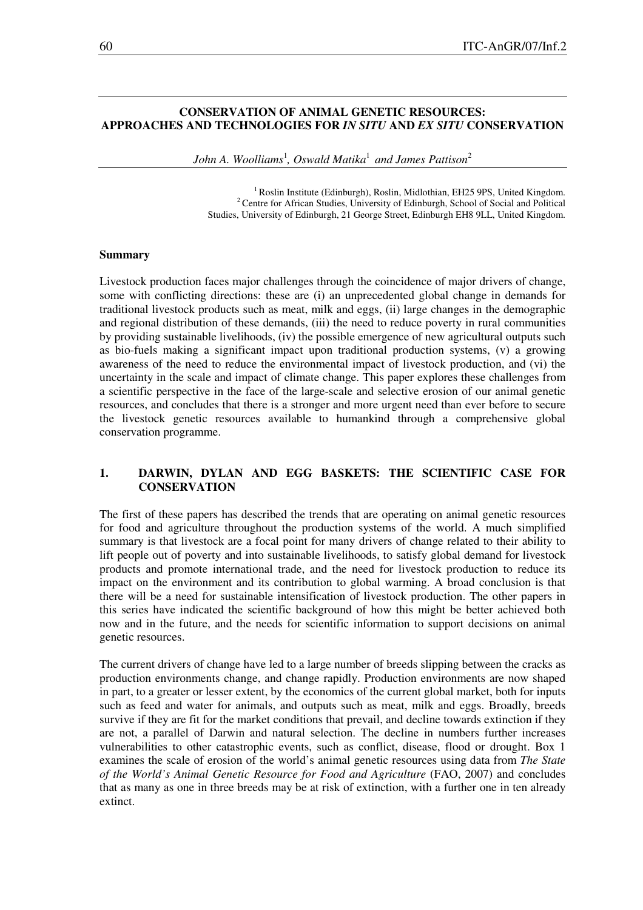## CONSERVATION OF ANIMAL GENETIC RESOURCES: APPROACHES AND TECHNOLOGIES FOR *IN SITU* AND *EX SITU* CONSERVATION

*John A. Woolliams*[1], *Oswald Matika*[1] *and James Pattison*[2]

[1] Roslin Institute (Edinburgh), Roslin, Midlothian, EH25 9PS, United Kingdom.
[2] Centre for African Studies, University of Edinburgh, School of Social and Political Studies, University of Edinburgh, 21 George Street, Edinburgh EH8 9LL, United Kingdom.

### Summary

Livestock production faces major challenges through the coincidence of major drivers of change, some with conflicting directions: these are (i) an unprecedented global change in demands for traditional livestock products such as meat, milk and eggs, (ii) large changes in the demographic and regional distribution of these demands, (iii) the need to reduce poverty in rural communities by providing sustainable livelihoods, (iv) the possible emergence of new agricultural outputs such as bio-fuels making a significant impact upon traditional production systems, (v) a growing awareness of the need to reduce the environmental impact of livestock production, and (vi) the uncertainty in the scale and impact of climate change. This paper explores these challenges from a scientific perspective in the face of the large-scale and selective erosion of our animal genetic resources, and concludes that there is a stronger and more urgent need than ever before to secure the livestock genetic resources available to humankind through a comprehensive global conservation programme.

### 1. DARWIN, DYLAN AND EGG BASKETS: THE SCIENTIFIC CASE FOR CONSERVATION

The first of these papers has described the trends that are operating on animal genetic resources for food and agriculture throughout the production systems of the world. A much simplified summary is that livestock are a focal point for many drivers of change related to their ability to lift people out of poverty and into sustainable livelihoods, to satisfy global demand for livestock products and promote international trade, and the need for livestock production to reduce its impact on the environment and its contribution to global warming. A broad conclusion is that there will be a need for sustainable intensification of livestock production. The other papers in this series have indicated the scientific background of how this might be better achieved both now and in the future, and the needs for scientific information to support decisions on animal genetic resources.

The current drivers of change have led to a large number of breeds slipping between the cracks as production environments change, and change rapidly. Production environments are now shaped in part, to a greater or lesser extent, by the economics of the current global market, both for inputs such as feed and water for animals, and outputs such as meat, milk and eggs. Broadly, breeds survive if they are fit for the market conditions that prevail, and decline towards extinction if they are not, a parallel of Darwin and natural selection. The decline in numbers further increases vulnerabilities to other catastrophic events, such as conflict, disease, flood or drought. Box 1 examines the scale of erosion of the world's animal genetic resources using data from *The State of the World's Animal Genetic Resource for Food and Agriculture* (FAO, 2007) and concludes that as many as one in three breeds may be at risk of extinction, with a further one in ten already extinct.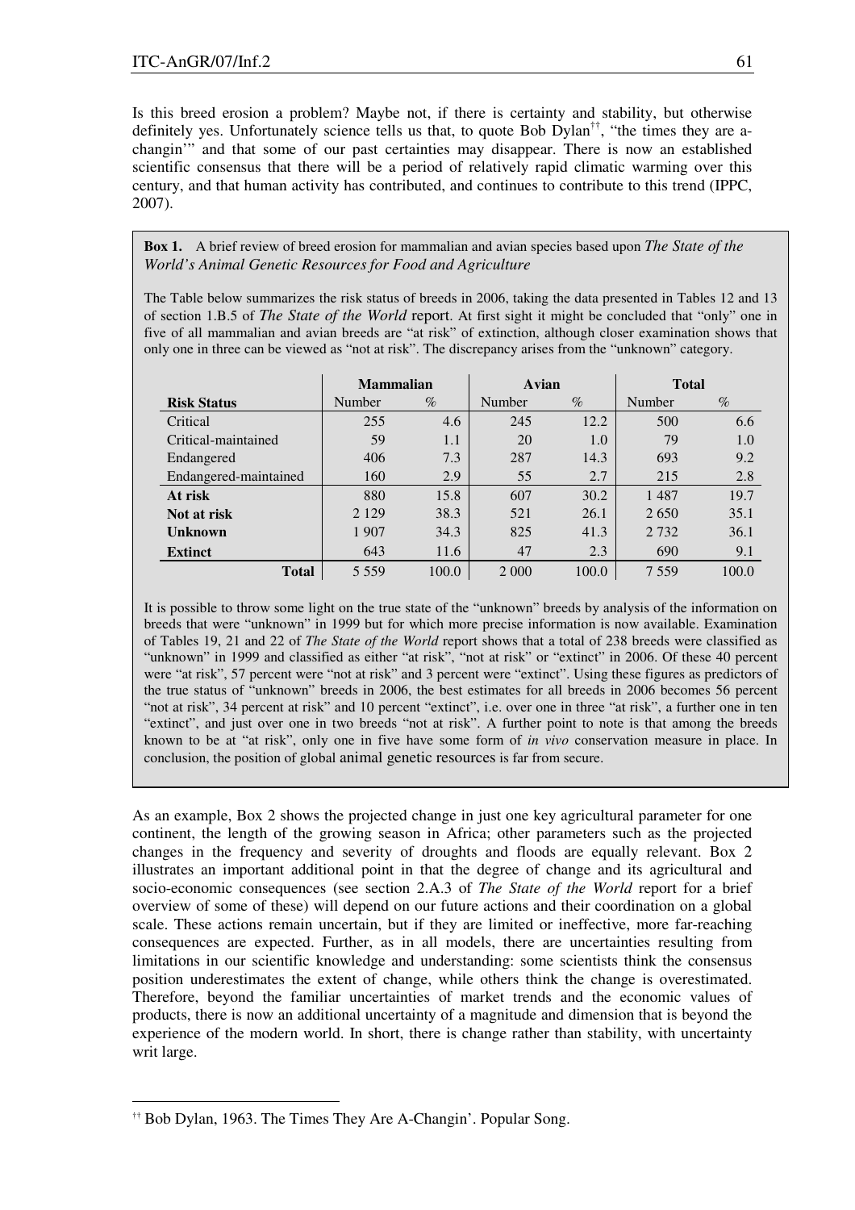Is this breed erosion a problem? Maybe not, if there is certainty and stability, but otherwise definitely yes. Unfortunately science tells us that, to quote Bob Dylan[††], "the times they are a-changin'" and that some of our past certainties may disappear. There is now an established scientific consensus that there will be a period of relatively rapid climatic warming over this century, and that human activity has contributed, and continues to contribute to this trend (IPPC, 2007).

**Box 1.** A brief review of breed erosion for mammalian and avian species based upon *The State of the World's Animal Genetic Resources for Food and Agriculture*

The Table below summarizes the risk status of breeds in 2006, taking the data presented in Tables 12 and 13 of section 1.B.5 of *The State of the World* report. At first sight it might be concluded that "only" one in five of all mammalian and avian breeds are "at risk" of extinction, although closer examination shows that only one in three can be viewed as "not at risk". The discrepancy arises from the "unknown" category.

| | Mammalian | | Avian | | Total | |
|---|---|---|---|---|---|---|
| **Risk Status** | Number | % | Number | % | Number | % |
| Critical | 255 | 4.6 | 245 | 12.2 | 500 | 6.6 |
| Critical-maintained | 59 | 1.1 | 20 | 1.0 | 79 | 1.0 |
| Endangered | 406 | 7.3 | 287 | 14.3 | 693 | 9.2 |
| Endangered-maintained | 160 | 2.9 | 55 | 2.7 | 215 | 2.8 |
| **At risk** | 880 | 15.8 | 607 | 30.2 | 1 487 | 19.7 |
| **Not at risk** | 2 129 | 38.3 | 521 | 26.1 | 2 650 | 35.1 |
| **Unknown** | 1 907 | 34.3 | 825 | 41.3 | 2 732 | 36.1 |
| **Extinct** | 643 | 11.6 | 47 | 2.3 | 690 | 9.1 |
| **Total** | 5 559 | 100.0 | 2 000 | 100.0 | 7 559 | 100.0 |

It is possible to throw some light on the true state of the "unknown" breeds by analysis of the information on breeds that were "unknown" in 1999 but for which more precise information is now available. Examination of Tables 19, 21 and 22 of *The State of the World* report shows that a total of 238 breeds were classified as "unknown" in 1999 and classified as either "at risk", "not at risk" or "extinct" in 2006. Of these 40 percent were "at risk", 57 percent were "not at risk" and 3 percent were "extinct". Using these figures as predictors of the true status of "unknown" breeds in 2006, the best estimates for all breeds in 2006 becomes 56 percent "not at risk", 34 percent at risk" and 10 percent "extinct", i.e. over one in three "at risk", a further one in ten "extinct", and just over one in two breeds "not at risk". A further point to note is that among the breeds known to be at "at risk", only one in five have some form of *in vivo* conservation measure in place. In conclusion, the position of global animal genetic resources is far from secure.

As an example, Box 2 shows the projected change in just one key agricultural parameter for one continent, the length of the growing season in Africa; other parameters such as the projected changes in the frequency and severity of droughts and floods are equally relevant. Box 2 illustrates an important additional point in that the degree of change and its agricultural and socio-economic consequences (see section 2.A.3 of *The State of the World* report for a brief overview of some of these) will depend on our future actions and their coordination on a global scale. These actions remain uncertain, but if they are limited or ineffective, more far-reaching consequences are expected. Further, as in all models, there are uncertainties resulting from limitations in our scientific knowledge and understanding: some scientists think the consensus position underestimates the extent of change, while others think the change is overestimated. Therefore, beyond the familiar uncertainties of market trends and the economic values of products, there is now an additional uncertainty of a magnitude and dimension that is beyond the experience of the modern world. In short, there is change rather than stability, with uncertainty writ large.

[††] Bob Dylan, 1963. The Times They Are A-Changin'. Popular Song.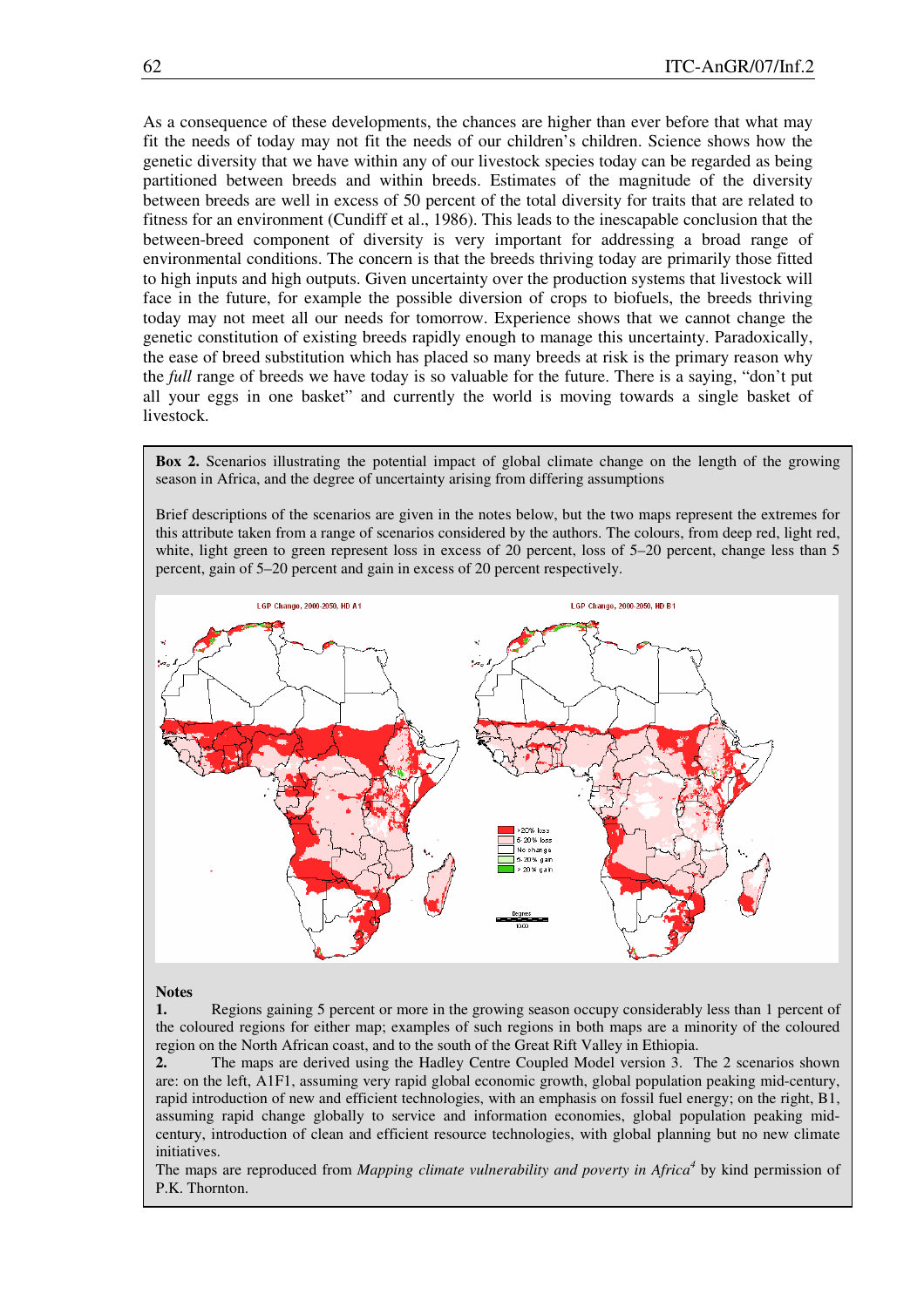As a consequence of these developments, the chances are higher than ever before that what may fit the needs of today may not fit the needs of our children's children. Science shows how the genetic diversity that we have within any of our livestock species today can be regarded as being partitioned between breeds and within breeds. Estimates of the magnitude of the diversity between breeds are well in excess of 50 percent of the total diversity for traits that are related to fitness for an environment (Cundiff et al., 1986). This leads to the inescapable conclusion that the between-breed component of diversity is very important for addressing a broad range of environmental conditions. The concern is that the breeds thriving today are primarily those fitted to high inputs and high outputs. Given uncertainty over the production systems that livestock will face in the future, for example the possible diversion of crops to biofuels, the breeds thriving today may not meet all our needs for tomorrow. Experience shows that we cannot change the genetic constitution of existing breeds rapidly enough to manage this uncertainty. Paradoxically, the ease of breed substitution which has placed so many breeds at risk is the primary reason why the *full* range of breeds we have today is so valuable for the future. There is a saying, "don't put all your eggs in one basket" and currently the world is moving towards a single basket of livestock.

**Box 2.** Scenarios illustrating the potential impact of global climate change on the length of the growing season in Africa, and the degree of uncertainty arising from differing assumptions

Brief descriptions of the scenarios are given in the notes below, but the two maps represent the extremes for this attribute taken from a range of scenarios considered by the authors. The colours, from deep red, light red, white, light green to green represent loss in excess of 20 percent, loss of 5–20 percent, change less than 5 percent, gain of 5–20 percent and gain in excess of 20 percent respectively.

**Notes**

**1.** Regions gaining 5 percent or more in the growing season occupy considerably less than 1 percent of the coloured regions for either map; examples of such regions in both maps are a minority of the coloured region on the North African coast, and to the south of the Great Rift Valley in Ethiopia.

**2.** The maps are derived using the Hadley Centre Coupled Model version 3. The 2 scenarios shown are: on the left, A1F1, assuming very rapid global economic growth, global population peaking mid-century, rapid introduction of new and efficient technologies, with an emphasis on fossil fuel energy; on the right, B1, assuming rapid change globally to service and information economies, global population peaking mid-century, introduction of clean and efficient resource technologies, with global planning but no new climate initiatives.

The maps are reproduced from *Mapping climate vulnerability and poverty in Africa*[4] by kind permission of P.K. Thornton.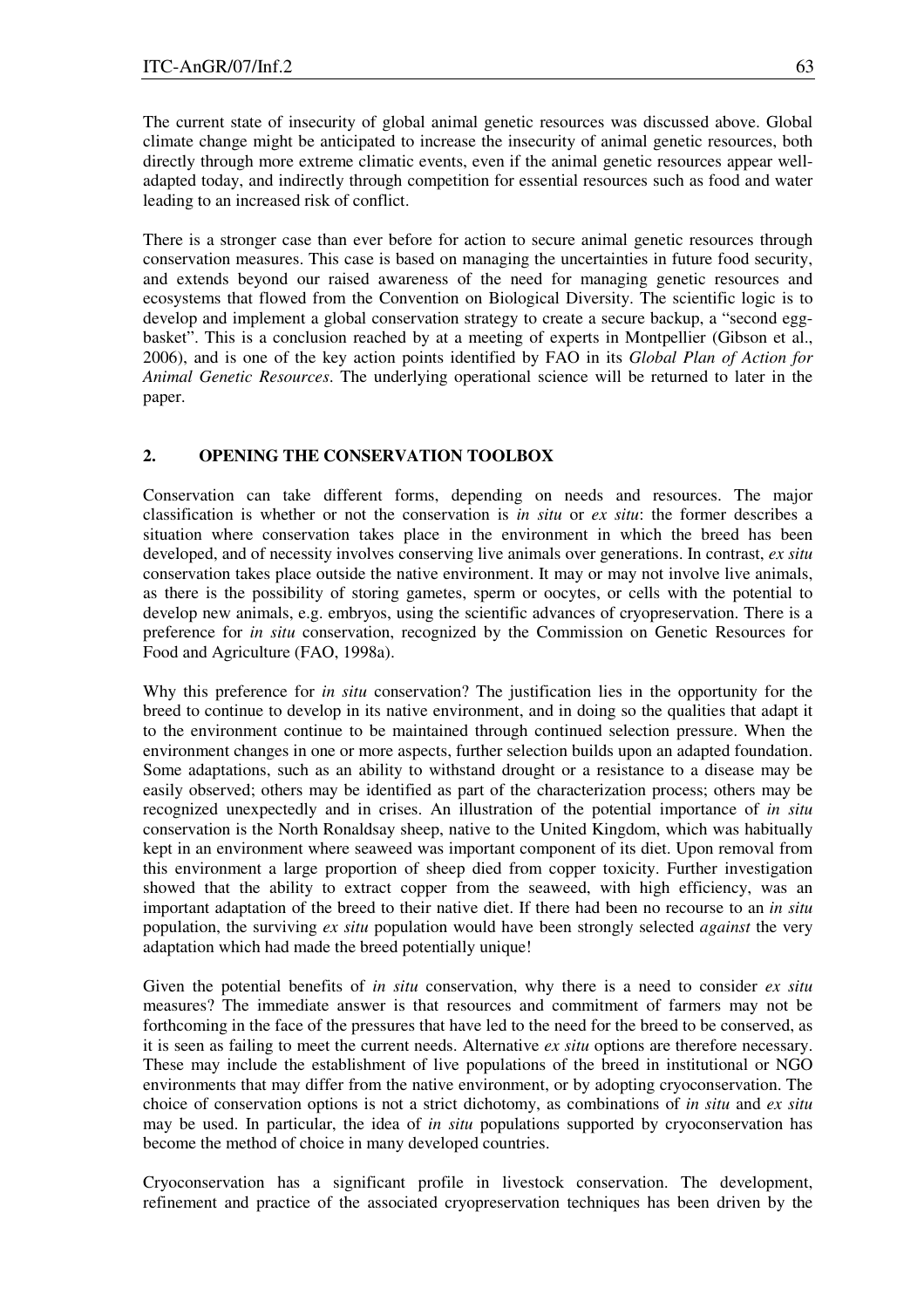The current state of insecurity of global animal genetic resources was discussed above. Global climate change might be anticipated to increase the insecurity of animal genetic resources, both directly through more extreme climatic events, even if the animal genetic resources appear well-adapted today, and indirectly through competition for essential resources such as food and water leading to an increased risk of conflict.

There is a stronger case than ever before for action to secure animal genetic resources through conservation measures. This case is based on managing the uncertainties in future food security, and extends beyond our raised awareness of the need for managing genetic resources and ecosystems that flowed from the Convention on Biological Diversity. The scientific logic is to develop and implement a global conservation strategy to create a secure backup, a "second egg-basket". This is a conclusion reached by at a meeting of experts in Montpellier (Gibson et al., 2006), and is one of the key action points identified by FAO in its *Global Plan of Action for Animal Genetic Resources*. The underlying operational science will be returned to later in the paper.

## 2. OPENING THE CONSERVATION TOOLBOX

Conservation can take different forms, depending on needs and resources. The major classification is whether or not the conservation is *in situ* or *ex situ*: the former describes a situation where conservation takes place in the environment in which the breed has been developed, and of necessity involves conserving live animals over generations. In contrast, *ex situ* conservation takes place outside the native environment. It may or may not involve live animals, as there is the possibility of storing gametes, sperm or oocytes, or cells with the potential to develop new animals, e.g. embryos, using the scientific advances of cryopreservation. There is a preference for *in situ* conservation, recognized by the Commission on Genetic Resources for Food and Agriculture (FAO, 1998a).

Why this preference for *in situ* conservation? The justification lies in the opportunity for the breed to continue to develop in its native environment, and in doing so the qualities that adapt it to the environment continue to be maintained through continued selection pressure. When the environment changes in one or more aspects, further selection builds upon an adapted foundation. Some adaptations, such as an ability to withstand drought or a resistance to a disease may be easily observed; others may be identified as part of the characterization process; others may be recognized unexpectedly and in crises. An illustration of the potential importance of *in situ* conservation is the North Ronaldsay sheep, native to the United Kingdom, which was habitually kept in an environment where seaweed was important component of its diet. Upon removal from this environment a large proportion of sheep died from copper toxicity. Further investigation showed that the ability to extract copper from the seaweed, with high efficiency, was an important adaptation of the breed to their native diet. If there had been no recourse to an *in situ* population, the surviving *ex situ* population would have been strongly selected *against* the very adaptation which had made the breed potentially unique!

Given the potential benefits of *in situ* conservation, why there is a need to consider *ex situ* measures? The immediate answer is that resources and commitment of farmers may not be forthcoming in the face of the pressures that have led to the need for the breed to be conserved, as it is seen as failing to meet the current needs. Alternative *ex situ* options are therefore necessary. These may include the establishment of live populations of the breed in institutional or NGO environments that may differ from the native environment, or by adopting cryoconservation. The choice of conservation options is not a strict dichotomy, as combinations of *in situ* and *ex situ* may be used. In particular, the idea of *in situ* populations supported by cryoconservation has become the method of choice in many developed countries.

Cryoconservation has a significant profile in livestock conservation. The development, refinement and practice of the associated cryopreservation techniques has been driven by the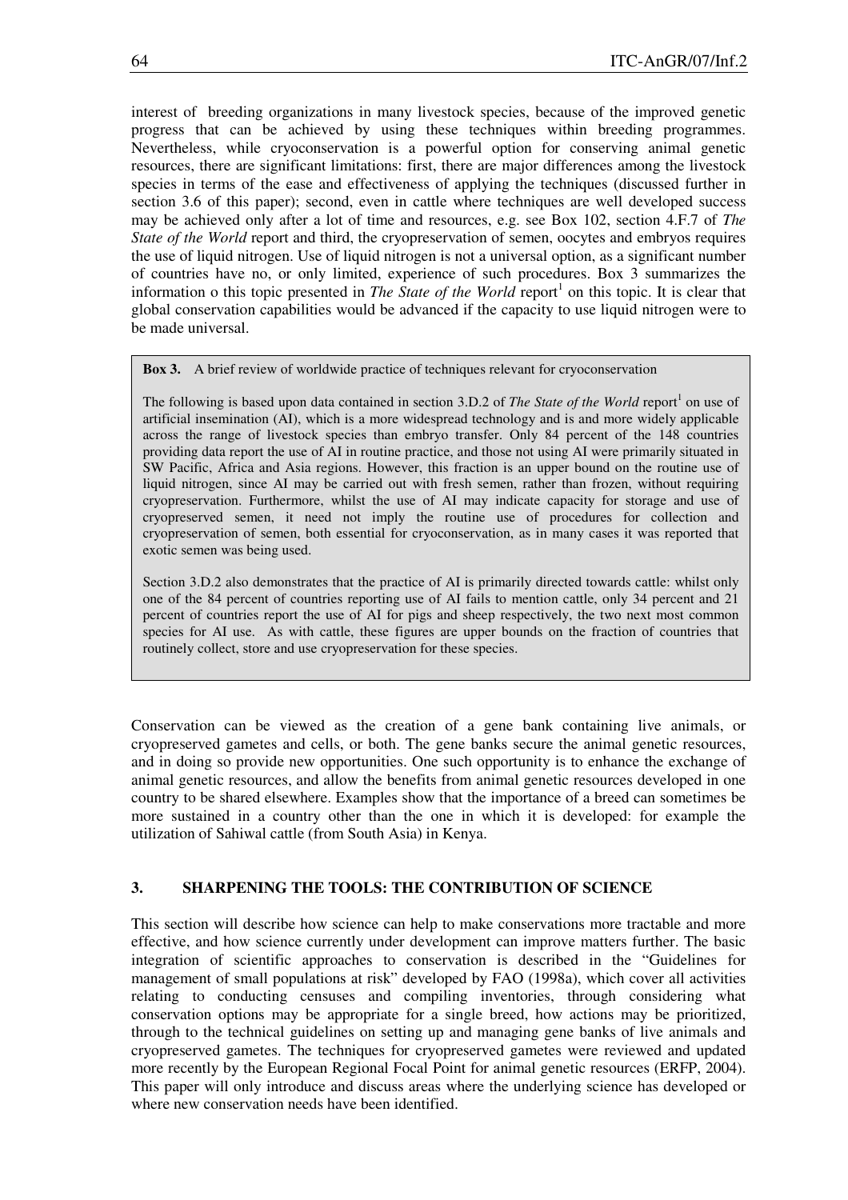interest of breeding organizations in many livestock species, because of the improved genetic progress that can be achieved by using these techniques within breeding programmes. Nevertheless, while cryoconservation is a powerful option for conserving animal genetic resources, there are significant limitations: first, there are major differences among the livestock species in terms of the ease and effectiveness of applying the techniques (discussed further in section 3.6 of this paper); second, even in cattle where techniques are well developed success may be achieved only after a lot of time and resources, e.g. see Box 102, section 4.F.7 of *The State of the World* report and third, the cryopreservation of semen, oocytes and embryos requires the use of liquid nitrogen. Use of liquid nitrogen is not a universal option, as a significant number of countries have no, or only limited, experience of such procedures. Box 3 summarizes the information o this topic presented in *The State of the World* report[1] on this topic. It is clear that global conservation capabilities would be advanced if the capacity to use liquid nitrogen were to be made universal.

> **Box 3.** A brief review of worldwide practice of techniques relevant for cryoconservation
>
> The following is based upon data contained in section 3.D.2 of *The State of the World* report[1] on use of artificial insemination (AI), which is a more widespread technology and is and more widely applicable across the range of livestock species than embryo transfer. Only 84 percent of the 148 countries providing data report the use of AI in routine practice, and those not using AI were primarily situated in SW Pacific, Africa and Asia regions. However, this fraction is an upper bound on the routine use of liquid nitrogen, since AI may be carried out with fresh semen, rather than frozen, without requiring cryopreservation. Furthermore, whilst the use of AI may indicate capacity for storage and use of cryopreserved semen, it need not imply the routine use of procedures for collection and cryopreservation of semen, both essential for cryoconservation, as in many cases it was reported that exotic semen was being used.
>
> Section 3.D.2 also demonstrates that the practice of AI is primarily directed towards cattle: whilst only one of the 84 percent of countries reporting use of AI fails to mention cattle, only 34 percent and 21 percent of countries report the use of AI for pigs and sheep respectively, the two next most common species for AI use. As with cattle, these figures are upper bounds on the fraction of countries that routinely collect, store and use cryopreservation for these species.

Conservation can be viewed as the creation of a gene bank containing live animals, or cryopreserved gametes and cells, or both. The gene banks secure the animal genetic resources, and in doing so provide new opportunities. One such opportunity is to enhance the exchange of animal genetic resources, and allow the benefits from animal genetic resources developed in one country to be shared elsewhere. Examples show that the importance of a breed can sometimes be more sustained in a country other than the one in which it is developed: for example the utilization of Sahiwal cattle (from South Asia) in Kenya.

## 3. SHARPENING THE TOOLS: THE CONTRIBUTION OF SCIENCE

This section will describe how science can help to make conservations more tractable and more effective, and how science currently under development can improve matters further. The basic integration of scientific approaches to conservation is described in the "Guidelines for management of small populations at risk" developed by FAO (1998a), which cover all activities relating to conducting censuses and compiling inventories, through considering what conservation options may be appropriate for a single breed, how actions may be prioritized, through to the technical guidelines on setting up and managing gene banks of live animals and cryopreserved gametes. The techniques for cryopreserved gametes were reviewed and updated more recently by the European Regional Focal Point for animal genetic resources (ERFP, 2004). This paper will only introduce and discuss areas where the underlying science has developed or where new conservation needs have been identified.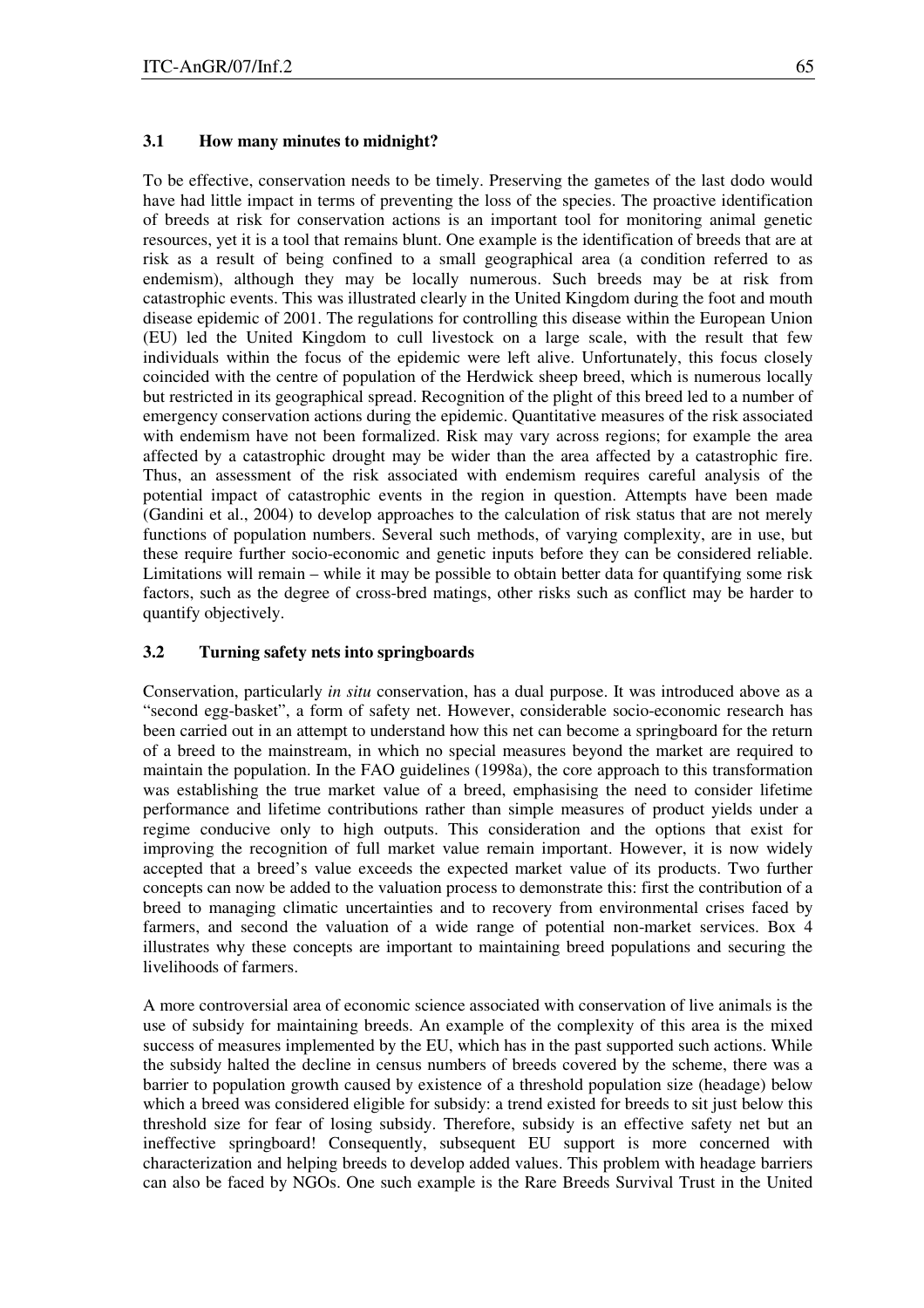### 3.1 How many minutes to midnight?

To be effective, conservation needs to be timely. Preserving the gametes of the last dodo would have had little impact in terms of preventing the loss of the species. The proactive identification of breeds at risk for conservation actions is an important tool for monitoring animal genetic resources, yet it is a tool that remains blunt. One example is the identification of breeds that are at risk as a result of being confined to a small geographical area (a condition referred to as endemism), although they may be locally numerous. Such breeds may be at risk from catastrophic events. This was illustrated clearly in the United Kingdom during the foot and mouth disease epidemic of 2001. The regulations for controlling this disease within the European Union (EU) led the United Kingdom to cull livestock on a large scale, with the result that few individuals within the focus of the epidemic were left alive. Unfortunately, this focus closely coincided with the centre of population of the Herdwick sheep breed, which is numerous locally but restricted in its geographical spread. Recognition of the plight of this breed led to a number of emergency conservation actions during the epidemic. Quantitative measures of the risk associated with endemism have not been formalized. Risk may vary across regions; for example the area affected by a catastrophic drought may be wider than the area affected by a catastrophic fire. Thus, an assessment of the risk associated with endemism requires careful analysis of the potential impact of catastrophic events in the region in question. Attempts have been made (Gandini et al., 2004) to develop approaches to the calculation of risk status that are not merely functions of population numbers. Several such methods, of varying complexity, are in use, but these require further socio-economic and genetic inputs before they can be considered reliable. Limitations will remain – while it may be possible to obtain better data for quantifying some risk factors, such as the degree of cross-bred matings, other risks such as conflict may be harder to quantify objectively.

### 3.2 Turning safety nets into springboards

Conservation, particularly *in situ* conservation, has a dual purpose. It was introduced above as a "second egg-basket", a form of safety net. However, considerable socio-economic research has been carried out in an attempt to understand how this net can become a springboard for the return of a breed to the mainstream, in which no special measures beyond the market are required to maintain the population. In the FAO guidelines (1998a), the core approach to this transformation was establishing the true market value of a breed, emphasising the need to consider lifetime performance and lifetime contributions rather than simple measures of product yields under a regime conducive only to high outputs. This consideration and the options that exist for improving the recognition of full market value remain important. However, it is now widely accepted that a breed's value exceeds the expected market value of its products. Two further concepts can now be added to the valuation process to demonstrate this: first the contribution of a breed to managing climatic uncertainties and to recovery from environmental crises faced by farmers, and second the valuation of a wide range of potential non-market services. Box 4 illustrates why these concepts are important to maintaining breed populations and securing the livelihoods of farmers.

A more controversial area of economic science associated with conservation of live animals is the use of subsidy for maintaining breeds. An example of the complexity of this area is the mixed success of measures implemented by the EU, which has in the past supported such actions. While the subsidy halted the decline in census numbers of breeds covered by the scheme, there was a barrier to population growth caused by existence of a threshold population size (headage) below which a breed was considered eligible for subsidy: a trend existed for breeds to sit just below this threshold size for fear of losing subsidy. Therefore, subsidy is an effective safety net but an ineffective springboard! Consequently, subsequent EU support is more concerned with characterization and helping breeds to develop added values. This problem with headage barriers can also be faced by NGOs. One such example is the Rare Breeds Survival Trust in the United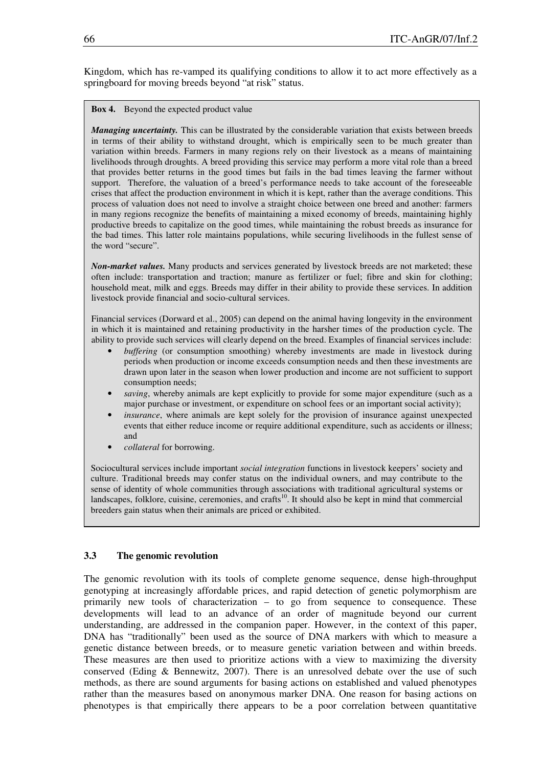Kingdom, which has re-vamped its qualifying conditions to allow it to act more effectively as a springboard for moving breeds beyond "at risk" status.

**Box 4.** Beyond the expected product value

***Managing uncertainty.*** This can be illustrated by the considerable variation that exists between breeds in terms of their ability to withstand drought, which is empirically seen to be much greater than variation within breeds. Farmers in many regions rely on their livestock as a means of maintaining livelihoods through droughts. A breed providing this service may perform a more vital role than a breed that provides better returns in the good times but fails in the bad times leaving the farmer without support. Therefore, the valuation of a breed's performance needs to take account of the foreseeable crises that affect the production environment in which it is kept, rather than the average conditions. This process of valuation does not need to involve a straight choice between one breed and another: farmers in many regions recognize the benefits of maintaining a mixed economy of breeds, maintaining highly productive breeds to capitalize on the good times, while maintaining the robust breeds as insurance for the bad times. This latter role maintains populations, while securing livelihoods in the fullest sense of the word "secure".

***Non-market values.*** Many products and services generated by livestock breeds are not marketed; these often include: transportation and traction; manure as fertilizer or fuel; fibre and skin for clothing; household meat, milk and eggs. Breeds may differ in their ability to provide these services. In addition livestock provide financial and socio-cultural services.

Financial services (Dorward et al., 2005) can depend on the animal having longevity in the environment in which it is maintained and retaining productivity in the harsher times of the production cycle. The ability to provide such services will clearly depend on the breed. Examples of financial services include:

- *buffering* (or consumption smoothing) whereby investments are made in livestock during periods when production or income exceeds consumption needs and then these investments are drawn upon later in the season when lower production and income are not sufficient to support consumption needs;
- *saving*, whereby animals are kept explicitly to provide for some major expenditure (such as a major purchase or investment, or expenditure on school fees or an important social activity);
- *insurance*, where animals are kept solely for the provision of insurance against unexpected events that either reduce income or require additional expenditure, such as accidents or illness; and
- *collateral* for borrowing.

Sociocultural services include important *social integration* functions in livestock keepers' society and culture. Traditional breeds may confer status on the individual owners, and may contribute to the sense of identity of whole communities through associations with traditional agricultural systems or landscapes, folklore, cuisine, ceremonies, and crafts[10]. It should also be kept in mind that commercial breeders gain status when their animals are priced or exhibited.

### 3.3 The genomic revolution

The genomic revolution with its tools of complete genome sequence, dense high-throughput genotyping at increasingly affordable prices, and rapid detection of genetic polymorphism are primarily new tools of characterization – to go from sequence to consequence. These developments will lead to an advance of an order of magnitude beyond our current understanding, are addressed in the companion paper. However, in the context of this paper, DNA has "traditionally" been used as the source of DNA markers with which to measure a genetic distance between breeds, or to measure genetic variation between and within breeds. These measures are then used to prioritize actions with a view to maximizing the diversity conserved (Eding & Bennewitz, 2007). There is an unresolved debate over the use of such methods, as there are sound arguments for basing actions on established and valued phenotypes rather than the measures based on anonymous marker DNA. One reason for basing actions on phenotypes is that empirically there appears to be a poor correlation between quantitative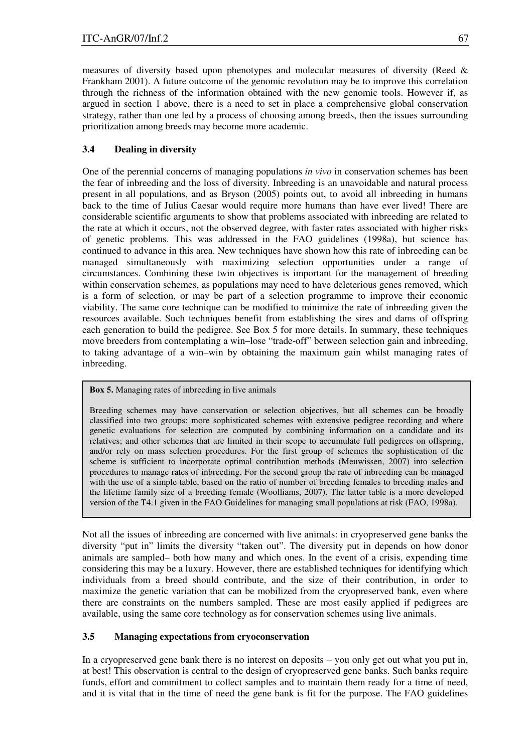measures of diversity based upon phenotypes and molecular measures of diversity (Reed & Frankham 2001). A future outcome of the genomic revolution may be to improve this correlation through the richness of the information obtained with the new genomic tools. However if, as argued in section 1 above, there is a need to set in place a comprehensive global conservation strategy, rather than one led by a process of choosing among breeds, then the issues surrounding prioritization among breeds may become more academic.

### 3.4 Dealing in diversity

One of the perennial concerns of managing populations *in vivo* in conservation schemes has been the fear of inbreeding and the loss of diversity. Inbreeding is an unavoidable and natural process present in all populations, and as Bryson (2005) points out, to avoid all inbreeding in humans back to the time of Julius Caesar would require more humans than have ever lived! There are considerable scientific arguments to show that problems associated with inbreeding are related to the rate at which it occurs, not the observed degree, with faster rates associated with higher risks of genetic problems. This was addressed in the FAO guidelines (1998a), but science has continued to advance in this area. New techniques have shown how this rate of inbreeding can be managed simultaneously with maximizing selection opportunities under a range of circumstances. Combining these twin objectives is important for the management of breeding within conservation schemes, as populations may need to have deleterious genes removed, which is a form of selection, or may be part of a selection programme to improve their economic viability. The same core technique can be modified to minimize the rate of inbreeding given the resources available. Such techniques benefit from establishing the sires and dams of offspring each generation to build the pedigree. See Box 5 for more details. In summary, these techniques move breeders from contemplating a win–lose "trade-off" between selection gain and inbreeding, to taking advantage of a win–win by obtaining the maximum gain whilst managing rates of inbreeding.

**Box 5.** Managing rates of inbreeding in live animals

Breeding schemes may have conservation or selection objectives, but all schemes can be broadly classified into two groups: more sophisticated schemes with extensive pedigree recording and where genetic evaluations for selection are computed by combining information on a candidate and its relatives; and other schemes that are limited in their scope to accumulate full pedigrees on offspring, and/or rely on mass selection procedures. For the first group of schemes the sophistication of the scheme is sufficient to incorporate optimal contribution methods (Meuwissen, 2007) into selection procedures to manage rates of inbreeding. For the second group the rate of inbreeding can be managed with the use of a simple table, based on the ratio of number of breeding females to breeding males and the lifetime family size of a breeding female (Woolliams, 2007). The latter table is a more developed version of the T4.1 given in the FAO Guidelines for managing small populations at risk (FAO, 1998a).

Not all the issues of inbreeding are concerned with live animals: in cryopreserved gene banks the diversity "put in" limits the diversity "taken out". The diversity put in depends on how donor animals are sampled– both how many and which ones. In the event of a crisis, expending time considering this may be a luxury. However, there are established techniques for identifying which individuals from a breed should contribute, and the size of their contribution, in order to maximize the genetic variation that can be mobilized from the cryopreserved bank, even where there are constraints on the numbers sampled. These are most easily applied if pedigrees are available, using the same core technology as for conservation schemes using live animals.

### 3.5 Managing expectations from cryoconservation

In a cryopreserved gene bank there is no interest on deposits – you only get out what you put in, at best! This observation is central to the design of cryopreserved gene banks. Such banks require funds, effort and commitment to collect samples and to maintain them ready for a time of need, and it is vital that in the time of need the gene bank is fit for the purpose. The FAO guidelines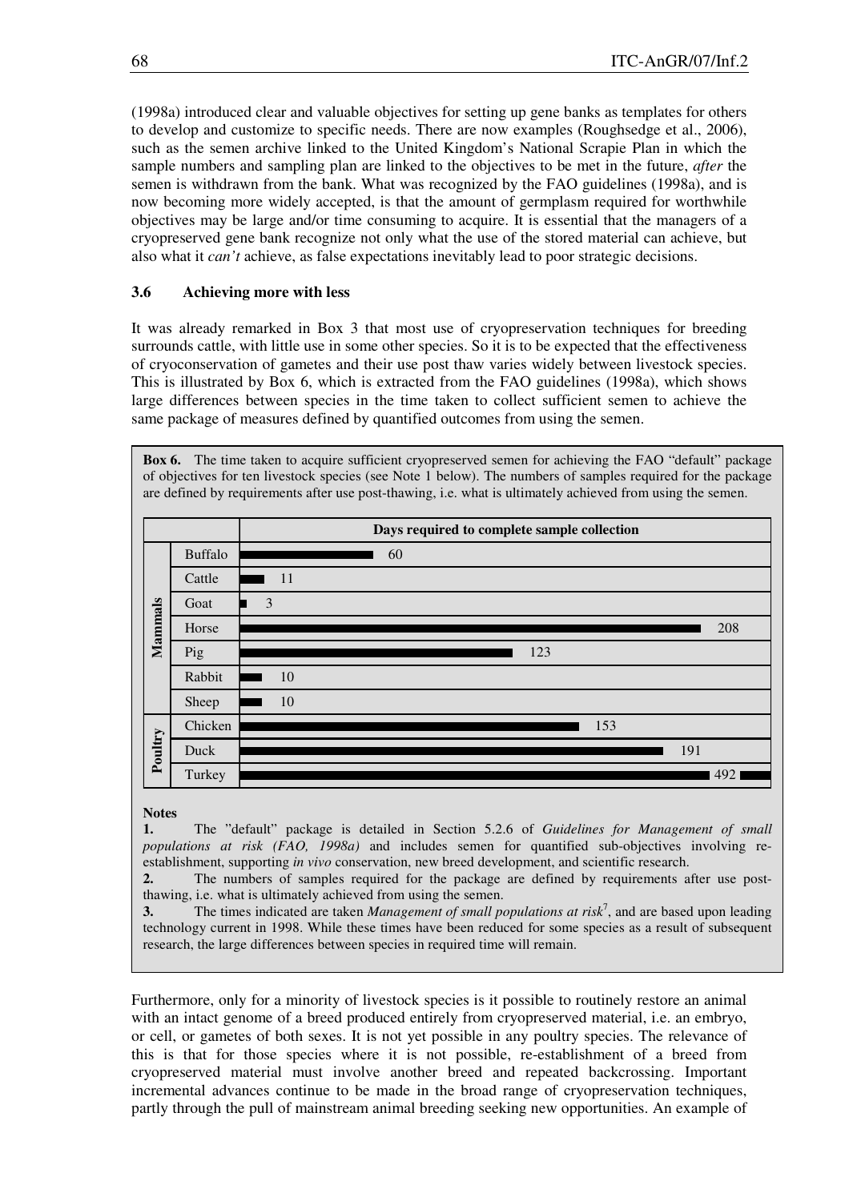(1998a) introduced clear and valuable objectives for setting up gene banks as templates for others to develop and customize to specific needs. There are now examples (Roughsedge et al., 2006), such as the semen archive linked to the United Kingdom's National Scrapie Plan in which the sample numbers and sampling plan are linked to the objectives to be met in the future, *after* the semen is withdrawn from the bank. What was recognized by the FAO guidelines (1998a), and is now becoming more widely accepted, is that the amount of germplasm required for worthwhile objectives may be large and/or time consuming to acquire. It is essential that the managers of a cryopreserved gene bank recognize not only what the use of the stored material can achieve, but also what it *can't* achieve, as false expectations inevitably lead to poor strategic decisions.

### 3.6 Achieving more with less

It was already remarked in Box 3 that most use of cryopreservation techniques for breeding surrounds cattle, with little use in some other species. So it is to be expected that the effectiveness of cryoconservation of gametes and their use post thaw varies widely between livestock species. This is illustrated by Box 6, which is extracted from the FAO guidelines (1998a), which shows large differences between species in the time taken to collect sufficient semen to achieve the same package of measures defined by quantified outcomes from using the semen.

**Box 6.** The time taken to acquire sufficient cryopreserved semen for achieving the FAO "default" package of objectives for ten livestock species (see Note 1 below). The numbers of samples required for the package are defined by requirements after use post-thawing, i.e. what is ultimately achieved from using the semen.

| | | Days required to complete sample collection |
|---|---|---|
| Mammals | Buffalo | 60 |
| | Cattle | 11 |
| | Goat | 3 |
| | Horse | 208 |
| | Pig | 123 |
| | Rabbit | 10 |
| | Sheep | 10 |
| Poultry | Chicken | 153 |
| | Duck | 191 |
| | Turkey | 492 |

**Notes**

**1.** The "default" package is detailed in Section 5.2.6 of *Guidelines for Management of small populations at risk (FAO, 1998a)* and includes semen for quantified sub-objectives involving re-establishment, supporting *in vivo* conservation, new breed development, and scientific research.

**2.** The numbers of samples required for the package are defined by requirements after use post-thawing, i.e. what is ultimately achieved from using the semen.

**3.** The times indicated are taken *Management of small populations at risk*[7], and are based upon leading technology current in 1998. While these times have been reduced for some species as a result of subsequent research, the large differences between species in required time will remain.

Furthermore, only for a minority of livestock species is it possible to routinely restore an animal with an intact genome of a breed produced entirely from cryopreserved material, i.e. an embryo, or cell, or gametes of both sexes. It is not yet possible in any poultry species. The relevance of this is that for those species where it is not possible, re-establishment of a breed from cryopreserved material must involve another breed and repeated backcrossing. Important incremental advances continue to be made in the broad range of cryopreservation techniques, partly through the pull of mainstream animal breeding seeking new opportunities. An example of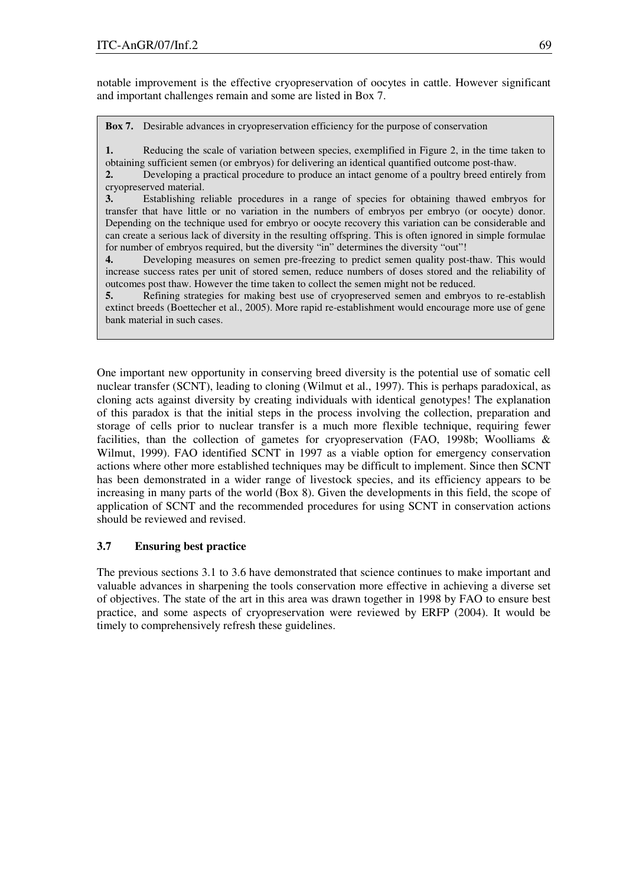notable improvement is the effective cryopreservation of oocytes in cattle. However significant and important challenges remain and some are listed in Box 7.

> **Box 7.** Desirable advances in cryopreservation efficiency for the purpose of conservation
>
> **1.** Reducing the scale of variation between species, exemplified in Figure 2, in the time taken to obtaining sufficient semen (or embryos) for delivering an identical quantified outcome post-thaw.
>
> **2.** Developing a practical procedure to produce an intact genome of a poultry breed entirely from cryopreserved material.
>
> **3.** Establishing reliable procedures in a range of species for obtaining thawed embryos for transfer that have little or no variation in the numbers of embryos per embryo (or oocyte) donor. Depending on the technique used for embryo or oocyte recovery this variation can be considerable and can create a serious lack of diversity in the resulting offspring. This is often ignored in simple formulae for number of embryos required, but the diversity "in" determines the diversity "out"!
>
> **4.** Developing measures on semen pre-freezing to predict semen quality post-thaw. This would increase success rates per unit of stored semen, reduce numbers of doses stored and the reliability of outcomes post thaw. However the time taken to collect the semen might not be reduced.
>
> **5.** Refining strategies for making best use of cryopreserved semen and embryos to re-establish extinct breeds (Boettecher et al., 2005). More rapid re-establishment would encourage more use of gene bank material in such cases.

One important new opportunity in conserving breed diversity is the potential use of somatic cell nuclear transfer (SCNT), leading to cloning (Wilmut et al., 1997). This is perhaps paradoxical, as cloning acts against diversity by creating individuals with identical genotypes! The explanation of this paradox is that the initial steps in the process involving the collection, preparation and storage of cells prior to nuclear transfer is a much more flexible technique, requiring fewer facilities, than the collection of gametes for cryopreservation (FAO, 1998b; Woolliams & Wilmut, 1999). FAO identified SCNT in 1997 as a viable option for emergency conservation actions where other more established techniques may be difficult to implement. Since then SCNT has been demonstrated in a wider range of livestock species, and its efficiency appears to be increasing in many parts of the world (Box 8). Given the developments in this field, the scope of application of SCNT and the recommended procedures for using SCNT in conservation actions should be reviewed and revised.

### 3.7 Ensuring best practice

The previous sections 3.1 to 3.6 have demonstrated that science continues to make important and valuable advances in sharpening the tools conservation more effective in achieving a diverse set of objectives. The state of the art in this area was drawn together in 1998 by FAO to ensure best practice, and some aspects of cryopreservation were reviewed by ERFP (2004). It would be timely to comprehensively refresh these guidelines.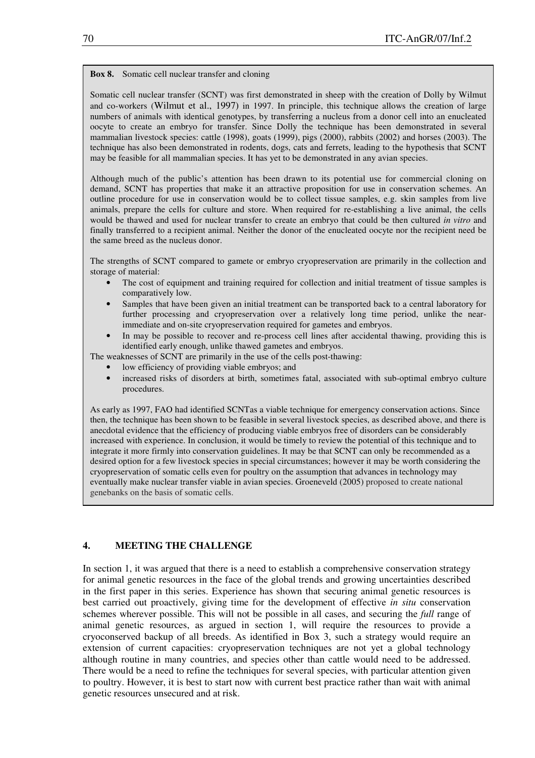**Box 8.** Somatic cell nuclear transfer and cloning

Somatic cell nuclear transfer (SCNT) was first demonstrated in sheep with the creation of Dolly by Wilmut and co-workers (Wilmut et al., 1997) in 1997. In principle, this technique allows the creation of large numbers of animals with identical genotypes, by transferring a nucleus from a donor cell into an enucleated oocyte to create an embryo for transfer. Since Dolly the technique has been demonstrated in several mammalian livestock species: cattle (1998), goats (1999), pigs (2000), rabbits (2002) and horses (2003). The technique has also been demonstrated in rodents, dogs, cats and ferrets, leading to the hypothesis that SCNT may be feasible for all mammalian species. It has yet to be demonstrated in any avian species.

Although much of the public's attention has been drawn to its potential use for commercial cloning on demand, SCNT has properties that make it an attractive proposition for use in conservation schemes. An outline procedure for use in conservation would be to collect tissue samples, e.g. skin samples from live animals, prepare the cells for culture and store. When required for re-establishing a live animal, the cells would be thawed and used for nuclear transfer to create an embryo that could be then cultured *in vitro* and finally transferred to a recipient animal. Neither the donor of the enucleated oocyte nor the recipient need be the same breed as the nucleus donor.

The strengths of SCNT compared to gamete or embryo cryopreservation are primarily in the collection and storage of material:

- The cost of equipment and training required for collection and initial treatment of tissue samples is comparatively low.
- Samples that have been given an initial treatment can be transported back to a central laboratory for further processing and cryopreservation over a relatively long time period, unlike the near-immediate and on-site cryopreservation required for gametes and embryos.
- In may be possible to recover and re-process cell lines after accidental thawing, providing this is identified early enough, unlike thawed gametes and embryos.

The weaknesses of SCNT are primarily in the use of the cells post-thawing:

- low efficiency of providing viable embryos; and
- increased risks of disorders at birth, sometimes fatal, associated with sub-optimal embryo culture procedures.

As early as 1997, FAO had identified SCNTas a viable technique for emergency conservation actions. Since then, the technique has been shown to be feasible in several livestock species, as described above, and there is anecdotal evidence that the efficiency of producing viable embryos free of disorders can be considerably increased with experience. In conclusion, it would be timely to review the potential of this technique and to integrate it more firmly into conservation guidelines. It may be that SCNT can only be recommended as a desired option for a few livestock species in special circumstances; however it may be worth considering the cryopreservation of somatic cells even for poultry on the assumption that advances in technology may eventually make nuclear transfer viable in avian species. Groeneveld (2005) proposed to create national genebanks on the basis of somatic cells.

## 4. MEETING THE CHALLENGE

In section 1, it was argued that there is a need to establish a comprehensive conservation strategy for animal genetic resources in the face of the global trends and growing uncertainties described in the first paper in this series. Experience has shown that securing animal genetic resources is best carried out proactively, giving time for the development of effective *in situ* conservation schemes wherever possible. This will not be possible in all cases, and securing the *full* range of animal genetic resources, as argued in section 1, will require the resources to provide a cryoconserved backup of all breeds. As identified in Box 3, such a strategy would require an extension of current capacities: cryopreservation techniques are not yet a global technology although routine in many countries, and species other than cattle would need to be addressed. There would be a need to refine the techniques for several species, with particular attention given to poultry. However, it is best to start now with current best practice rather than wait with animal genetic resources unsecured and at risk.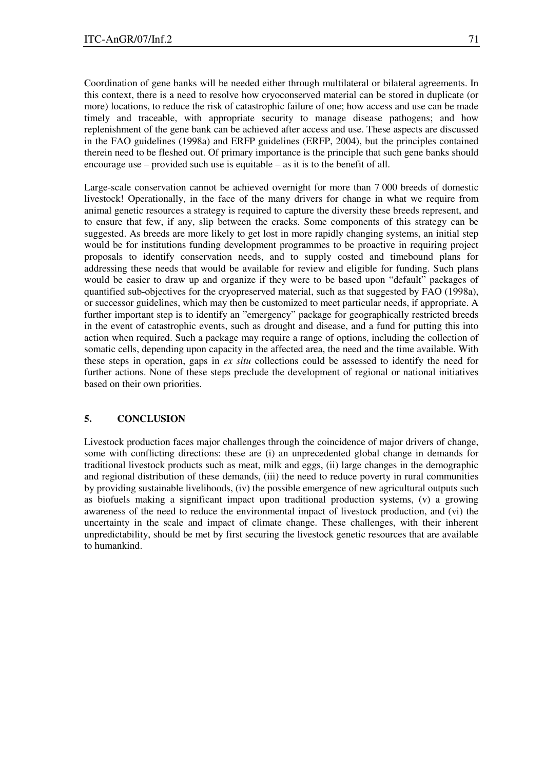Coordination of gene banks will be needed either through multilateral or bilateral agreements. In this context, there is a need to resolve how cryoconserved material can be stored in duplicate (or more) locations, to reduce the risk of catastrophic failure of one; how access and use can be made timely and traceable, with appropriate security to manage disease pathogens; and how replenishment of the gene bank can be achieved after access and use. These aspects are discussed in the FAO guidelines (1998a) and ERFP guidelines (ERFP, 2004), but the principles contained therein need to be fleshed out. Of primary importance is the principle that such gene banks should encourage use – provided such use is equitable – as it is to the benefit of all.

Large-scale conservation cannot be achieved overnight for more than 7 000 breeds of domestic livestock! Operationally, in the face of the many drivers for change in what we require from animal genetic resources a strategy is required to capture the diversity these breeds represent, and to ensure that few, if any, slip between the cracks. Some components of this strategy can be suggested. As breeds are more likely to get lost in more rapidly changing systems, an initial step would be for institutions funding development programmes to be proactive in requiring project proposals to identify conservation needs, and to supply costed and timebound plans for addressing these needs that would be available for review and eligible for funding. Such plans would be easier to draw up and organize if they were to be based upon "default" packages of quantified sub-objectives for the cryopreserved material, such as that suggested by FAO (1998a), or successor guidelines, which may then be customized to meet particular needs, if appropriate. A further important step is to identify an "emergency" package for geographically restricted breeds in the event of catastrophic events, such as drought and disease, and a fund for putting this into action when required. Such a package may require a range of options, including the collection of somatic cells, depending upon capacity in the affected area, the need and the time available. With these steps in operation, gaps in *ex situ* collections could be assessed to identify the need for further actions. None of these steps preclude the development of regional or national initiatives based on their own priorities.

## 5. CONCLUSION

Livestock production faces major challenges through the coincidence of major drivers of change, some with conflicting directions: these are (i) an unprecedented global change in demands for traditional livestock products such as meat, milk and eggs, (ii) large changes in the demographic and regional distribution of these demands, (iii) the need to reduce poverty in rural communities by providing sustainable livelihoods, (iv) the possible emergence of new agricultural outputs such as biofuels making a significant impact upon traditional production systems, (v) a growing awareness of the need to reduce the environmental impact of livestock production, and (vi) the uncertainty in the scale and impact of climate change. These challenges, with their inherent unpredictability, should be met by first securing the livestock genetic resources that are available to humankind.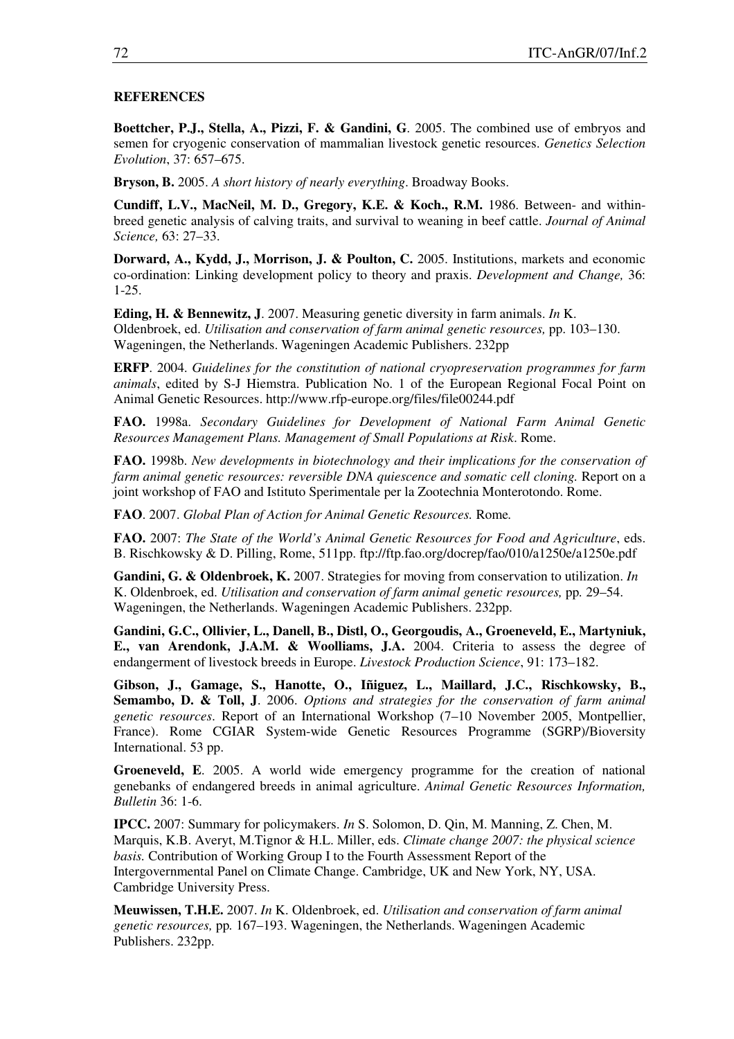**REFERENCES**

**Boettcher, P.J., Stella, A., Pizzi, F. & Gandini, G**. 2005. The combined use of embryos and semen for cryogenic conservation of mammalian livestock genetic resources. *Genetics Selection Evolution*, 37: 657–675.

**Bryson, B.** 2005. *A short history of nearly everything*. Broadway Books.

**Cundiff, L.V., MacNeil, M. D., Gregory, K.E. & Koch., R.M.** 1986. Between- and within-breed genetic analysis of calving traits, and survival to weaning in beef cattle. *Journal of Animal Science,* 63: 27–33.

**Dorward, A., Kydd, J., Morrison, J. & Poulton, C.** 2005. Institutions, markets and economic co-ordination: Linking development policy to theory and praxis. *Development and Change,* 36: 1-25.

**Eding, H. & Bennewitz, J**. 2007. Measuring genetic diversity in farm animals. *In* K. Oldenbroek, ed. *Utilisation and conservation of farm animal genetic resources,* pp. 103–130. Wageningen, the Netherlands. Wageningen Academic Publishers. 232pp

**ERFP**. 2004. *Guidelines for the constitution of national cryopreservation programmes for farm animals*, edited by S-J Hiemstra. Publication No. 1 of the European Regional Focal Point on Animal Genetic Resources. http://www.rfp-europe.org/files/file00244.pdf

**FAO.** 1998a. *Secondary Guidelines for Development of National Farm Animal Genetic Resources Management Plans. Management of Small Populations at Risk*. Rome.

**FAO.** 1998b. *New developments in biotechnology and their implications for the conservation of farm animal genetic resources: reversible DNA quiescence and somatic cell cloning.* Report on a joint workshop of FAO and Istituto Sperimentale per la Zootechnia Monterotondo. Rome.

**FAO**. 2007. *Global Plan of Action for Animal Genetic Resources.* Rome*.*

**FAO.** 2007: *The State of the World's Animal Genetic Resources for Food and Agriculture*, eds. B. Rischkowsky & D. Pilling, Rome, 511pp. ftp://ftp.fao.org/docrep/fao/010/a1250e/a1250e.pdf

**Gandini, G. & Oldenbroek, K.** 2007. Strategies for moving from conservation to utilization. *In* K. Oldenbroek, ed. *Utilisation and conservation of farm animal genetic resources,* pp. 29–54. Wageningen, the Netherlands. Wageningen Academic Publishers. 232pp.

**Gandini, G.C., Ollivier, L., Danell, B., Distl, O., Georgoudis, A., Groeneveld, E., Martyniuk, E., van Arendonk, J.A.M. & Woolliams, J.A.** 2004. Criteria to assess the degree of endangerment of livestock breeds in Europe. *Livestock Production Science*, 91: 173–182.

**Gibson, J., Gamage, S., Hanotte, O., Iñiguez, L., Maillard, J.C., Rischkowsky, B., Semambo, D. & Toll, J**. 2006. *Options and strategies for the conservation of farm animal genetic resources*. Report of an International Workshop (7–10 November 2005, Montpellier, France). Rome CGIAR System-wide Genetic Resources Programme (SGRP)/Bioversity International. 53 pp.

**Groeneveld, E**. 2005. A world wide emergency programme for the creation of national genebanks of endangered breeds in animal agriculture. *Animal Genetic Resources Information, Bulletin* 36: 1-6.

**IPCC.** 2007: Summary for policymakers. *In* S. Solomon, D. Qin, M. Manning, Z. Chen, M. Marquis, K.B. Averyt, M.Tignor & H.L. Miller, eds. *Climate change 2007: the physical science basis.* Contribution of Working Group I to the Fourth Assessment Report of the Intergovernmental Panel on Climate Change. Cambridge, UK and New York, NY, USA. Cambridge University Press.

**Meuwissen, T.H.E.** 2007. *In* K. Oldenbroek, ed. *Utilisation and conservation of farm animal genetic resources,* pp. 167–193. Wageningen, the Netherlands. Wageningen Academic Publishers. 232pp.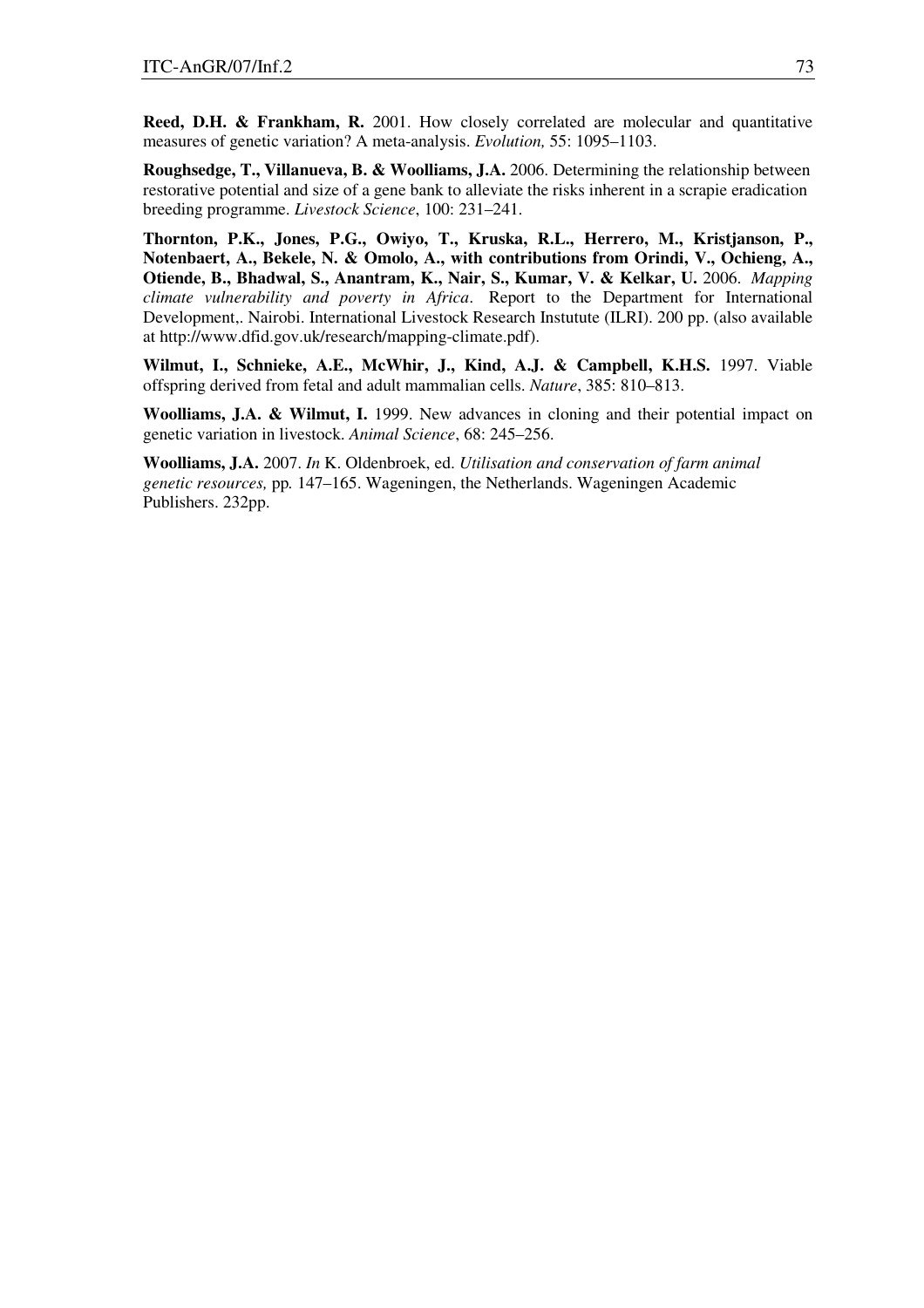**Reed, D.H. & Frankham, R.** 2001. How closely correlated are molecular and quantitative measures of genetic variation? A meta-analysis. *Evolution,* 55: 1095–1103.

**Roughsedge, T., Villanueva, B. & Woolliams, J.A.** 2006. Determining the relationship between restorative potential and size of a gene bank to alleviate the risks inherent in a scrapie eradication breeding programme. *Livestock Science*, 100: 231–241.

**Thornton, P.K., Jones, P.G., Owiyo, T., Kruska, R.L., Herrero, M., Kristjanson, P., Notenbaert, A., Bekele, N. & Omolo, A., with contributions from Orindi, V., Ochieng, A., Otiende, B., Bhadwal, S., Anantram, K., Nair, S., Kumar, V. & Kelkar, U.** 2006. *Mapping climate vulnerability and poverty in Africa*. Report to the Department for International Development,. Nairobi. International Livestock Research Instutute (ILRI). 200 pp. (also available at http://www.dfid.gov.uk/research/mapping-climate.pdf).

**Wilmut, I., Schnieke, A.E., McWhir, J., Kind, A.J. & Campbell, K.H.S.** 1997. Viable offspring derived from fetal and adult mammalian cells. *Nature*, 385: 810–813.

**Woolliams, J.A. & Wilmut, I.** 1999. New advances in cloning and their potential impact on genetic variation in livestock. *Animal Science*, 68: 245–256.

**Woolliams, J.A.** 2007. *In* K. Oldenbroek, ed. *Utilisation and conservation of farm animal genetic resources,* pp. 147–165. Wageningen, the Netherlands. Wageningen Academic Publishers. 232pp.